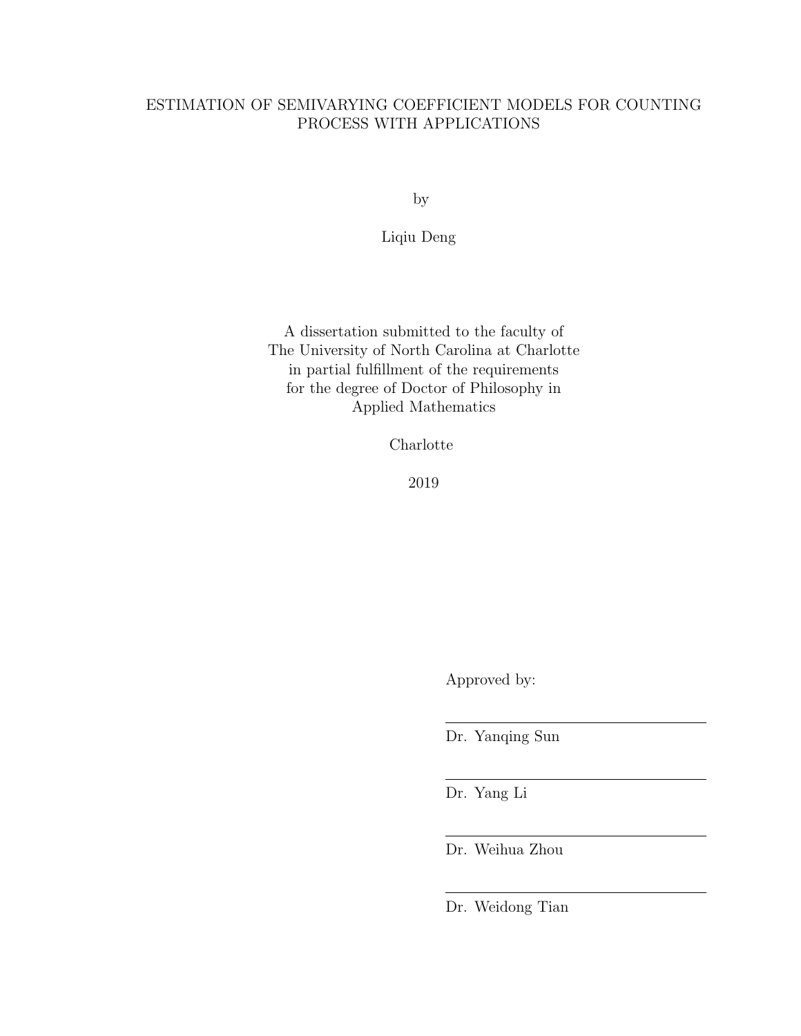# ESTIMATION OF SEMIVARYING COEFFICIENT MODELS FOR COUNTING PROCESS WITH APPLICATIONS

by

Liqiu Deng

A dissertation submitted to the faculty of
The University of North Carolina at Charlotte
in partial fulfillment of the requirements
for the degree of Doctor of Philosophy in
Applied Mathematics

Charlotte

2019

Approved by:

---

Dr. Yanqing Sun

---

Dr. Yang Li

---

Dr. Weihua Zhou

---

Dr. Weidong Tian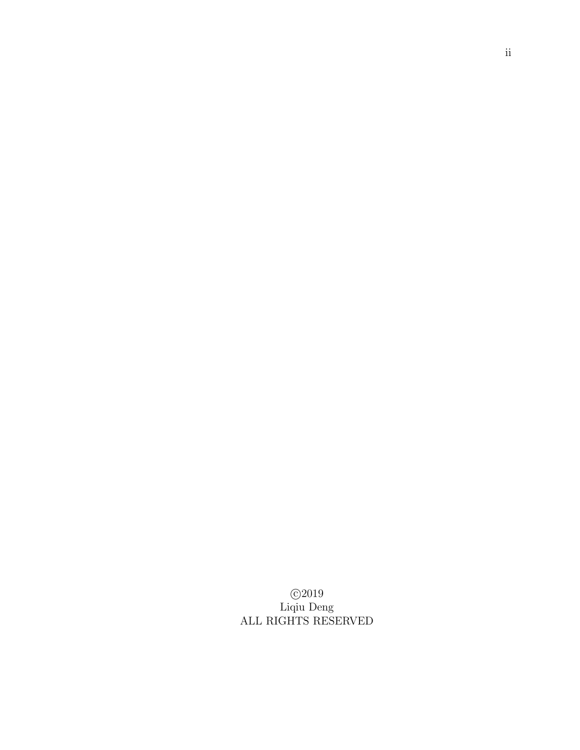©2019
Liqiu Deng
ALL RIGHTS RESERVED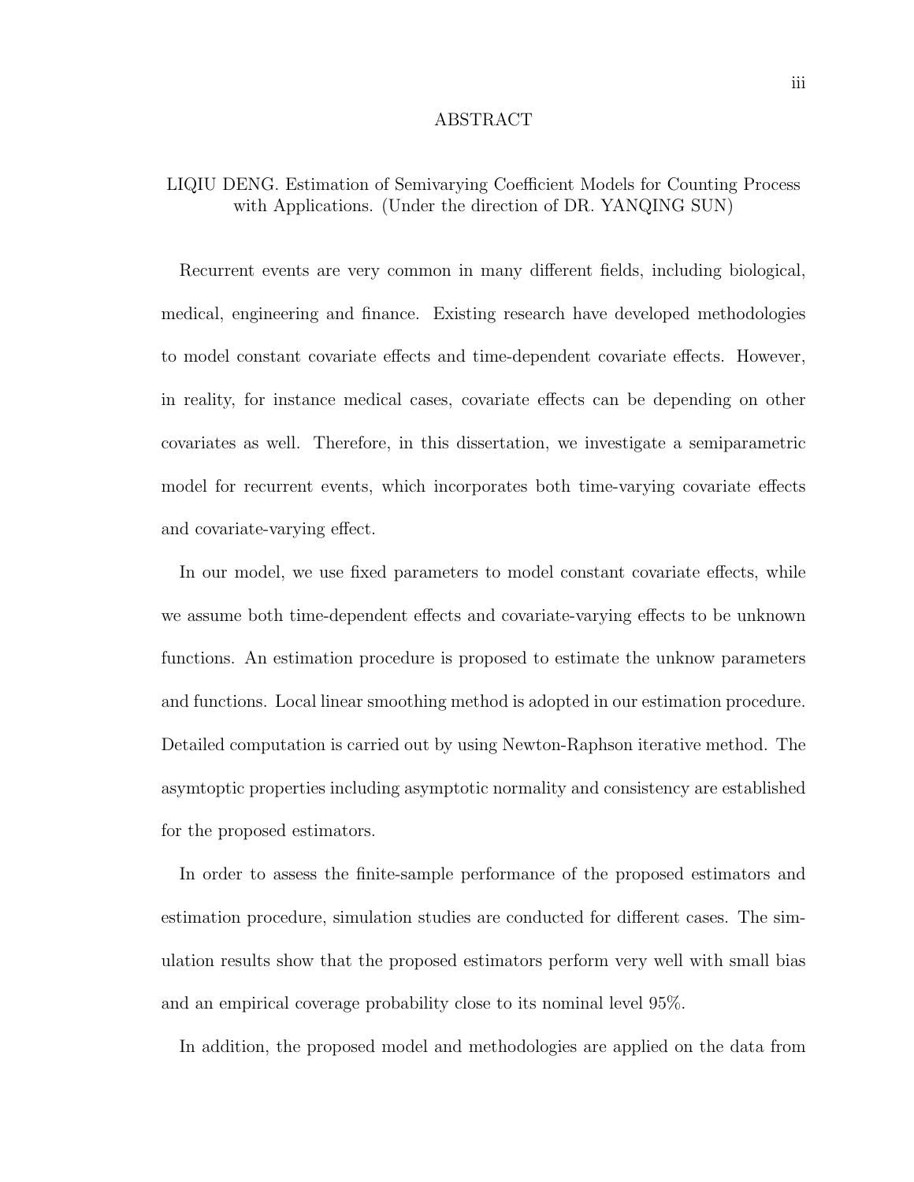# ABSTRACT

LIQIU DENG. Estimation of Semivarying Coefficient Models for Counting Process with Applications. (Under the direction of DR. YANQING SUN)

Recurrent events are very common in many different fields, including biological, medical, engineering and finance. Existing research have developed methodologies to model constant covariate effects and time-dependent covariate effects. However, in reality, for instance medical cases, covariate effects can be depending on other covariates as well. Therefore, in this dissertation, we investigate a semiparametric model for recurrent events, which incorporates both time-varying covariate effects and covariate-varying effect.

In our model, we use fixed parameters to model constant covariate effects, while we assume both time-dependent effects and covariate-varying effects to be unknown functions. An estimation procedure is proposed to estimate the unknow parameters and functions. Local linear smoothing method is adopted in our estimation procedure. Detailed computation is carried out by using Newton-Raphson iterative method. The asymtoptic properties including asymptotic normality and consistency are established for the proposed estimators.

In order to assess the finite-sample performance of the proposed estimators and estimation procedure, simulation studies are conducted for different cases. The simulation results show that the proposed estimators perform very well with small bias and an empirical coverage probability close to its nominal level 95%.

In addition, the proposed model and methodologies are applied on the data from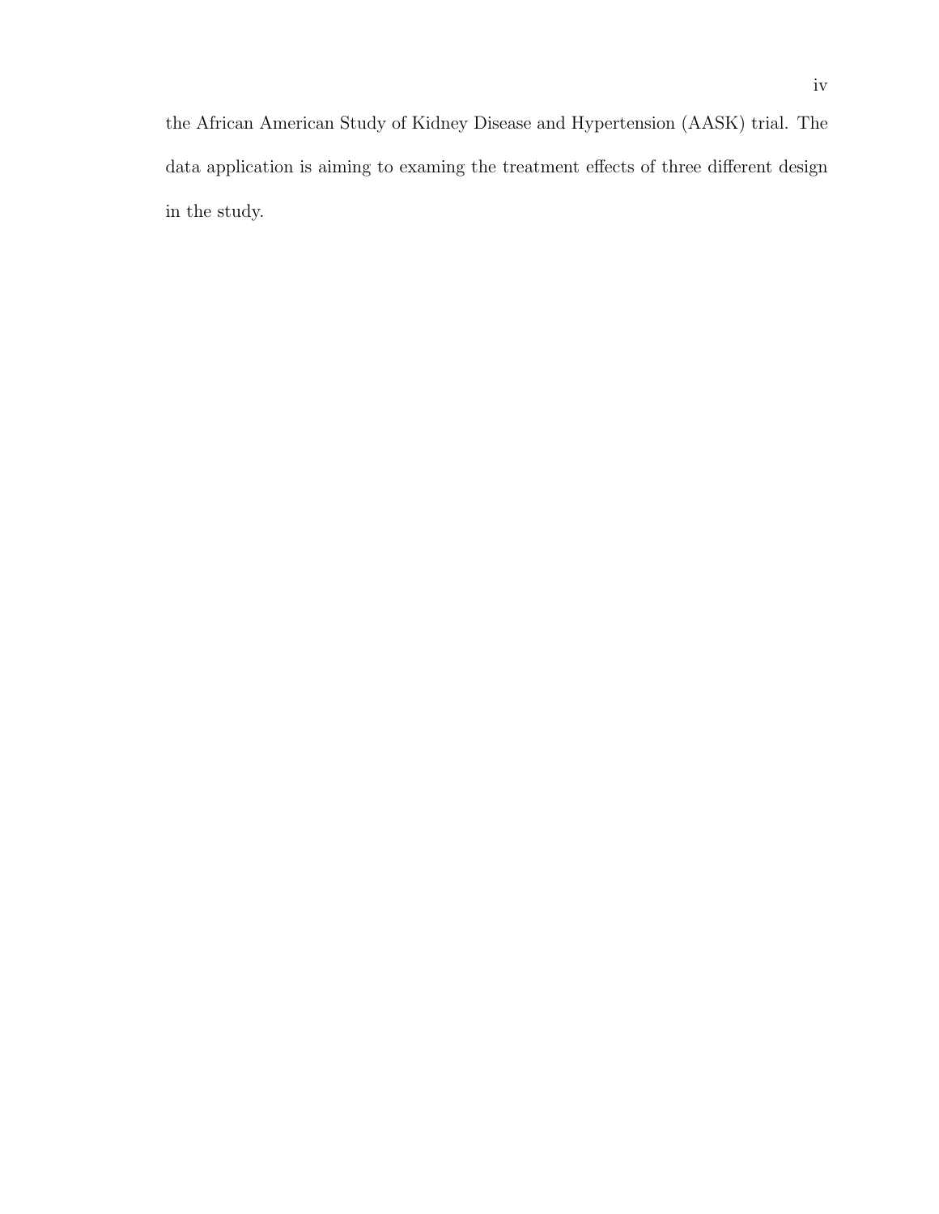the African American Study of Kidney Disease and Hypertension (AASK) trial. The data application is aiming to examing the treatment effects of three different design in the study.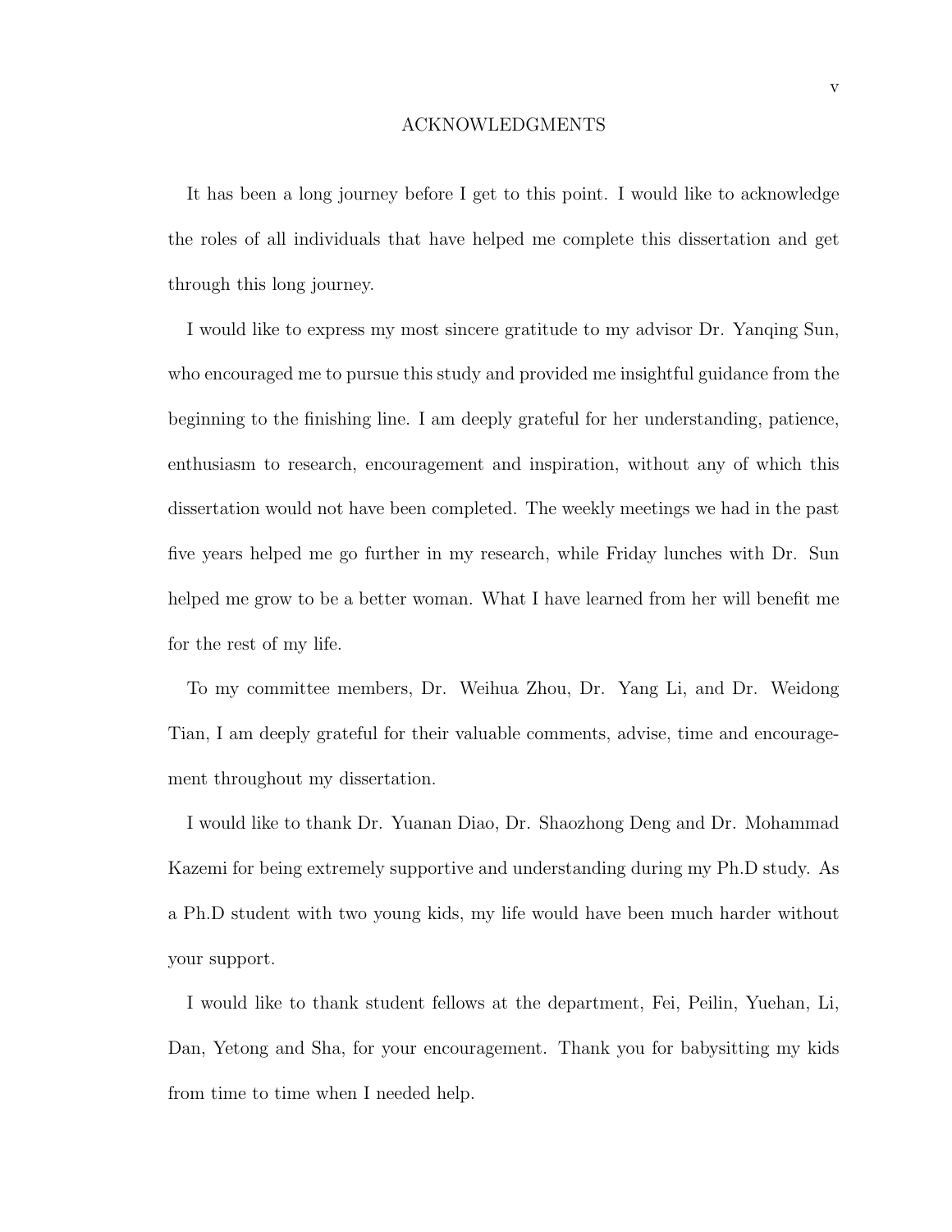# ACKNOWLEDGMENTS

It has been a long journey before I get to this point. I would like to acknowledge the roles of all individuals that have helped me complete this dissertation and get through this long journey.

I would like to express my most sincere gratitude to my advisor Dr. Yanqing Sun, who encouraged me to pursue this study and provided me insightful guidance from the beginning to the finishing line. I am deeply grateful for her understanding, patience, enthusiasm to research, encouragement and inspiration, without any of which this dissertation would not have been completed. The weekly meetings we had in the past five years helped me go further in my research, while Friday lunches with Dr. Sun helped me grow to be a better woman. What I have learned from her will benefit me for the rest of my life.

To my committee members, Dr. Weihua Zhou, Dr. Yang Li, and Dr. Weidong Tian, I am deeply grateful for their valuable comments, advise, time and encouragement throughout my dissertation.

I would like to thank Dr. Yuanan Diao, Dr. Shaozhong Deng and Dr. Mohammad Kazemi for being extremely supportive and understanding during my Ph.D study. As a Ph.D student with two young kids, my life would have been much harder without your support.

I would like to thank student fellows at the department, Fei, Peilin, Yuehan, Li, Dan, Yetong and Sha, for your encouragement. Thank you for babysitting my kids from time to time when I needed help.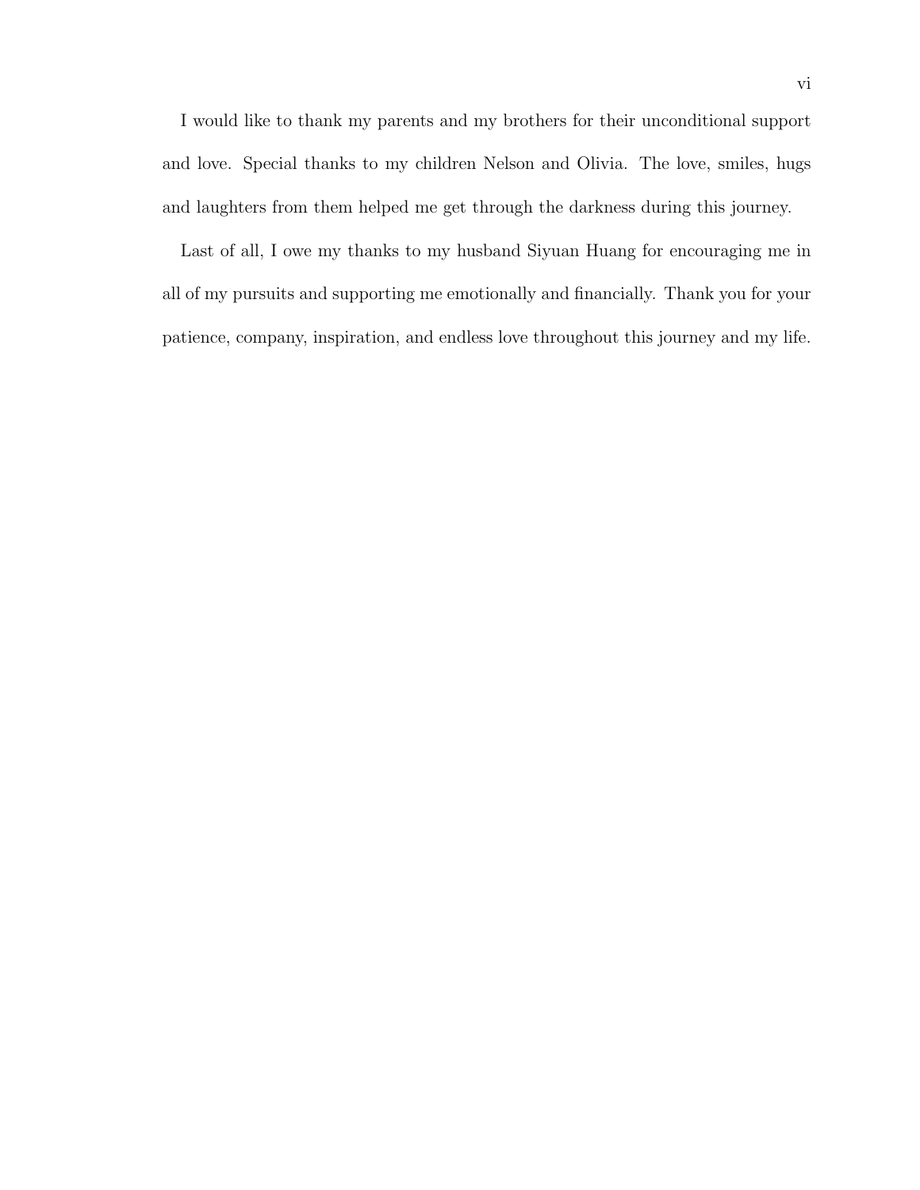I would like to thank my parents and my brothers for their unconditional support and love. Special thanks to my children Nelson and Olivia. The love, smiles, hugs and laughters from them helped me get through the darkness during this journey.

Last of all, I owe my thanks to my husband Siyuan Huang for encouraging me in all of my pursuits and supporting me emotionally and financially. Thank you for your patience, company, inspiration, and endless love throughout this journey and my life.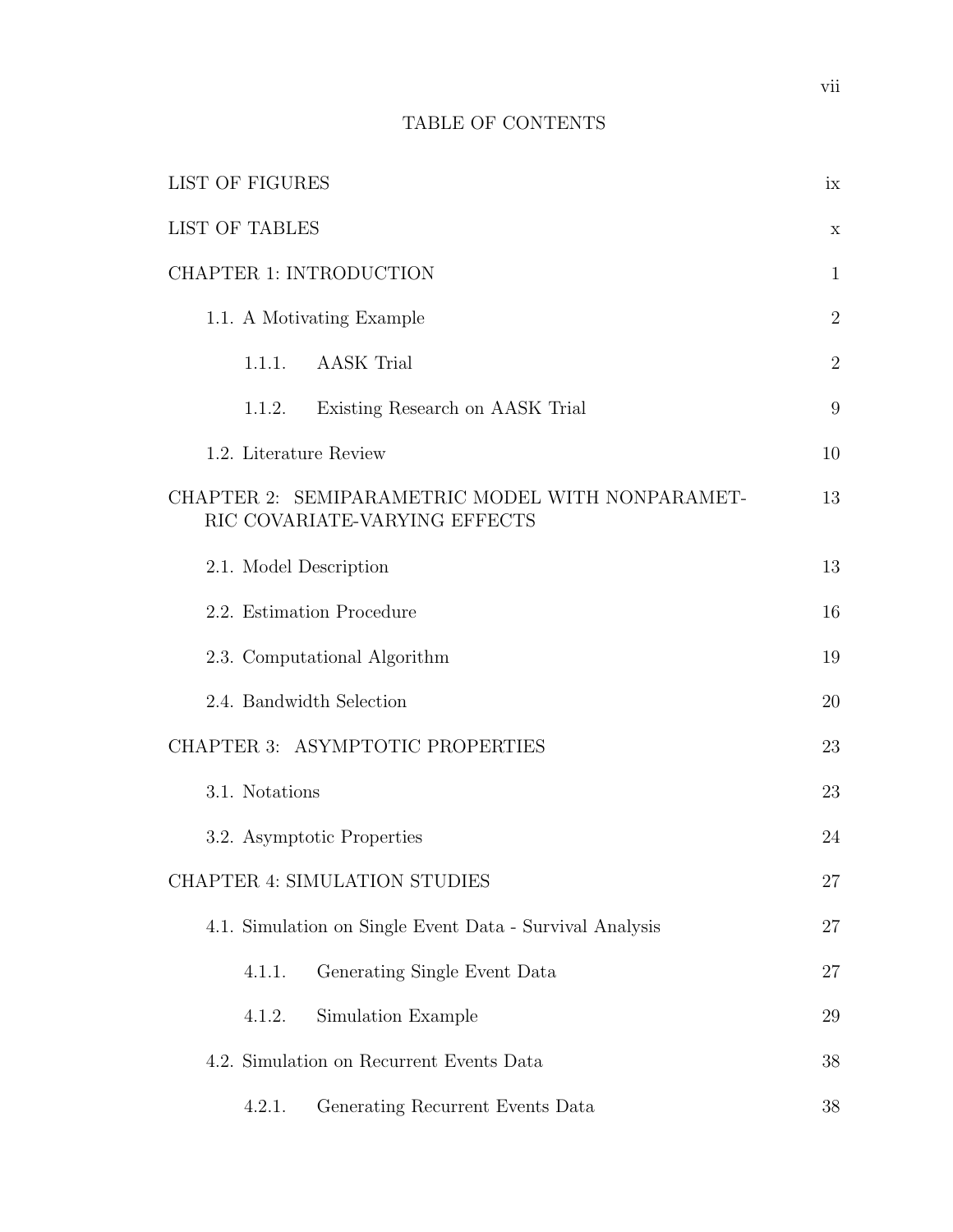# TABLE OF CONTENTS

LIST OF FIGURES ix

LIST OF TABLES x

CHAPTER 1: INTRODUCTION 1

- 1.1. A Motivating Example 2
  - 1.1.1. AASK Trial 2
  - 1.1.2. Existing Research on AASK Trial 9
- 1.2. Literature Review 10

CHAPTER 2: SEMIPARAMETRIC MODEL WITH NONPARAMETRIC COVARIATE-VARYING EFFECTS 13

- 2.1. Model Description 13
- 2.2. Estimation Procedure 16
- 2.3. Computational Algorithm 19
- 2.4. Bandwidth Selection 20

CHAPTER 3: ASYMPTOTIC PROPERTIES 23

- 3.1. Notations 23
- 3.2. Asymptotic Properties 24

CHAPTER 4: SIMULATION STUDIES 27

- 4.1. Simulation on Single Event Data - Survival Analysis 27
  - 4.1.1. Generating Single Event Data 27
  - 4.1.2. Simulation Example 29
- 4.2. Simulation on Recurrent Events Data 38
  - 4.2.1. Generating Recurrent Events Data 38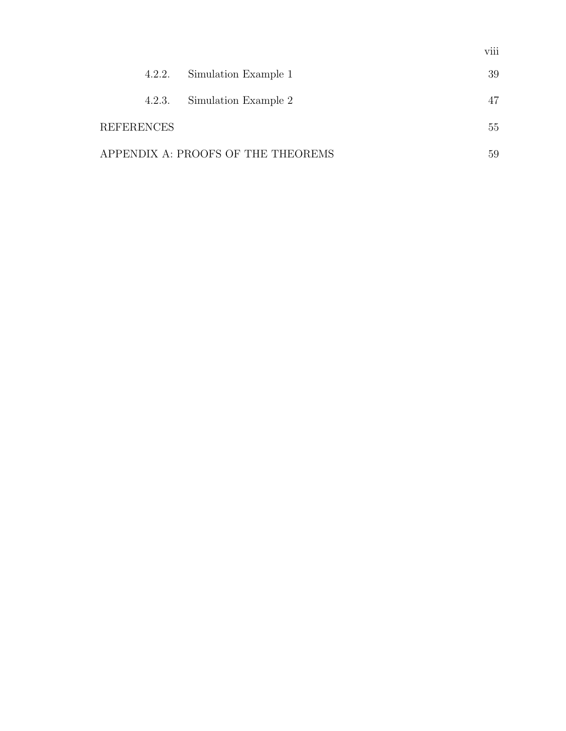4.2.2. Simulation Example 1 39

4.2.3. Simulation Example 2 47

REFERENCES 55

APPENDIX A: PROOFS OF THE THEOREMS 59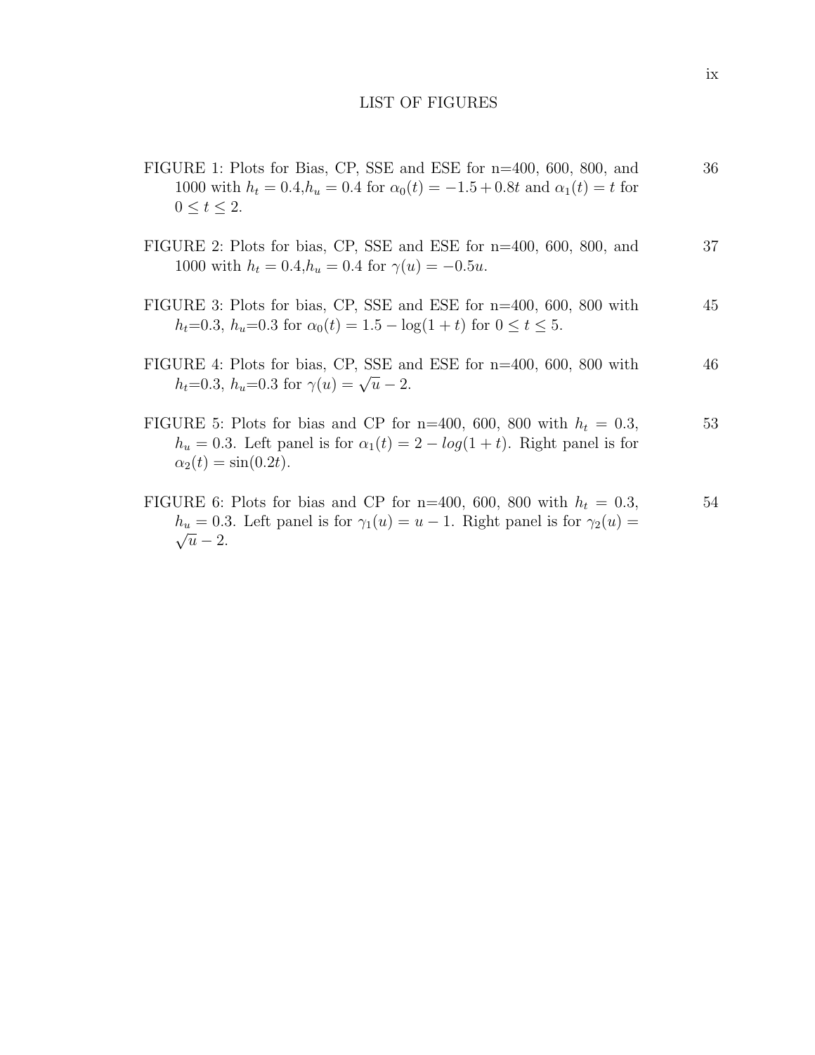# LIST OF FIGURES

| | |
|---|---|
| FIGURE 1: Plots for Bias, CP, SSE and ESE for n=400, 600, 800, and 1000 with $h_t = 0.4$,$h_u = 0.4$ for $\alpha_0(t) = -1.5 + 0.8t$ and $\alpha_1(t) = t$ for $0 \leq t \leq 2$. | 36 |
| FIGURE 2: Plots for bias, CP, SSE and ESE for n=400, 600, 800, and 1000 with $h_t = 0.4$,$h_u = 0.4$ for $\gamma(u) = -0.5u$. | 37 |
| FIGURE 3: Plots for bias, CP, SSE and ESE for n=400, 600, 800 with $h_t$=0.3, $h_u$=0.3 for $\alpha_0(t) = 1.5 - \log(1 + t)$ for $0 \leq t \leq 5$. | 45 |
| FIGURE 4: Plots for bias, CP, SSE and ESE for n=400, 600, 800 with $h_t$=0.3, $h_u$=0.3 for $\gamma(u) = \sqrt{u} - 2$. | 46 |
| FIGURE 5: Plots for bias and CP for n=400, 600, 800 with $h_t = 0.3$, $h_u = 0.3$. Left panel is for $\alpha_1(t) = 2 - log(1 + t)$. Right panel is for $\alpha_2(t) = \sin(0.2t)$. | 53 |
| FIGURE 6: Plots for bias and CP for n=400, 600, 800 with $h_t = 0.3$, $h_u = 0.3$. Left panel is for $\gamma_1(u) = u - 1$. Right panel is for $\gamma_2(u) = \sqrt{u} - 2$. | 54 |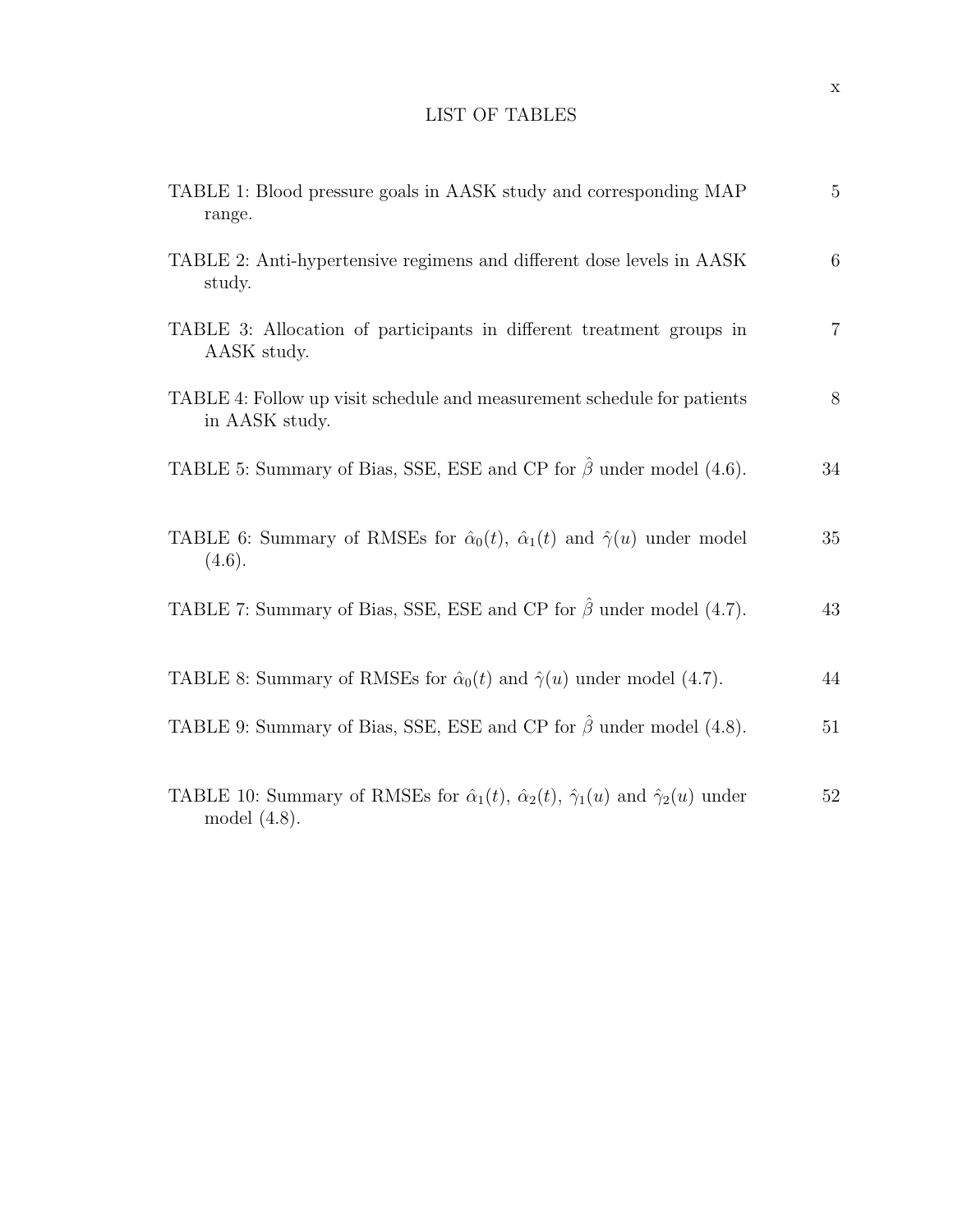# LIST OF TABLES

TABLE 1: Blood pressure goals in AASK study and corresponding MAP range. 5

TABLE 2: Anti-hypertensive regimens and different dose levels in AASK study. 6

TABLE 3: Allocation of participants in different treatment groups in AASK study. 7

TABLE 4: Follow up visit schedule and measurement schedule for patients in AASK study. 8

TABLE 5: Summary of Bias, SSE, ESE and CP for $\hat{\beta}$ under model (4.6). 34

TABLE 6: Summary of RMSEs for $\hat{\alpha}_0(t)$, $\hat{\alpha}_1(t)$ and $\hat{\gamma}(u)$ under model (4.6). 35

TABLE 7: Summary of Bias, SSE, ESE and CP for $\hat{\beta}$ under model (4.7). 43

TABLE 8: Summary of RMSEs for $\hat{\alpha}_0(t)$ and $\hat{\gamma}(u)$ under model (4.7). 44

TABLE 9: Summary of Bias, SSE, ESE and CP for $\hat{\beta}$ under model (4.8). 51

TABLE 10: Summary of RMSEs for $\hat{\alpha}_1(t)$, $\hat{\alpha}_2(t)$, $\hat{\gamma}_1(u)$ and $\hat{\gamma}_2(u)$ under model (4.8). 52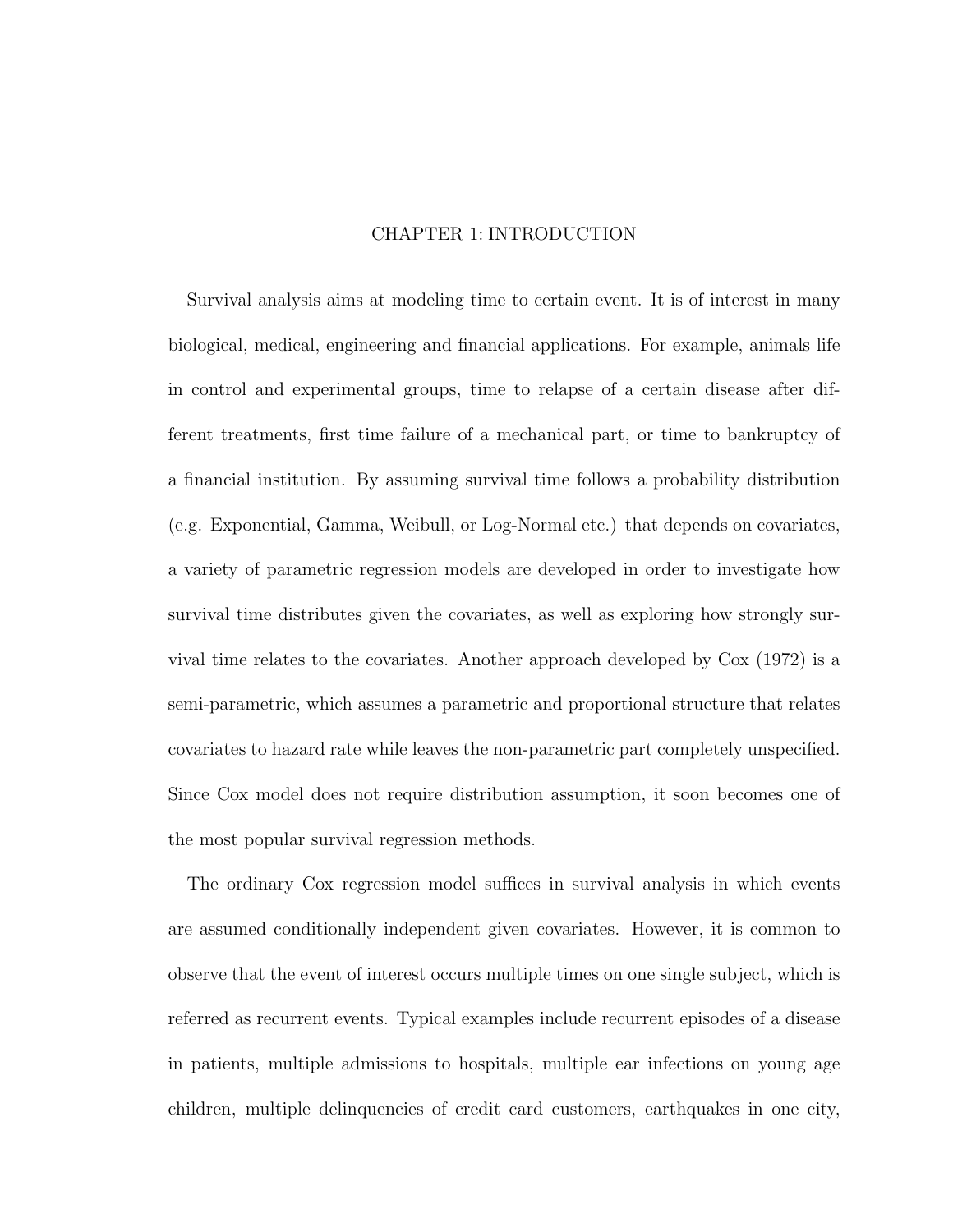# CHAPTER 1: INTRODUCTION

Survival analysis aims at modeling time to certain event. It is of interest in many biological, medical, engineering and financial applications. For example, animals life in control and experimental groups, time to relapse of a certain disease after different treatments, first time failure of a mechanical part, or time to bankruptcy of a financial institution. By assuming survival time follows a probability distribution (e.g. Exponential, Gamma, Weibull, or Log-Normal etc.) that depends on covariates, a variety of parametric regression models are developed in order to investigate how survival time distributes given the covariates, as well as exploring how strongly survival time relates to the covariates. Another approach developed by Cox (1972) is a semi-parametric, which assumes a parametric and proportional structure that relates covariates to hazard rate while leaves the non-parametric part completely unspecified. Since Cox model does not require distribution assumption, it soon becomes one of the most popular survival regression methods.

The ordinary Cox regression model suffices in survival analysis in which events are assumed conditionally independent given covariates. However, it is common to observe that the event of interest occurs multiple times on one single subject, which is referred as recurrent events. Typical examples include recurrent episodes of a disease in patients, multiple admissions to hospitals, multiple ear infections on young age children, multiple delinquencies of credit card customers, earthquakes in one city,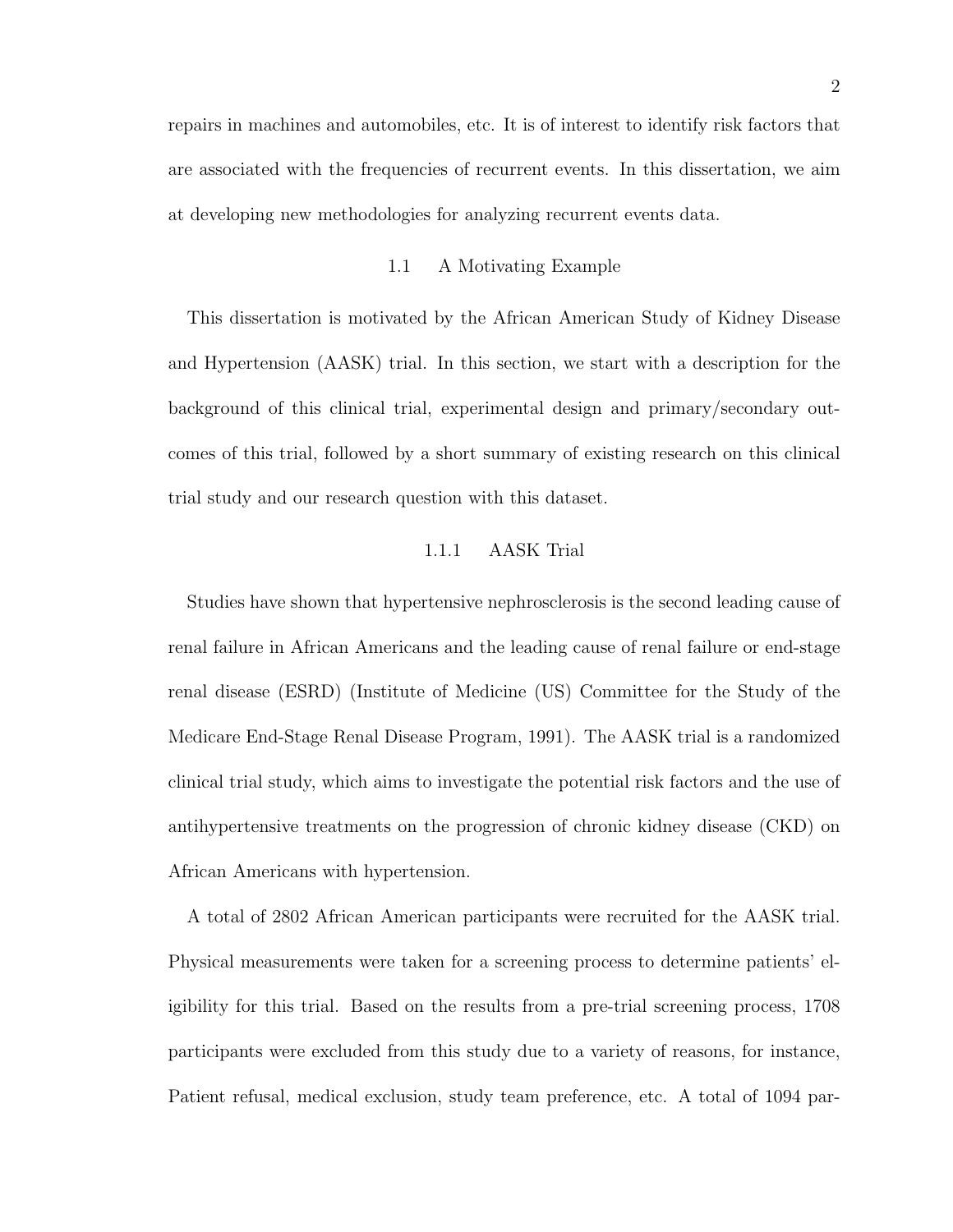repairs in machines and automobiles, etc. It is of interest to identify risk factors that are associated with the frequencies of recurrent events. In this dissertation, we aim at developing new methodologies for analyzing recurrent events data.

## 1.1 A Motivating Example

This dissertation is motivated by the African American Study of Kidney Disease and Hypertension (AASK) trial. In this section, we start with a description for the background of this clinical trial, experimental design and primary/secondary outcomes of this trial, followed by a short summary of existing research on this clinical trial study and our research question with this dataset.

### 1.1.1 AASK Trial

Studies have shown that hypertensive nephrosclerosis is the second leading cause of renal failure in African Americans and the leading cause of renal failure or end-stage renal disease (ESRD) (Institute of Medicine (US) Committee for the Study of the Medicare End-Stage Renal Disease Program, 1991). The AASK trial is a randomized clinical trial study, which aims to investigate the potential risk factors and the use of antihypertensive treatments on the progression of chronic kidney disease (CKD) on African Americans with hypertension.

A total of 2802 African American participants were recruited for the AASK trial. Physical measurements were taken for a screening process to determine patients' eligibility for this trial. Based on the results from a pre-trial screening process, 1708 participants were excluded from this study due to a variety of reasons, for instance, Patient refusal, medical exclusion, study team preference, etc. A total of 1094 par-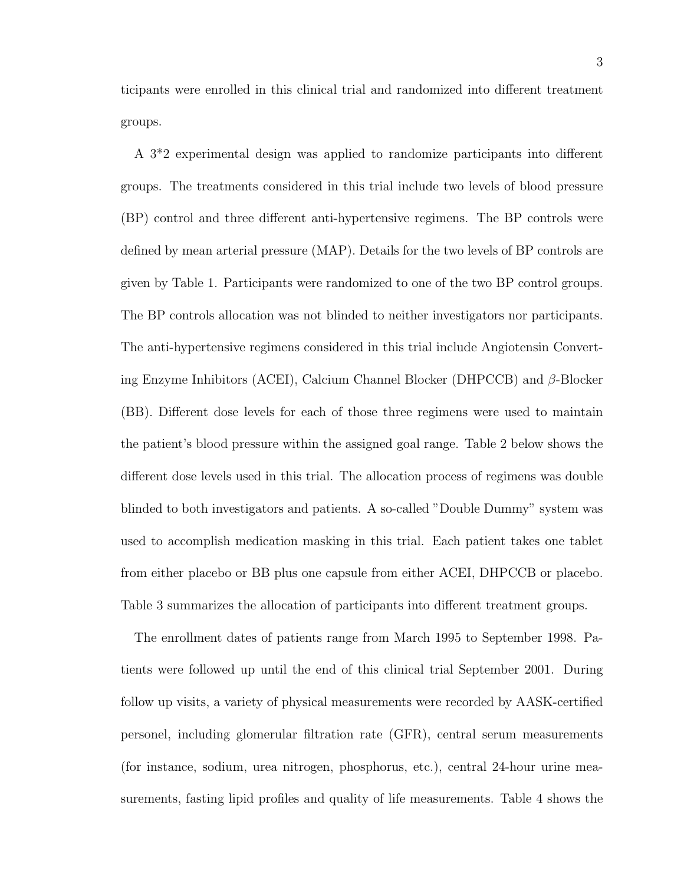ticipants were enrolled in this clinical trial and randomized into different treatment groups.

A 3*2 experimental design was applied to randomize participants into different groups. The treatments considered in this trial include two levels of blood pressure (BP) control and three different anti-hypertensive regimens. The BP controls were defined by mean arterial pressure (MAP). Details for the two levels of BP controls are given by Table 1. Participants were randomized to one of the two BP control groups. The BP controls allocation was not blinded to neither investigators nor participants. The anti-hypertensive regimens considered in this trial include Angiotensin Converting Enzyme Inhibitors (ACEI), Calcium Channel Blocker (DHPCCB) and $\beta$-Blocker (BB). Different dose levels for each of those three regimens were used to maintain the patient's blood pressure within the assigned goal range. Table 2 below shows the different dose levels used in this trial. The allocation process of regimens was double blinded to both investigators and patients. A so-called "Double Dummy" system was used to accomplish medication masking in this trial. Each patient takes one tablet from either placebo or BB plus one capsule from either ACEI, DHPCCB or placebo. Table 3 summarizes the allocation of participants into different treatment groups.

The enrollment dates of patients range from March 1995 to September 1998. Patients were followed up until the end of this clinical trial September 2001. During follow up visits, a variety of physical measurements were recorded by AASK-certified personel, including glomerular filtration rate (GFR), central serum measurements (for instance, sodium, urea nitrogen, phosphorus, etc.), central 24-hour urine measurements, fasting lipid profiles and quality of life measurements. Table 4 shows the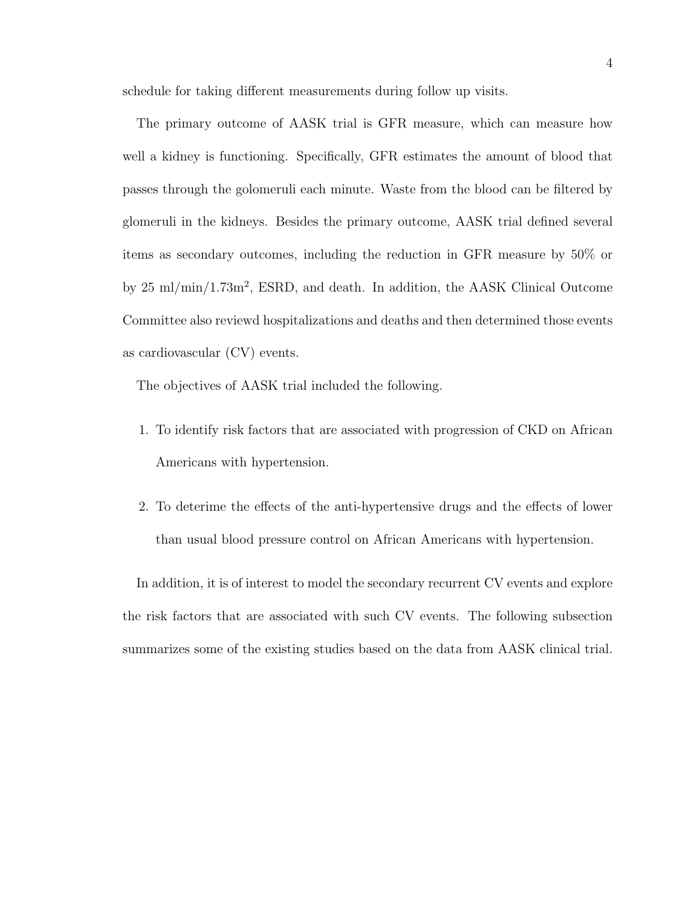schedule for taking different measurements during follow up visits.

The primary outcome of AASK trial is GFR measure, which can measure how well a kidney is functioning. Specifically, GFR estimates the amount of blood that passes through the golomeruli each minute. Waste from the blood can be filtered by glomeruli in the kidneys. Besides the primary outcome, AASK trial defined several items as secondary outcomes, including the reduction in GFR measure by 50% or by 25 ml/min/1.73m$^2$, ESRD, and death. In addition, the AASK Clinical Outcome Committee also reviewd hospitalizations and deaths and then determined those events as cardiovascular (CV) events.

The objectives of AASK trial included the following.

1. To identify risk factors that are associated with progression of CKD on African Americans with hypertension.

2. To deterime the effects of the anti-hypertensive drugs and the effects of lower than usual blood pressure control on African Americans with hypertension.

In addition, it is of interest to model the secondary recurrent CV events and explore the risk factors that are associated with such CV events. The following subsection summarizes some of the existing studies based on the data from AASK clinical trial.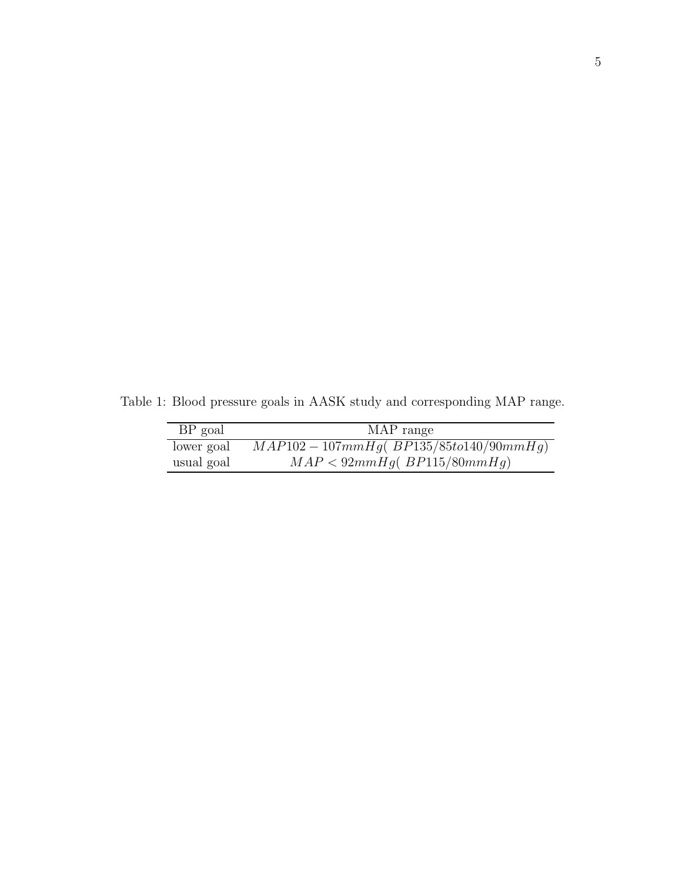Table 1: Blood pressure goals in AASK study and corresponding MAP range.

| BP goal | MAP range |
| --- | --- |
| lower goal | $MAP 102 - 107 mmHg( \ BP 135/85 to 140/90 mmHg)$ |
| usual goal | $MAP < 92 mmHg( \ BP 115/80 mmHg)$ |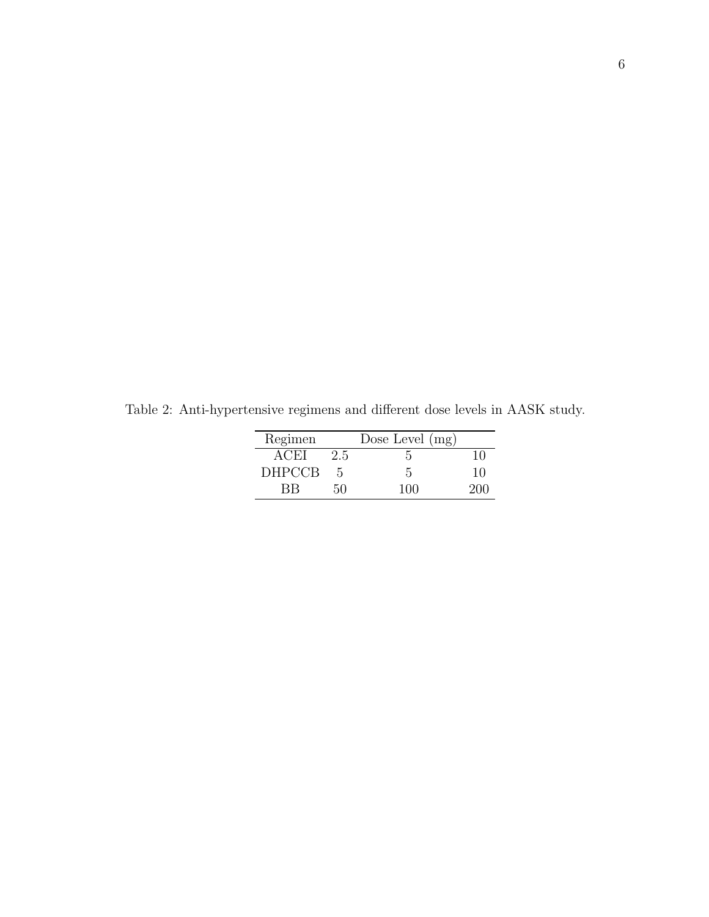Table 2: Anti-hypertensive regimens and different dose levels in AASK study.

| Regimen | Dose Level (mg) | | |
|---|---|---|---|
| ACEI | 2.5 | 5 | 10 |
| DHPCCB | 5 | 5 | 10 |
| BB | 50 | 100 | 200 |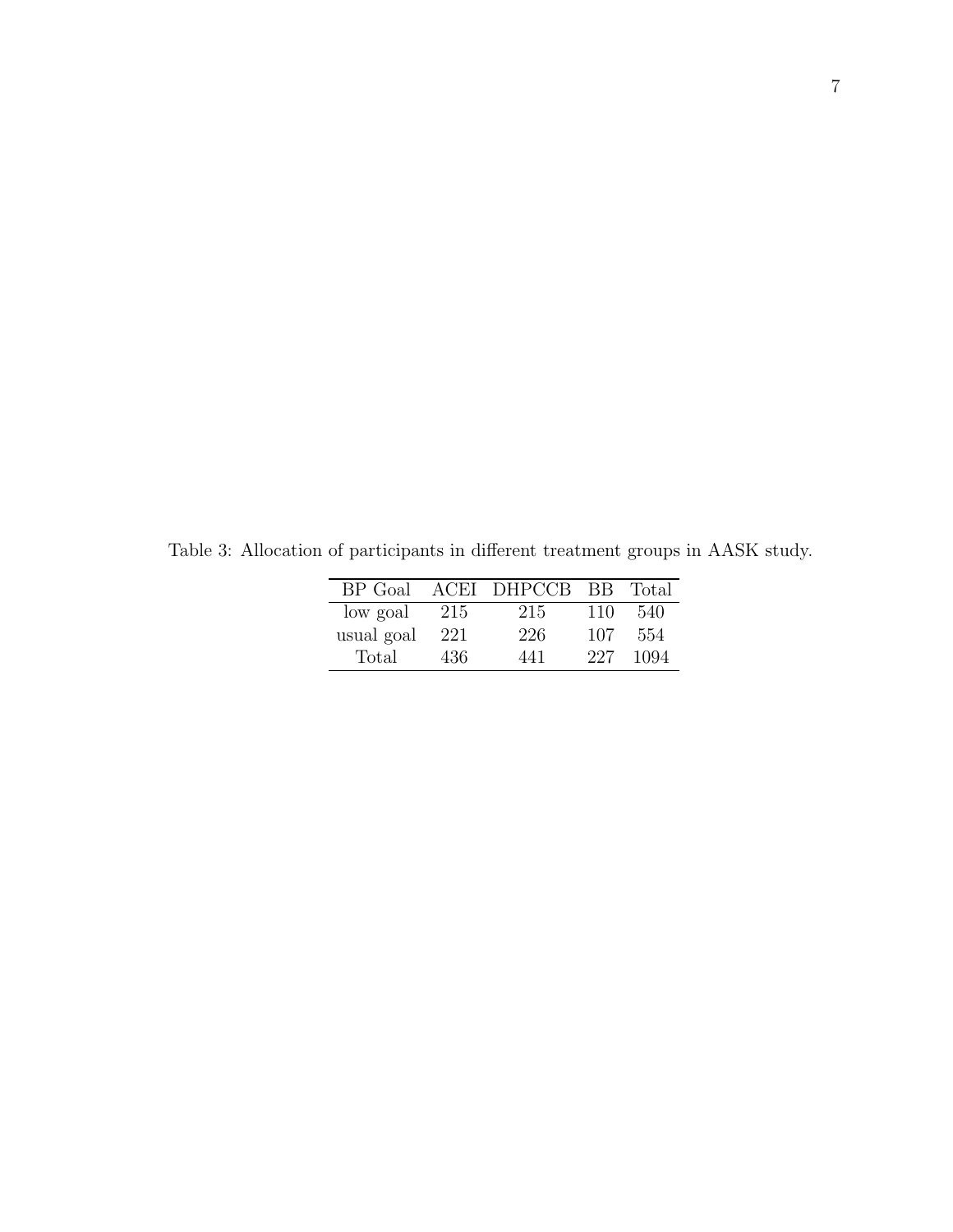Table 3: Allocation of participants in different treatment groups in AASK study.

| BP Goal | ACEI | DHPCCB | BB | Total |
|---|---|---|---|---|
| low goal | 215 | 215 | 110 | 540 |
| usual goal | 221 | 226 | 107 | 554 |
| Total | 436 | 441 | 227 | 1094 |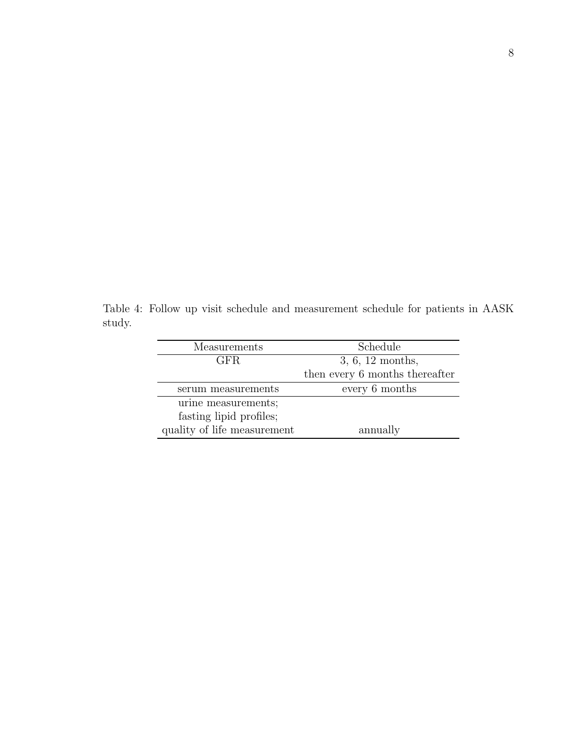Table 4: Follow up visit schedule and measurement schedule for patients in AASK study.

| Measurements | Schedule |
| --- | --- |
| GFR | 3, 6, 12 months, then every 6 months thereafter |
| serum measurements | every 6 months |
| urine measurements; fasting lipid profiles; quality of life measurement | annually |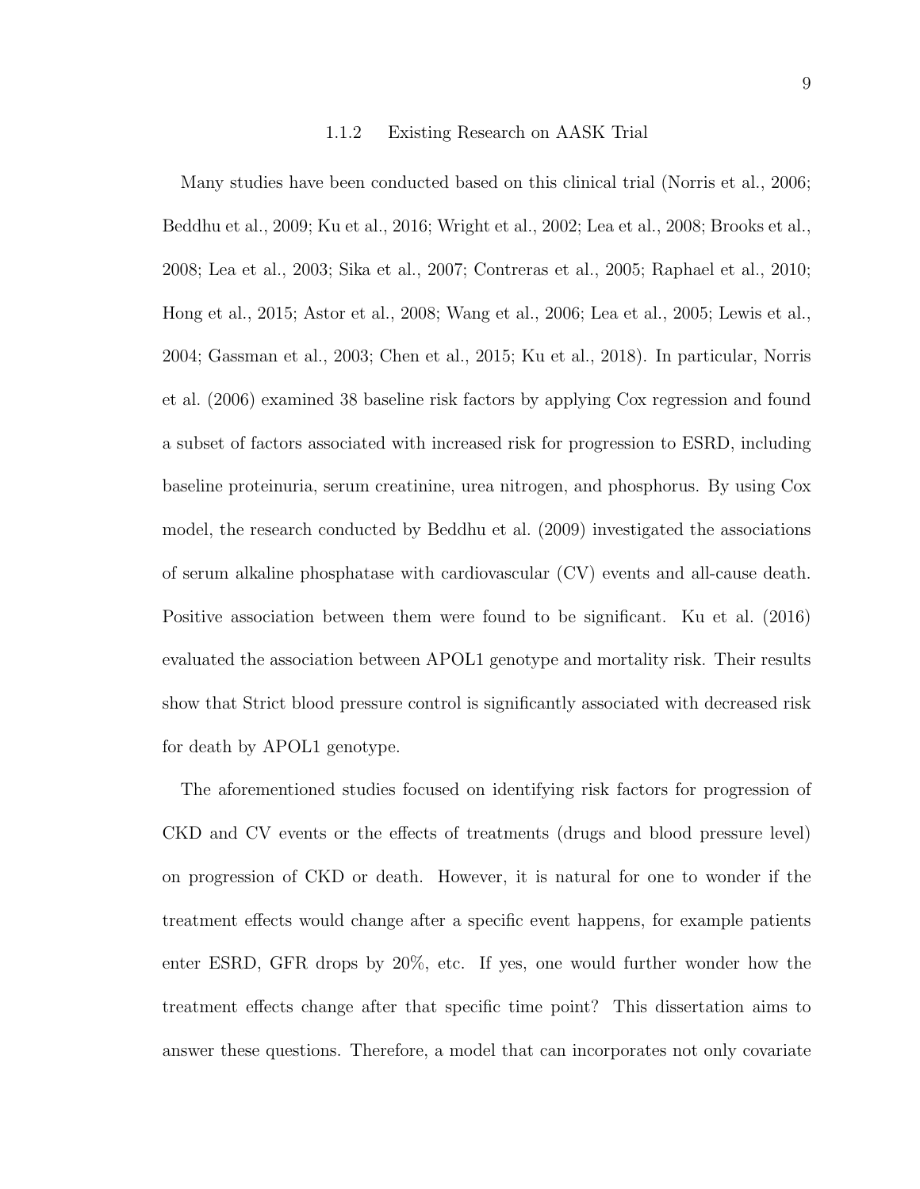### 1.1.2 Existing Research on AASK Trial

Many studies have been conducted based on this clinical trial (Norris et al., 2006; Beddhu et al., 2009; Ku et al., 2016; Wright et al., 2002; Lea et al., 2008; Brooks et al., 2008; Lea et al., 2003; Sika et al., 2007; Contreras et al., 2005; Raphael et al., 2010; Hong et al., 2015; Astor et al., 2008; Wang et al., 2006; Lea et al., 2005; Lewis et al., 2004; Gassman et al., 2003; Chen et al., 2015; Ku et al., 2018). In particular, Norris et al. (2006) examined 38 baseline risk factors by applying Cox regression and found a subset of factors associated with increased risk for progression to ESRD, including baseline proteinuria, serum creatinine, urea nitrogen, and phosphorus. By using Cox model, the research conducted by Beddhu et al. (2009) investigated the associations of serum alkaline phosphatase with cardiovascular (CV) events and all-cause death. Positive association between them were found to be significant. Ku et al. (2016) evaluated the association between APOL1 genotype and mortality risk. Their results show that Strict blood pressure control is significantly associated with decreased risk for death by APOL1 genotype.

The aforementioned studies focused on identifying risk factors for progression of CKD and CV events or the effects of treatments (drugs and blood pressure level) on progression of CKD or death. However, it is natural for one to wonder if the treatment effects would change after a specific event happens, for example patients enter ESRD, GFR drops by 20%, etc. If yes, one would further wonder how the treatment effects change after that specific time point? This dissertation aims to answer these questions. Therefore, a model that can incorporates not only covariate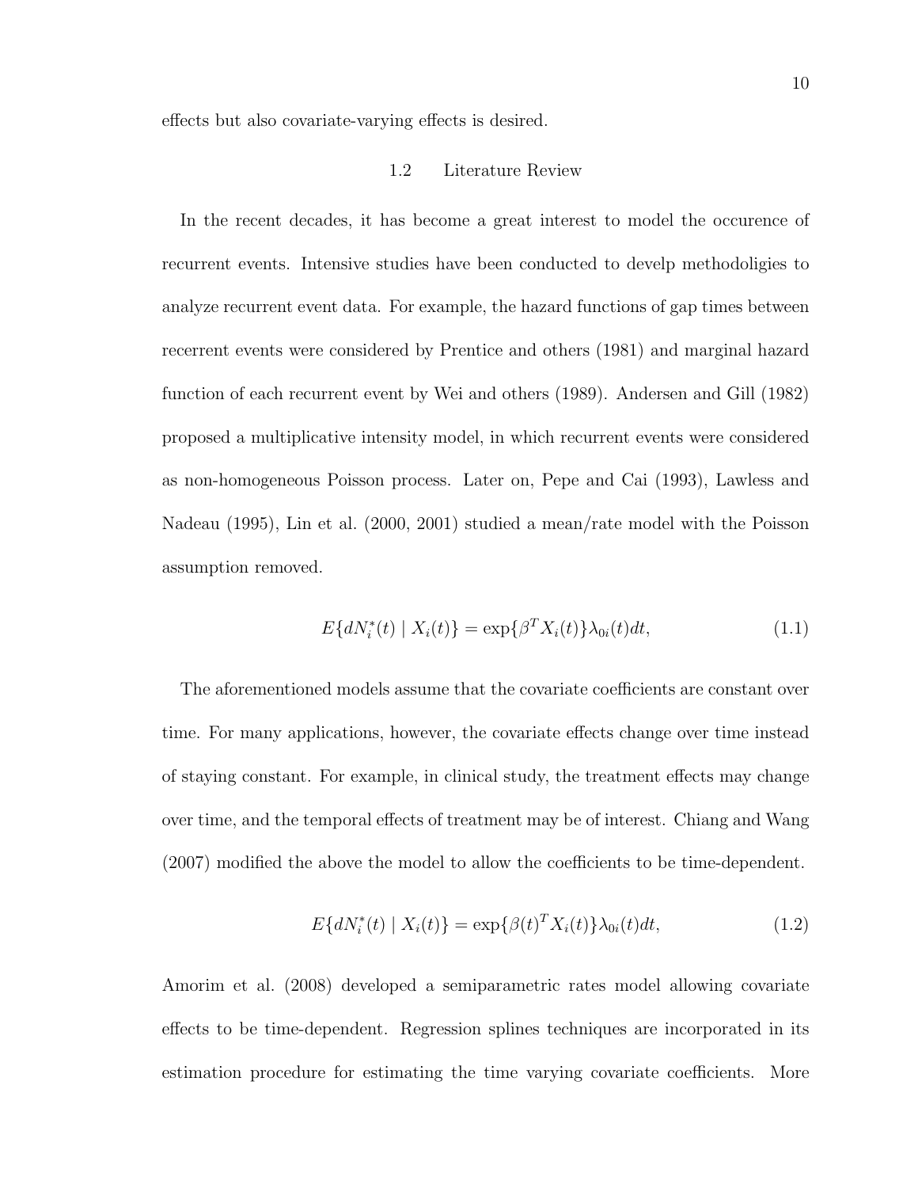effects but also covariate-varying effects is desired.

## 1.2 Literature Review

In the recent decades, it has become a great interest to model the occurence of recurrent events. Intensive studies have been conducted to develp methodoligies to analyze recurrent event data. For example, the hazard functions of gap times between recerrent events were considered by Prentice and others (1981) and marginal hazard function of each recurrent event by Wei and others (1989). Andersen and Gill (1982) proposed a multiplicative intensity model, in which recurrent events were considered as non-homogeneous Poisson process. Later on, Pepe and Cai (1993), Lawless and Nadeau (1995), Lin et al. (2000, 2001) studied a mean/rate model with the Poisson assumption removed.

$$E\{dN_i^*(t) \mid X_i(t)\} = \exp\{\beta^T X_i(t)\}\lambda_{0i}(t)dt, \tag{1.1}$$

The aforementioned models assume that the covariate coefficients are constant over time. For many applications, however, the covariate effects change over time instead of staying constant. For example, in clinical study, the treatment effects may change over time, and the temporal effects of treatment may be of interest. Chiang and Wang (2007) modified the above the model to allow the coefficients to be time-dependent.

$$E\{dN_i^*(t) \mid X_i(t)\} = \exp\{\beta(t)^T X_i(t)\}\lambda_{0i}(t)dt, \tag{1.2}$$

Amorim et al. (2008) developed a semiparametric rates model allowing covariate effects to be time-dependent. Regression splines techniques are incorporated in its estimation procedure for estimating the time varying covariate coefficients. More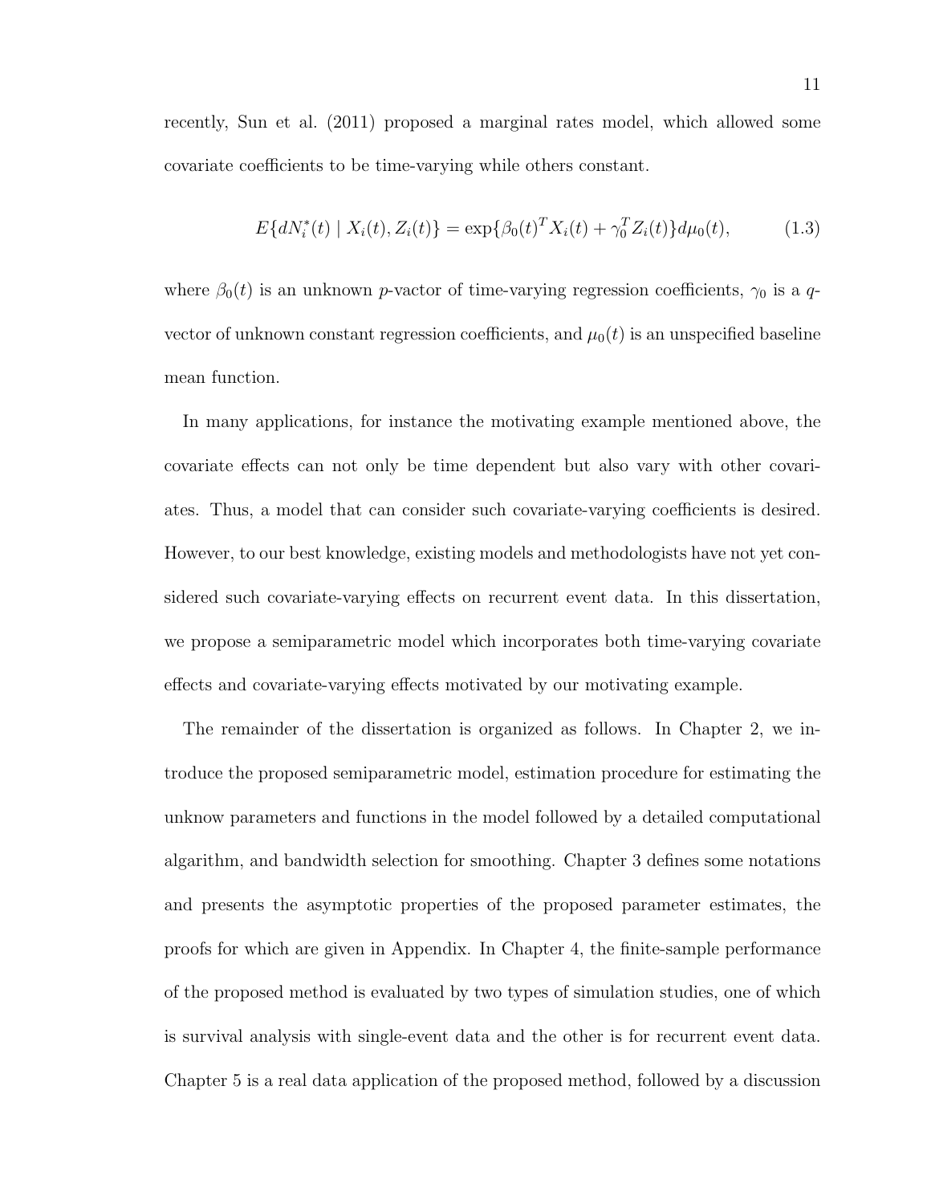recently, Sun et al. (2011) proposed a marginal rates model, which allowed some covariate coefficients to be time-varying while others constant.

$$E\{dN_i^*(t) \mid X_i(t), Z_i(t)\} = \exp\{\beta_0(t)^T X_i(t) + \gamma_0^T Z_i(t)\} d\mu_0(t), \tag{1.3}$$

where $\beta_0(t)$ is an unknown $p$-vactor of time-varying regression coefficients, $\gamma_0$ is a $q$-vector of unknown constant regression coefficients, and $\mu_0(t)$ is an unspecified baseline mean function.

In many applications, for instance the motivating example mentioned above, the covariate effects can not only be time dependent but also vary with other covariates. Thus, a model that can consider such covariate-varying coefficients is desired. However, to our best knowledge, existing models and methodologists have not yet considered such covariate-varying effects on recurrent event data. In this dissertation, we propose a semiparametric model which incorporates both time-varying covariate effects and covariate-varying effects motivated by our motivating example.

The remainder of the dissertation is organized as follows. In Chapter 2, we introduce the proposed semiparametric model, estimation procedure for estimating the unknow parameters and functions in the model followed by a detailed computational algarithm, and bandwidth selection for smoothing. Chapter 3 defines some notations and presents the asymptotic properties of the proposed parameter estimates, the proofs for which are given in Appendix. In Chapter 4, the finite-sample performance of the proposed method is evaluated by two types of simulation studies, one of which is survival analysis with single-event data and the other is for recurrent event data. Chapter 5 is a real data application of the proposed method, followed by a discussion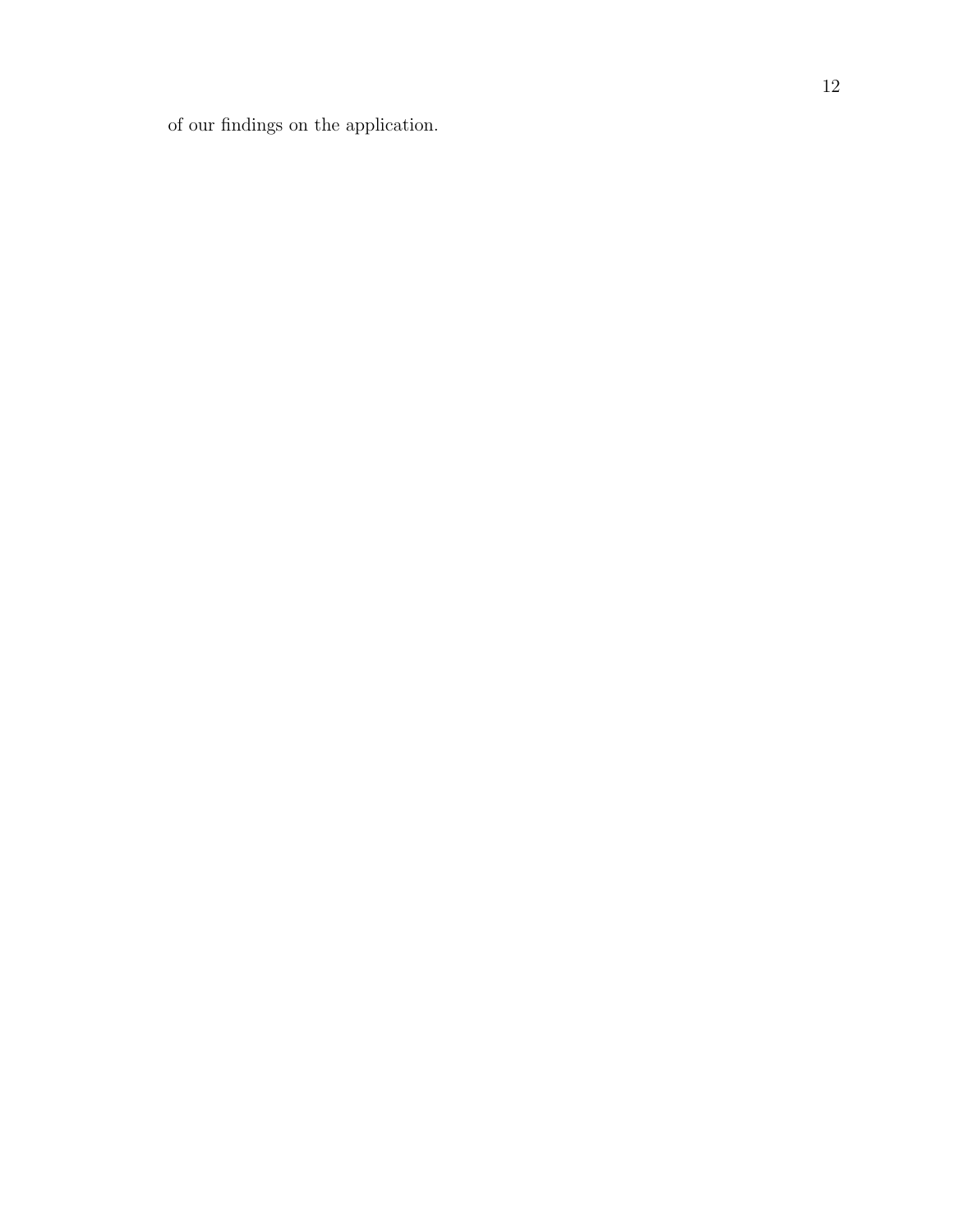of our findings on the application.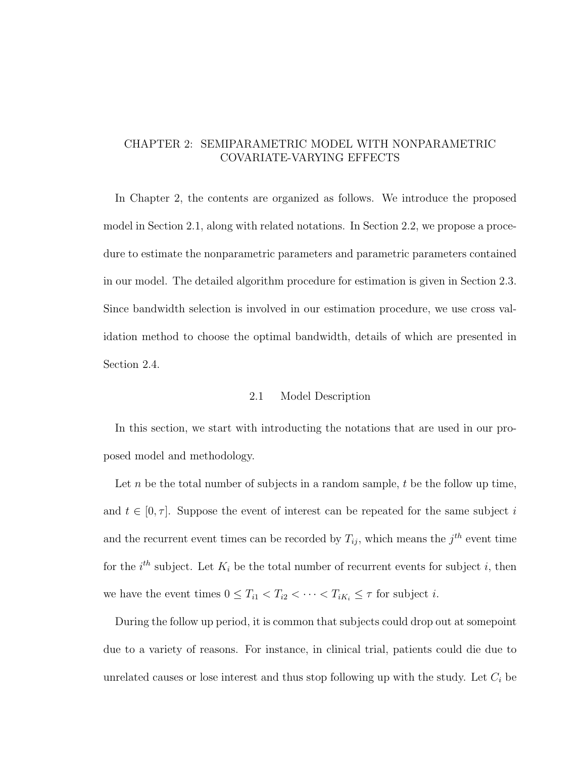# CHAPTER 2: SEMIPARAMETRIC MODEL WITH NONPARAMETRIC COVARIATE-VARYING EFFECTS

In Chapter 2, the contents are organized as follows. We introduce the proposed model in Section 2.1, along with related notations. In Section 2.2, we propose a procedure to estimate the nonparametric parameters and parametric parameters contained in our model. The detailed algorithm procedure for estimation is given in Section 2.3. Since bandwidth selection is involved in our estimation procedure, we use cross validation method to choose the optimal bandwidth, details of which are presented in Section 2.4.

## 2.1 Model Description

In this section, we start with introducting the notations that are used in our proposed model and methodology.

Let $n$ be the total number of subjects in a random sample, $t$ be the follow up time, and $t \in [0, \tau]$. Suppose the event of interest can be repeated for the same subject $i$ and the recurrent event times can be recorded by $T_{ij}$, which means the $j^{th}$ event time for the $i^{th}$ subject. Let $K_i$ be the total number of recurrent events for subject $i$, then we have the event times $0 \leq T_{i1} < T_{i2} < \cdots < T_{iK_i} \leq \tau$ for subject $i$.

During the follow up period, it is common that subjects could drop out at somepoint due to a variety of reasons. For instance, in clinical trial, patients could die due to unrelated causes or lose interest and thus stop following up with the study. Let $C_i$ be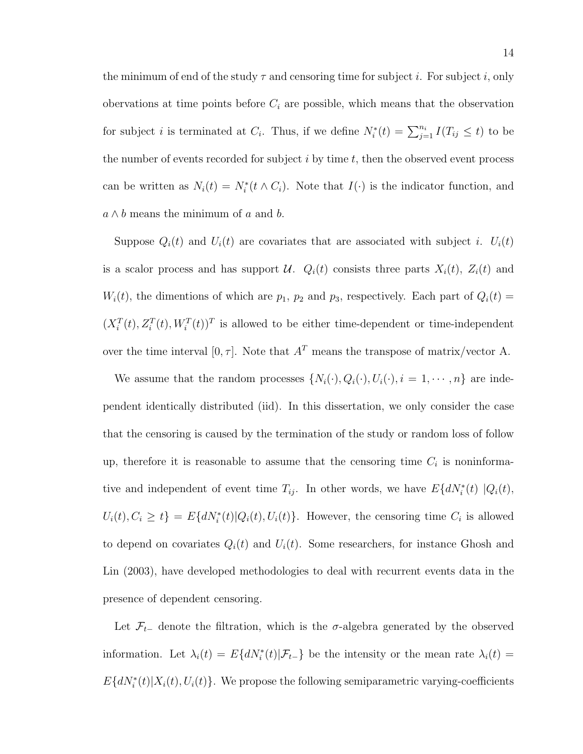the minimum of end of the study $\tau$ and censoring time for subject $i$. For subject $i$, only observations at time points before $C_i$ are possible, which means that the observation for subject $i$ is terminated at $C_i$. Thus, if we define $N_i^*(t) = \sum_{j=1}^{n_i} I(T_{ij} \leq t)$ to be the number of events recorded for subject $i$ by time $t$, then the observed event process can be written as $N_i(t) = N_i^*(t \wedge C_i)$. Note that $I(\cdot)$ is the indicator function, and $a \wedge b$ means the minimum of $a$ and $b$.

Suppose $Q_i(t)$ and $U_i(t)$ are covariates that are associated with subject $i$. $U_i(t)$ is a scalor process and has support $\mathcal{U}$. $Q_i(t)$ consists three parts $X_i(t)$, $Z_i(t)$ and $W_i(t)$, the dimentions of which are $p_1$, $p_2$ and $p_3$, respectively. Each part of $Q_i(t) = (X_i^T(t), Z_i^T(t), W_i^T(t))^T$ is allowed to be either time-dependent or time-independent over the time interval $[0, \tau]$. Note that $A^T$ means the transpose of matrix/vector A.

We assume that the random processes $\{N_i(\cdot), Q_i(\cdot), U_i(\cdot), i = 1, \cdots, n\}$ are independent identically distributed (iid). In this dissertation, we only consider the case that the censoring is caused by the termination of the study or random loss of follow up, therefore it is reasonable to assume that the censoring time $C_i$ is noninformative and independent of event time $T_{ij}$. In other words, we have $E\{dN_i^*(t) \,|Q_i(t), U_i(t), C_i \geq t\} = E\{dN_i^*(t)|Q_i(t), U_i(t)\}$. However, the censoring time $C_i$ is allowed to depend on covariates $Q_i(t)$ and $U_i(t)$. Some researchers, for instance Ghosh and Lin (2003), have developed methodologies to deal with recurrent events data in the presence of dependent censoring.

Let $\mathcal{F}_{t-}$ denote the filtration, which is the $\sigma$-algebra generated by the observed information. Let $\lambda_i(t) = E\{dN_i^*(t)|\mathcal{F}_{t-}\}$ be the intensity or the mean rate $\lambda_i(t) = E\{dN_i^*(t)|X_i(t), U_i(t)\}$. We propose the following semiparametric varying-coefficients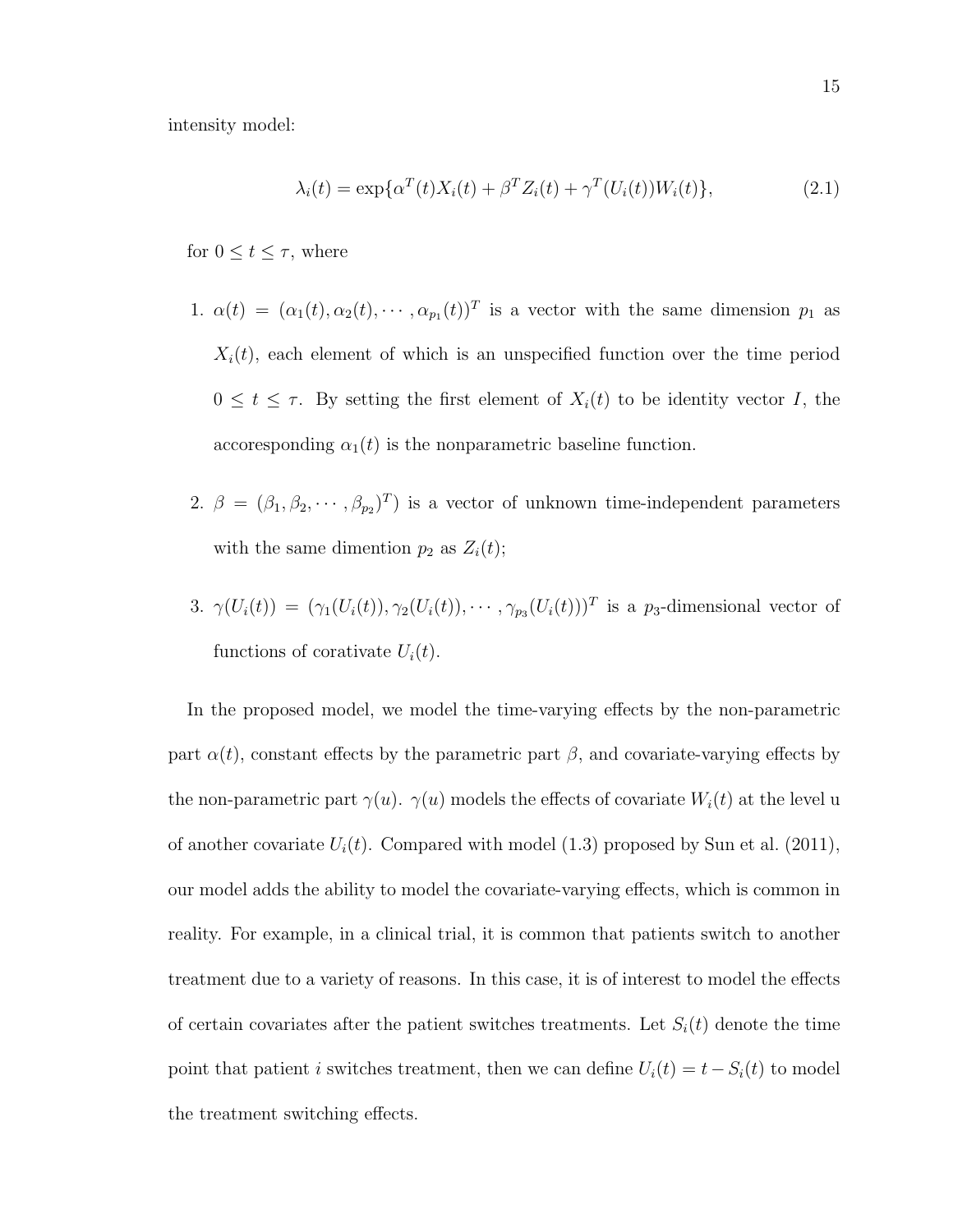intensity model:

$$\lambda_i(t) = \exp\{\alpha^T(t)X_i(t) + \beta^T Z_i(t) + \gamma^T(U_i(t))W_i(t)\}, \tag{2.1}$$

for $0 \leq t \leq \tau$, where

1. $\alpha(t) = (\alpha_1(t), \alpha_2(t), \cdots, \alpha_{p_1}(t))^T$ is a vector with the same dimension $p_1$ as $X_i(t)$, each element of which is an unspecified function over the time period $0 \leq t \leq \tau$. By setting the first element of $X_i(t)$ to be identity vector $I$, the accoresponding $\alpha_1(t)$ is the nonparametric baseline function.

2. $\beta = (\beta_1, \beta_2, \cdots, \beta_{p_2})^T)$ is a vector of unknown time-independent parameters with the same dimention $p_2$ as $Z_i(t)$;

3. $\gamma(U_i(t)) = (\gamma_1(U_i(t)), \gamma_2(U_i(t)), \cdots, \gamma_{p_3}(U_i(t)))^T$ is a $p_3$-dimensional vector of functions of corativate $U_i(t)$.

In the proposed model, we model the time-varying effects by the non-parametric part $\alpha(t)$, constant effects by the parametric part $\beta$, and covariate-varying effects by the non-parametric part $\gamma(u)$. $\gamma(u)$ models the effects of covariate $W_i(t)$ at the level u of another covariate $U_i(t)$. Compared with model (1.3) proposed by Sun et al. (2011), our model adds the ability to model the covariate-varying effects, which is common in reality. For example, in a clinical trial, it is common that patients switch to another treatment due to a variety of reasons. In this case, it is of interest to model the effects of certain covariates after the patient switches treatments. Let $S_i(t)$ denote the time point that patient $i$ switches treatment, then we can define $U_i(t) = t - S_i(t)$ to model the treatment switching effects.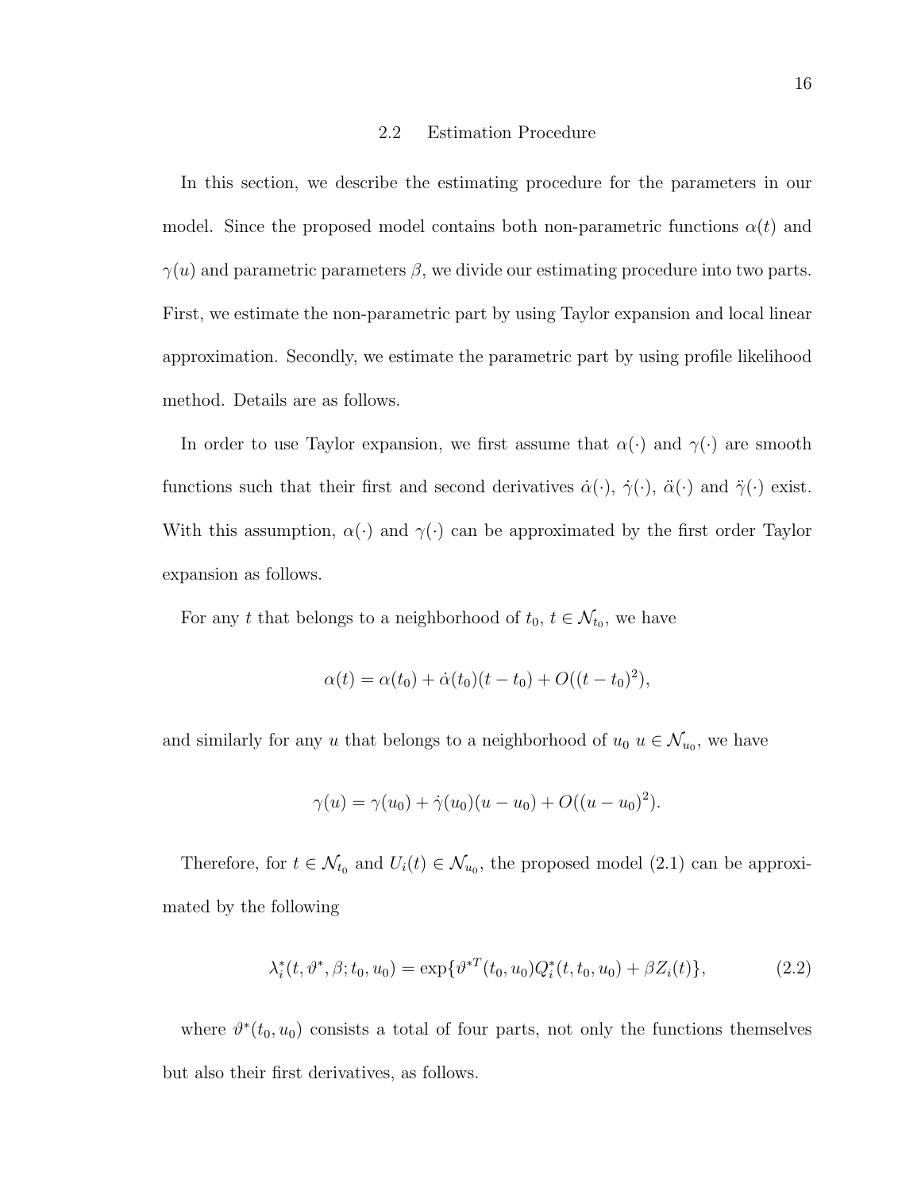## 2.2 Estimation Procedure

In this section, we describe the estimating procedure for the parameters in our model. Since the proposed model contains both non-parametric functions $\alpha(t)$ and $\gamma(u)$ and parametric parameters $\beta$, we divide our estimating procedure into two parts. First, we estimate the non-parametric part by using Taylor expansion and local linear approximation. Secondly, we estimate the parametric part by using profile likelihood method. Details are as follows.

In order to use Taylor expansion, we first assume that $\alpha(\cdot)$ and $\gamma(\cdot)$ are smooth functions such that their first and second derivatives $\dot{\alpha}(\cdot)$, $\dot{\gamma}(\cdot)$, $\ddot{\alpha}(\cdot)$ and $\ddot{\gamma}(\cdot)$ exist. With this assumption, $\alpha(\cdot)$ and $\gamma(\cdot)$ can be approximated by the first order Taylor expansion as follows.

For any $t$ that belongs to a neighborhood of $t_0$, $t \in \mathcal{N}_{t_0}$, we have

$$\alpha(t) = \alpha(t_0) + \dot{\alpha}(t_0)(t - t_0) + O((t - t_0)^2),$$

and similarly for any $u$ that belongs to a neighborhood of $u_0$ $u \in \mathcal{N}_{u_0}$, we have

$$\gamma(u) = \gamma(u_0) + \dot{\gamma}(u_0)(u - u_0) + O((u - u_0)^2).$$

Therefore, for $t \in \mathcal{N}_{t_0}$ and $U_i(t) \in \mathcal{N}_{u_0}$, the proposed model (2.1) can be approximated by the following

$$\lambda_i^*(t, \vartheta^*, \beta; t_0, u_0) = \exp\{\vartheta^{*T}(t_0, u_0) Q_i^*(t, t_0, u_0) + \beta Z_i(t)\}, \tag{2.2}$$

where $\vartheta^*(t_0, u_0)$ consists a total of four parts, not only the functions themselves but also their first derivatives, as follows.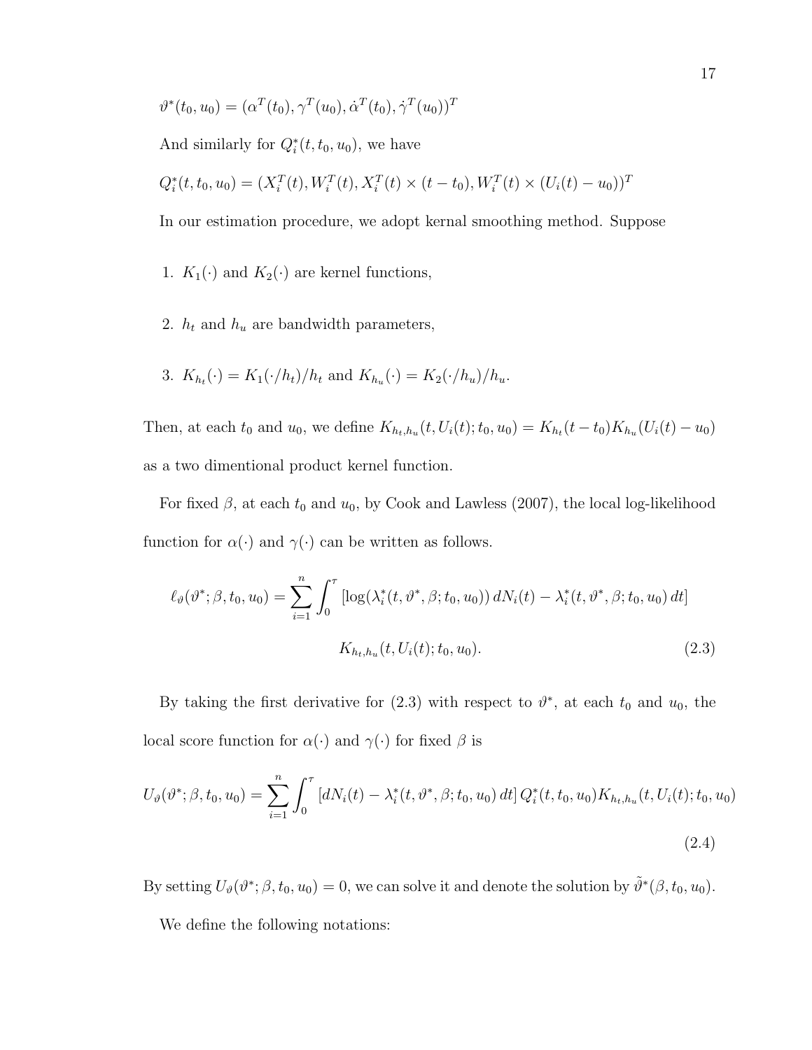$\vartheta^*(t_0, u_0) = (\alpha^T(t_0), \gamma^T(u_0), \dot{\alpha}^T(t_0), \dot{\gamma}^T(u_0))^T$

And similarly for $Q_i^*(t, t_0, u_0)$, we have

$Q_i^*(t, t_0, u_0) = (X_i^T(t), W_i^T(t), X_i^T(t) \times (t - t_0), W_i^T(t) \times (U_i(t) - u_0))^T$

In our estimation procedure, we adopt kernal smoothing method. Suppose

1. $K_1(\cdot)$ and $K_2(\cdot)$ are kernel functions,

2. $h_t$ and $h_u$ are bandwidth parameters,

3. $K_{h_t}(\cdot) = K_1(\cdot/h_t)/h_t$ and $K_{h_u}(\cdot) = K_2(\cdot/h_u)/h_u$.

Then, at each $t_0$ and $u_0$, we define $K_{h_t,h_u}(t, U_i(t); t_0, u_0) = K_{h_t}(t - t_0)K_{h_u}(U_i(t) - u_0)$ as a two dimentional product kernel function.

For fixed $\beta$, at each $t_0$ and $u_0$, by Cook and Lawless (2007), the local log-likelihood function for $\alpha(\cdot)$ and $\gamma(\cdot)$ can be written as follows.

$$\ell_\vartheta(\vartheta^*; \beta, t_0, u_0) = \sum_{i=1}^{n} \int_0^\tau \left[\log(\lambda_i^*(t, \vartheta^*, \beta; t_0, u_0))\, dN_i(t) - \lambda_i^*(t, \vartheta^*, \beta; t_0, u_0)\, dt\right] K_{h_t,h_u}(t, U_i(t); t_0, u_0). \tag{2.3}$$

By taking the first derivative for (2.3) with respect to $\vartheta^*$, at each $t_0$ and $u_0$, the local score function for $\alpha(\cdot)$ and $\gamma(\cdot)$ for fixed $\beta$ is

$$U_\vartheta(\vartheta^*; \beta, t_0, u_0) = \sum_{i=1}^{n} \int_0^\tau \left[dN_i(t) - \lambda_i^*(t, \vartheta^*, \beta; t_0, u_0)\, dt\right] Q_i^*(t, t_0, u_0) K_{h_t,h_u}(t, U_i(t); t_0, u_0) \tag{2.4}$$

By setting $U_\vartheta(\vartheta^*; \beta, t_0, u_0) = 0$, we can solve it and denote the solution by $\tilde{\vartheta}^*(\beta, t_0, u_0)$.

We define the following notations: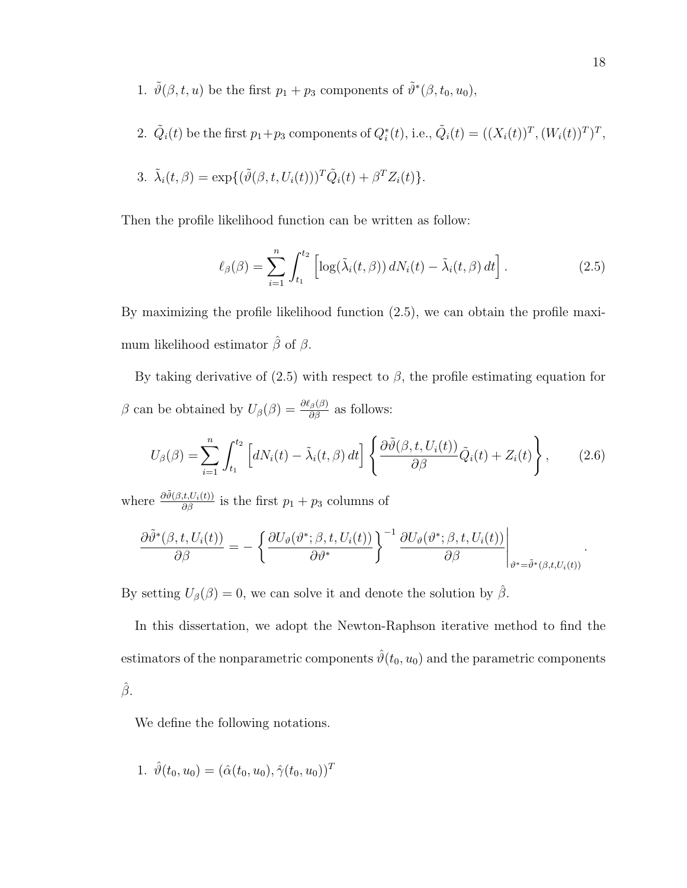1. $\tilde{\vartheta}(\beta, t, u)$ be the first $p_1 + p_3$ components of $\tilde{\vartheta}^*(\beta, t_0, u_0)$,

2. $\tilde{Q}_i(t)$ be the first $p_1+p_3$ components of $Q_i^*(t)$, i.e., $\tilde{Q}_i(t) = ((X_i(t))^T, (W_i(t))^T)^T$,

3. $\tilde{\lambda}_i(t, \beta) = \exp\{(\tilde{\vartheta}(\beta, t, U_i(t)))^T \tilde{Q}_i(t) + \beta^T Z_i(t)\}$.

Then the profile likelihood function can be written as follow:

$$\ell_\beta(\beta) = \sum_{i=1}^{n} \int_{t_1}^{t_2} \left[ \log(\tilde{\lambda}_i(t, \beta))\, dN_i(t) - \tilde{\lambda}_i(t, \beta)\, dt \right]. \tag{2.5}$$

By maximizing the profile likelihood function (2.5), we can obtain the profile maximum likelihood estimator $\hat{\beta}$ of $\beta$.

By taking derivative of (2.5) with respect to $\beta$, the profile estimating equation for $\beta$ can be obtained by $U_\beta(\beta) = \frac{\partial \ell_\beta(\beta)}{\partial \beta}$ as follows:

$$U_\beta(\beta) = \sum_{i=1}^{n} \int_{t_1}^{t_2} \left[ dN_i(t) - \tilde{\lambda}_i(t, \beta)\, dt \right] \left\{ \frac{\partial \tilde{\vartheta}(\beta, t, U_i(t))}{\partial \beta} \tilde{Q}_i(t) + Z_i(t) \right\}, \tag{2.6}$$

where $\frac{\partial \tilde{\vartheta}(\beta, t, U_i(t))}{\partial \beta}$ is the first $p_1 + p_3$ columns of

$$\frac{\partial \tilde{\vartheta}^*(\beta, t, U_i(t))}{\partial \beta} = - \left\{ \frac{\partial U_\vartheta(\vartheta^*; \beta, t, U_i(t))}{\partial \vartheta^*} \right\}^{-1} \frac{\partial U_\vartheta(\vartheta^*; \beta, t, U_i(t))}{\partial \beta} \Bigg|_{\vartheta^* = \tilde{\vartheta}^*(\beta, t, U_i(t))}.$$

By setting $U_\beta(\beta) = 0$, we can solve it and denote the solution by $\hat{\beta}$.

In this dissertation, we adopt the Newton-Raphson iterative method to find the estimators of the nonparametric components $\hat{\vartheta}(t_0, u_0)$ and the parametric components $\hat{\beta}$.

We define the following notations.

1. $\hat{\vartheta}(t_0, u_0) = (\hat{\alpha}(t_0, u_0), \hat{\gamma}(t_0, u_0))^T$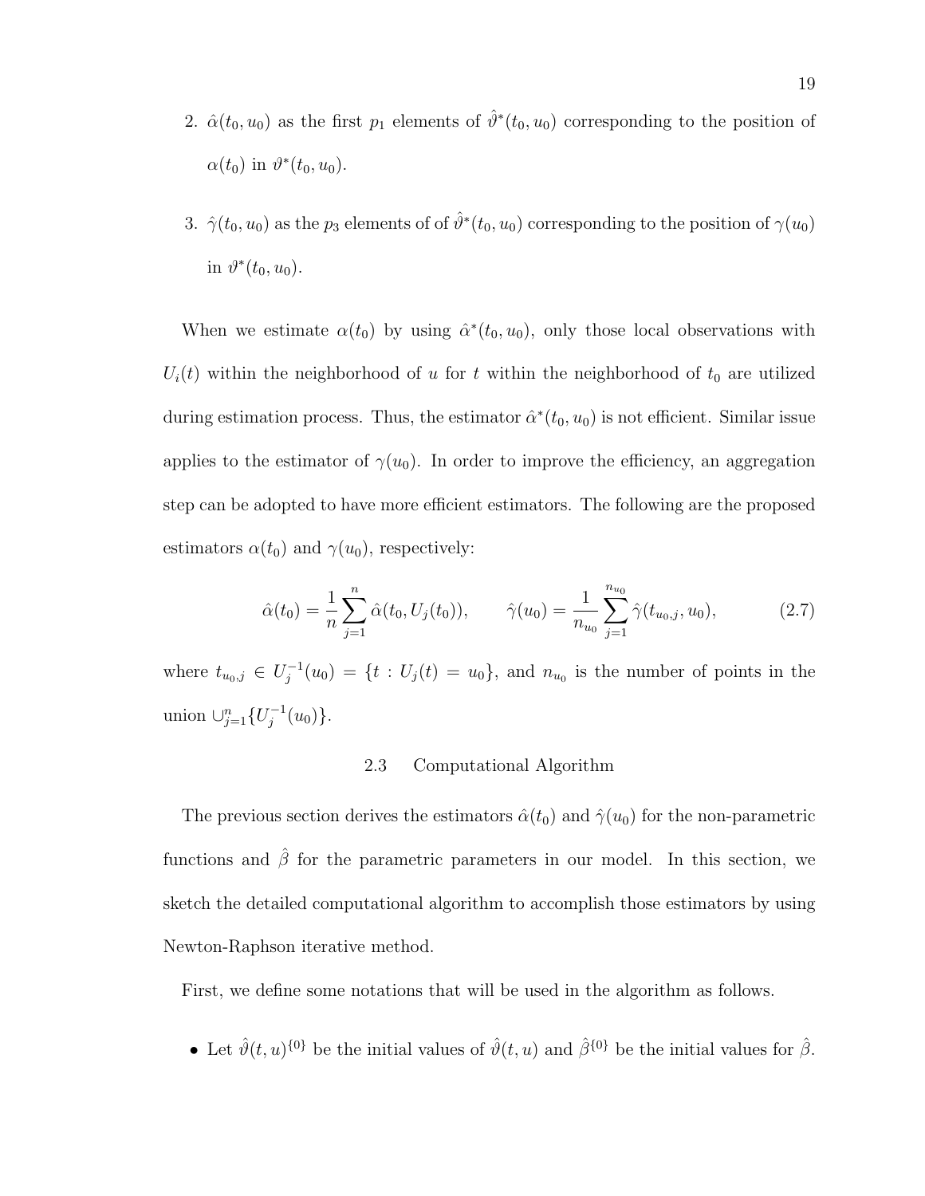2. $\hat{\alpha}(t_0, u_0)$ as the first $p_1$ elements of $\hat{\vartheta}^*(t_0, u_0)$ corresponding to the position of $\alpha(t_0)$ in $\vartheta^*(t_0, u_0)$.

3. $\hat{\gamma}(t_0, u_0)$ as the $p_3$ elements of of $\hat{\vartheta}^*(t_0, u_0)$ corresponding to the position of $\gamma(u_0)$ in $\vartheta^*(t_0, u_0)$.

When we estimate $\alpha(t_0)$ by using $\hat{\alpha}^*(t_0, u_0)$, only those local observations with $U_i(t)$ within the neighborhood of $u$ for $t$ within the neighborhood of $t_0$ are utilized during estimation process. Thus, the estimator $\hat{\alpha}^*(t_0, u_0)$ is not efficient. Similar issue applies to the estimator of $\gamma(u_0)$. In order to improve the efficiency, an aggregation step can be adopted to have more efficient estimators. The following are the proposed estimators $\alpha(t_0)$ and $\gamma(u_0)$, respectively:

$$\hat{\alpha}(t_0) = \frac{1}{n}\sum_{j=1}^{n} \hat{\alpha}(t_0, U_j(t_0)), \qquad \hat{\gamma}(u_0) = \frac{1}{n_{u_0}}\sum_{j=1}^{n_{u_0}} \hat{\gamma}(t_{u_0,j}, u_0), \tag{2.7}$$

where $t_{u_0,j} \in U_j^{-1}(u_0) = \{t : U_j(t) = u_0\}$, and $n_{u_0}$ is the number of points in the union $\cup_{j=1}^{n}\{U_j^{-1}(u_0)\}$.

## 2.3 Computational Algorithm

The previous section derives the estimators $\hat{\alpha}(t_0)$ and $\hat{\gamma}(u_0)$ for the non-parametric functions and $\hat{\beta}$ for the parametric parameters in our model. In this section, we sketch the detailed computational algorithm to accomplish those estimators by using Newton-Raphson iterative method.

First, we define some notations that will be used in the algorithm as follows.

- Let $\hat{\vartheta}(t, u)^{\{0\}}$ be the initial values of $\hat{\vartheta}(t, u)$ and $\hat{\beta}^{\{0\}}$ be the initial values for $\hat{\beta}$.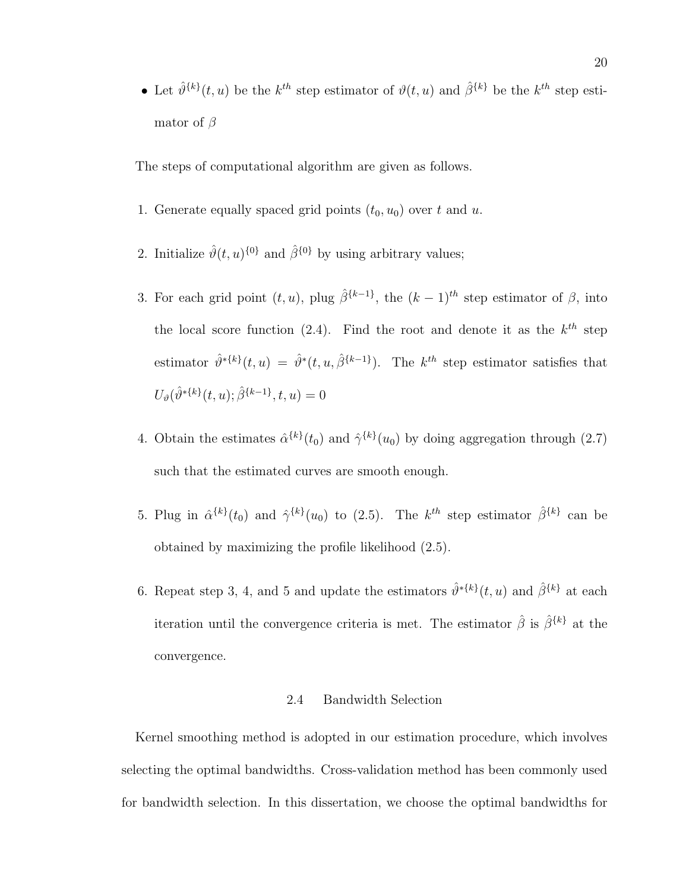- Let $\hat{\vartheta}^{\{k\}}(t,u)$ be the $k^{th}$ step estimator of $\vartheta(t,u)$ and $\hat{\beta}^{\{k\}}$ be the $k^{th}$ step estimator of $\beta$

The steps of computational algorithm are given as follows.

1. Generate equally spaced grid points $(t_0, u_0)$ over $t$ and $u$.

2. Initialize $\hat{\vartheta}(t,u)^{\{0\}}$ and $\hat{\beta}^{\{0\}}$ by using arbitrary values;

3. For each grid point $(t,u)$, plug $\hat{\beta}^{\{k-1\}}$, the $(k-1)^{th}$ step estimator of $\beta$, into the local score function (2.4). Find the root and denote it as the $k^{th}$ step estimator $\hat{\vartheta}^{*\{k\}}(t,u) = \hat{\vartheta}^{*}(t,u,\hat{\beta}^{\{k-1\}})$. The $k^{th}$ step estimator satisfies that $U_{\vartheta}(\hat{\vartheta}^{*\{k\}}(t,u); \hat{\beta}^{\{k-1\}}, t, u) = 0$

4. Obtain the estimates $\hat{\alpha}^{\{k\}}(t_0)$ and $\hat{\gamma}^{\{k\}}(u_0)$ by doing aggregation through (2.7) such that the estimated curves are smooth enough.

5. Plug in $\hat{\alpha}^{\{k\}}(t_0)$ and $\hat{\gamma}^{\{k\}}(u_0)$ to (2.5). The $k^{th}$ step estimator $\hat{\beta}^{\{k\}}$ can be obtained by maximizing the profile likelihood (2.5).

6. Repeat step 3, 4, and 5 and update the estimators $\hat{\vartheta}^{*\{k\}}(t,u)$ and $\hat{\beta}^{\{k\}}$ at each iteration until the convergence criteria is met. The estimator $\hat{\beta}$ is $\hat{\beta}^{\{k\}}$ at the convergence.

## 2.4 Bandwidth Selection

Kernel smoothing method is adopted in our estimation procedure, which involves selecting the optimal bandwidths. Cross-validation method has been commonly used for bandwidth selection. In this dissertation, we choose the optimal bandwidths for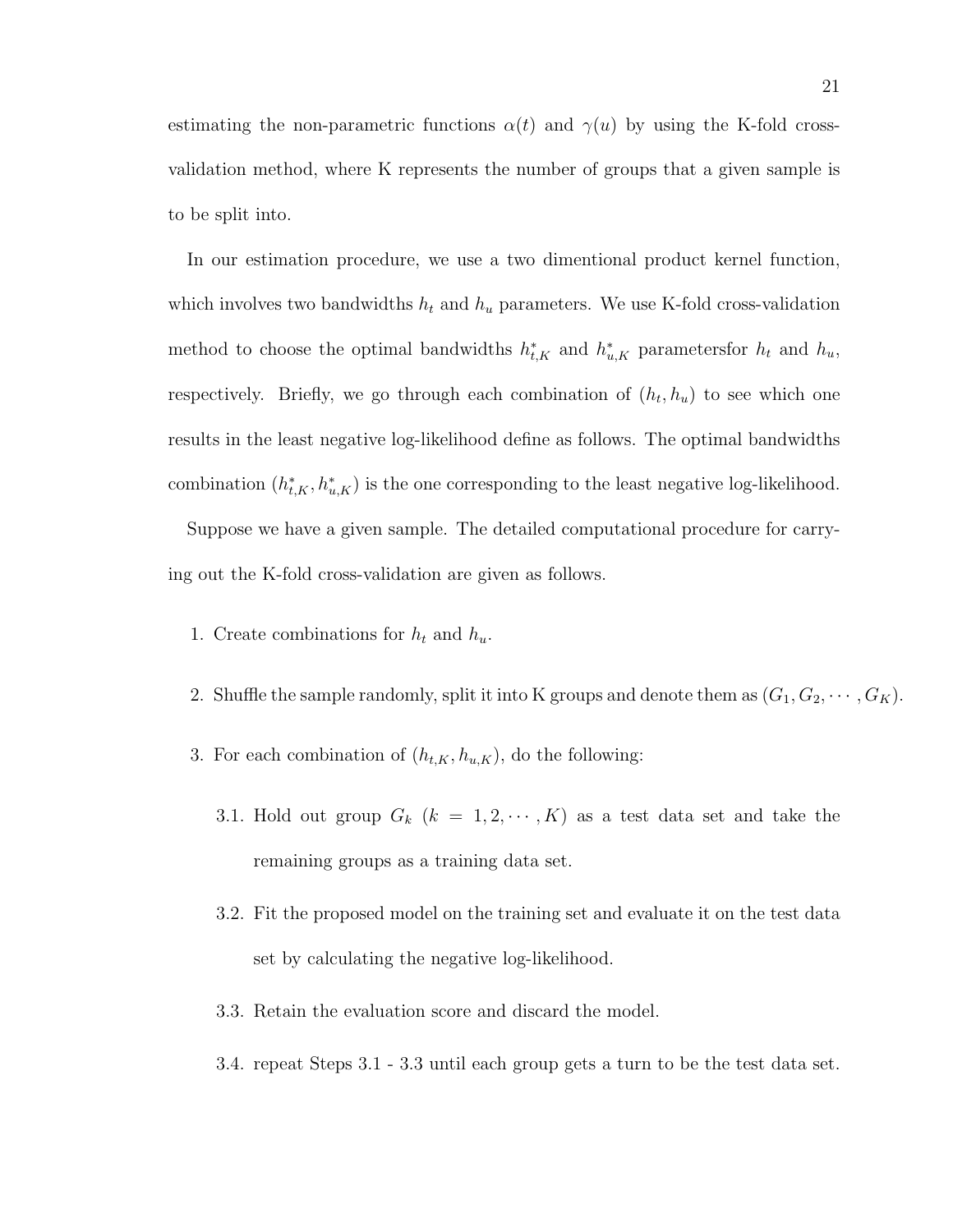estimating the non-parametric functions $\alpha(t)$ and $\gamma(u)$ by using the K-fold cross-validation method, where K represents the number of groups that a given sample is to be split into.

In our estimation procedure, we use a two dimentional product kernel function, which involves two bandwidths $h_t$ and $h_u$ parameters. We use K-fold cross-validation method to choose the optimal bandwidths $h^*_{t,K}$ and $h^*_{u,K}$ parametersfor $h_t$ and $h_u$, respectively. Briefly, we go through each combination of $(h_t, h_u)$ to see which one results in the least negative log-likelihood define as follows. The optimal bandwidths combination $(h^*_{t,K}, h^*_{u,K})$ is the one corresponding to the least negative log-likelihood.

Suppose we have a given sample. The detailed computational procedure for carrying out the K-fold cross-validation are given as follows.

1. Create combinations for $h_t$ and $h_u$.
2. Shuffle the sample randomly, split it into K groups and denote them as $(G_1, G_2, \cdots, G_K)$.
3. For each combination of $(h_{t,K}, h_{u,K})$, do the following:
   - 3.1. Hold out group $G_k$ $(k = 1, 2, \cdots, K)$ as a test data set and take the remaining groups as a training data set.
   - 3.2. Fit the proposed model on the training set and evaluate it on the test data set by calculating the negative log-likelihood.
   - 3.3. Retain the evaluation score and discard the model.
   - 3.4. repeat Steps 3.1 - 3.3 until each group gets a turn to be the test data set.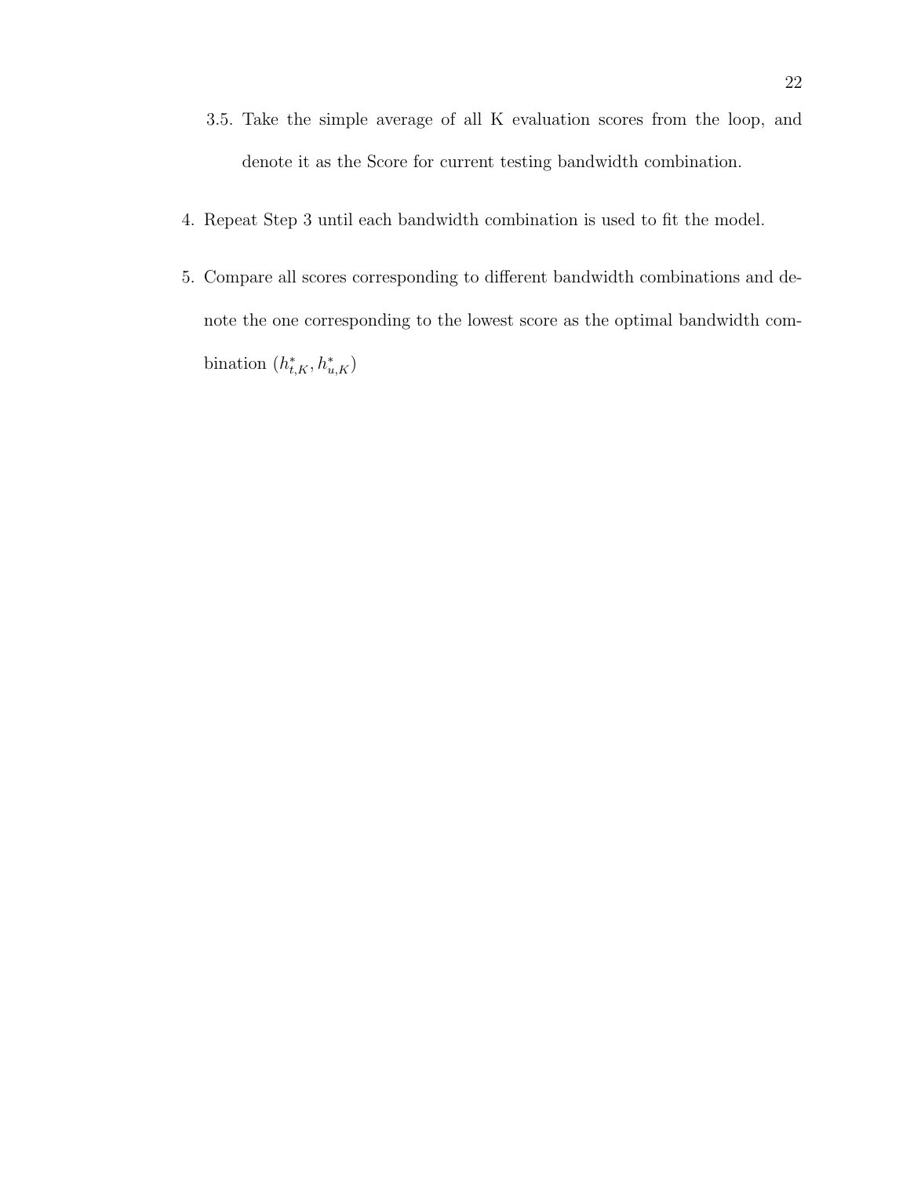3.5. Take the simple average of all K evaluation scores from the loop, and denote it as the Score for current testing bandwidth combination.

4. Repeat Step 3 until each bandwidth combination is used to fit the model.

5. Compare all scores corresponding to different bandwidth combinations and denote the one corresponding to the lowest score as the optimal bandwidth combination $(h^*_{t,K}, h^*_{u,K})$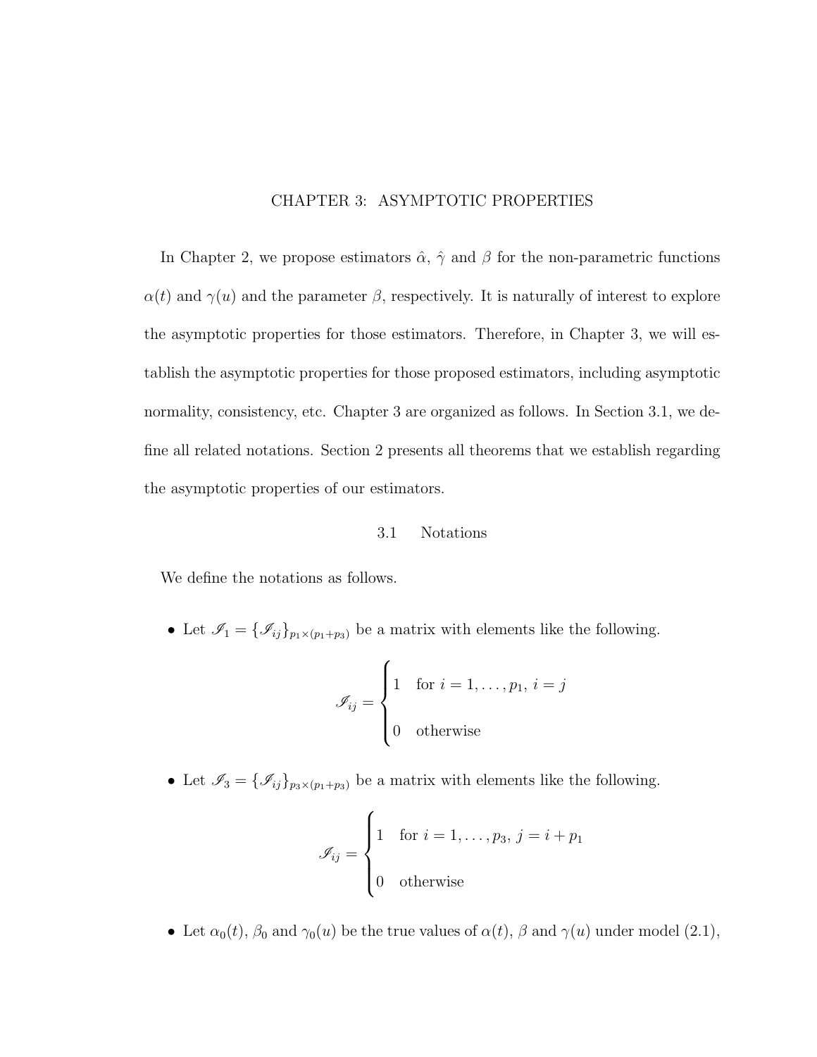# CHAPTER 3: ASYMPTOTIC PROPERTIES

In Chapter 2, we propose estimators $\hat{\alpha}$, $\hat{\gamma}$ and $\beta$ for the non-parametric functions $\alpha(t)$ and $\gamma(u)$ and the parameter $\beta$, respectively. It is naturally of interest to explore the asymptotic properties for those estimators. Therefore, in Chapter 3, we will establish the asymptotic properties for those proposed estimators, including asymptotic normality, consistency, etc. Chapter 3 are organized as follows. In Section 3.1, we define all related notations. Section 2 presents all theorems that we establish regarding the asymptotic properties of our estimators.

## 3.1 Notations

We define the notations as follows.

- Let $\mathscr{I}_1 = \{\mathscr{I}_{ij}\}_{p_1 \times (p_1+p_3)}$ be a matrix with elements like the following.

$$\mathscr{I}_{ij} = \begin{cases} 1 & \text{for } i = 1, \ldots, p_1,\ i = j \\ 0 & \text{otherwise} \end{cases}$$

- Let $\mathscr{I}_3 = \{\mathscr{I}_{ij}\}_{p_3 \times (p_1+p_3)}$ be a matrix with elements like the following.

$$\mathscr{I}_{ij} = \begin{cases} 1 & \text{for } i = 1, \ldots, p_3,\ j = i + p_1 \\ 0 & \text{otherwise} \end{cases}$$

- Let $\alpha_0(t)$, $\beta_0$ and $\gamma_0(u)$ be the true values of $\alpha(t)$, $\beta$ and $\gamma(u)$ under model (2.1),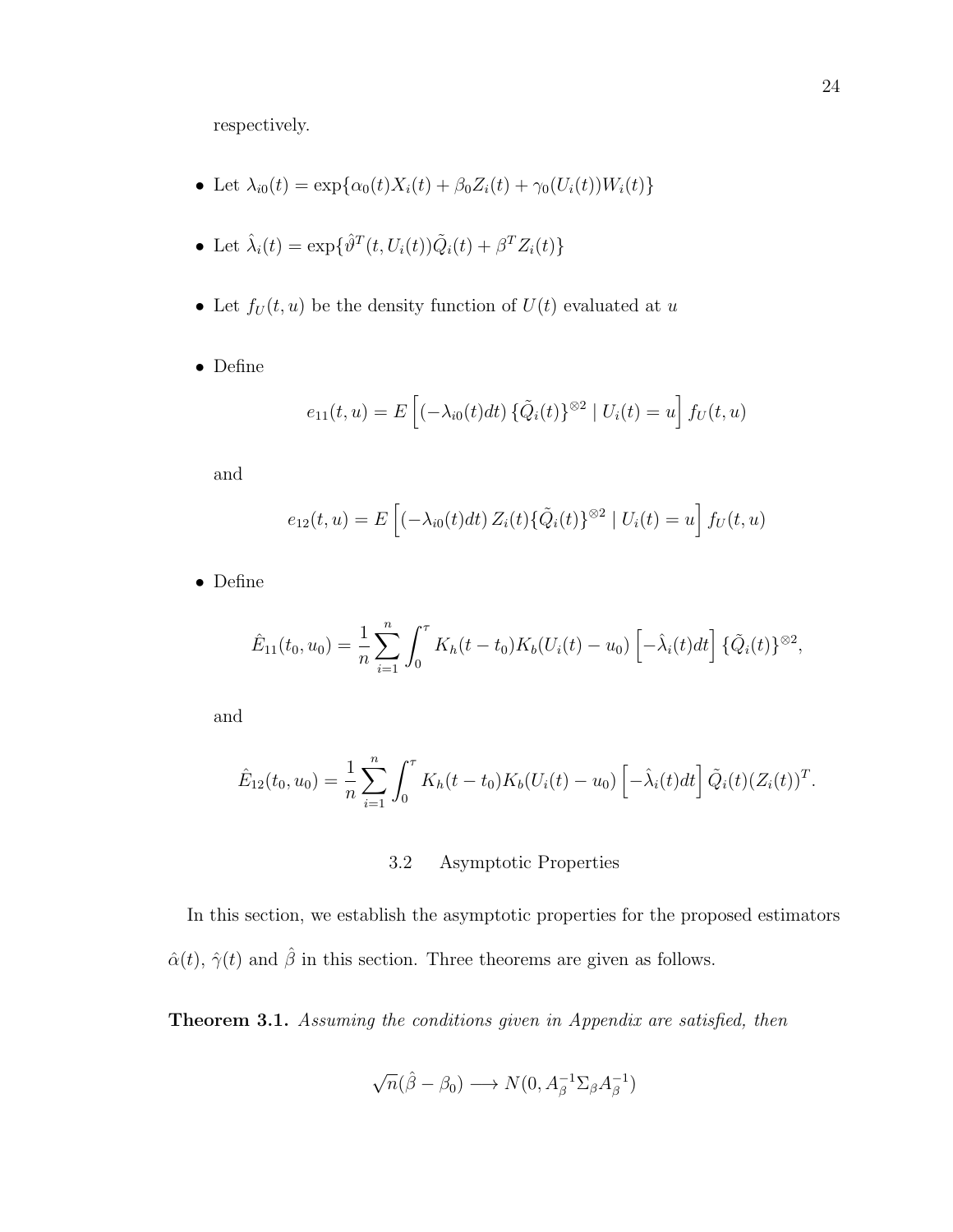respectively.

- Let $\lambda_{i0}(t) = \exp\{\alpha_0(t)X_i(t) + \beta_0 Z_i(t) + \gamma_0(U_i(t))W_i(t)\}$

- Let $\hat{\lambda}_i(t) = \exp\{\hat{\vartheta}^T(t, U_i(t))\tilde{Q}_i(t) + \beta^T Z_i(t)\}$

- Let $f_U(t, u)$ be the density function of $U(t)$ evaluated at $u$

- Define

$$e_{11}(t, u) = E\left[(-\lambda_{i0}(t)dt)\{\tilde{Q}_i(t)\}^{\otimes 2} \mid U_i(t) = u\right] f_U(t, u)$$

and

$$e_{12}(t, u) = E\left[(-\lambda_{i0}(t)dt)\, Z_i(t)\{\tilde{Q}_i(t)\}^{\otimes 2} \mid U_i(t) = u\right] f_U(t, u)$$

- Define

$$\hat{E}_{11}(t_0, u_0) = \frac{1}{n}\sum_{i=1}^{n}\int_0^{\tau} K_h(t - t_0)K_b(U_i(t) - u_0)\left[-\hat{\lambda}_i(t)dt\right]\{\tilde{Q}_i(t)\}^{\otimes 2},$$

and

$$\hat{E}_{12}(t_0, u_0) = \frac{1}{n}\sum_{i=1}^{n}\int_0^{\tau} K_h(t - t_0)K_b(U_i(t) - u_0)\left[-\hat{\lambda}_i(t)dt\right]\tilde{Q}_i(t)(Z_i(t))^T.$$

## 3.2 Asymptotic Properties

In this section, we establish the asymptotic properties for the proposed estimators $\hat{\alpha}(t)$, $\hat{\gamma}(t)$ and $\hat{\beta}$ in this section. Three theorems are given as follows.

**Theorem 3.1.** *Assuming the conditions given in Appendix are satisfied, then*

$$\sqrt{n}(\hat{\beta} - \beta_0) \longrightarrow N(0, A_\beta^{-1}\Sigma_\beta A_\beta^{-1})$$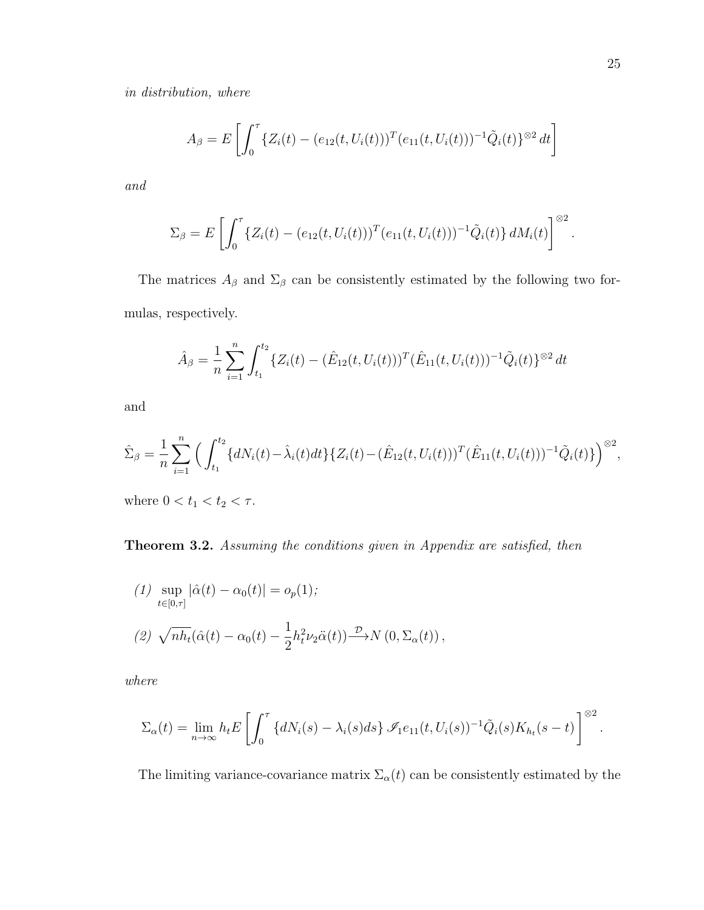*in distribution, where*

$$A_\beta = E\left[\int_0^\tau \{Z_i(t) - (e_{12}(t, U_i(t)))^T (e_{11}(t, U_i(t)))^{-1} \tilde{Q}_i(t)\}^{\otimes 2}\, dt\right]$$

*and*

$$\Sigma_\beta = E\left[\int_0^\tau \{Z_i(t) - (e_{12}(t, U_i(t)))^T (e_{11}(t, U_i(t)))^{-1} \tilde{Q}_i(t)\}\, dM_i(t)\right]^{\otimes 2}.$$

The matrices $A_\beta$ and $\Sigma_\beta$ can be consistently estimated by the following two formulas, respectively.

$$\hat{A}_\beta = \frac{1}{n}\sum_{i=1}^n \int_{t_1}^{t_2} \{Z_i(t) - (\hat{E}_{12}(t, U_i(t)))^T (\hat{E}_{11}(t, U_i(t)))^{-1} \tilde{Q}_i(t)\}^{\otimes 2}\, dt$$

and

$$\hat{\Sigma}_\beta = \frac{1}{n}\sum_{i=1}^n \Big(\int_{t_1}^{t_2} \{dN_i(t) - \hat{\lambda}_i(t)dt\}\{Z_i(t) - (\hat{E}_{12}(t, U_i(t)))^T (\hat{E}_{11}(t, U_i(t)))^{-1} \tilde{Q}_i(t)\}\Big)^{\otimes 2},$$

where $0 < t_1 < t_2 < \tau$.

**Theorem 3.2.** *Assuming the conditions given in Appendix are satisfied, then*

*(1)* $\sup_{t\in[0,\tau]} |\hat{\alpha}(t) - \alpha_0(t)| = o_p(1)$;

*(2)* $\sqrt{nh_t}(\hat{\alpha}(t) - \alpha_0(t) - \frac{1}{2}h_t^2 \nu_2 \ddot{\alpha}(t)) \xrightarrow{\mathcal{D}} N\left(0, \Sigma_\alpha(t)\right)$,

*where*

$$\Sigma_\alpha(t) = \lim_{n\to\infty} h_t E\left[\int_0^\tau \{dN_i(s) - \lambda_i(s)ds\}\, \mathscr{I}_1 e_{11}(t, U_i(s))^{-1} \tilde{Q}_i(s) K_{h_t}(s-t)\right]^{\otimes 2}.$$

The limiting variance-covariance matrix $\Sigma_\alpha(t)$ can be consistently estimated by the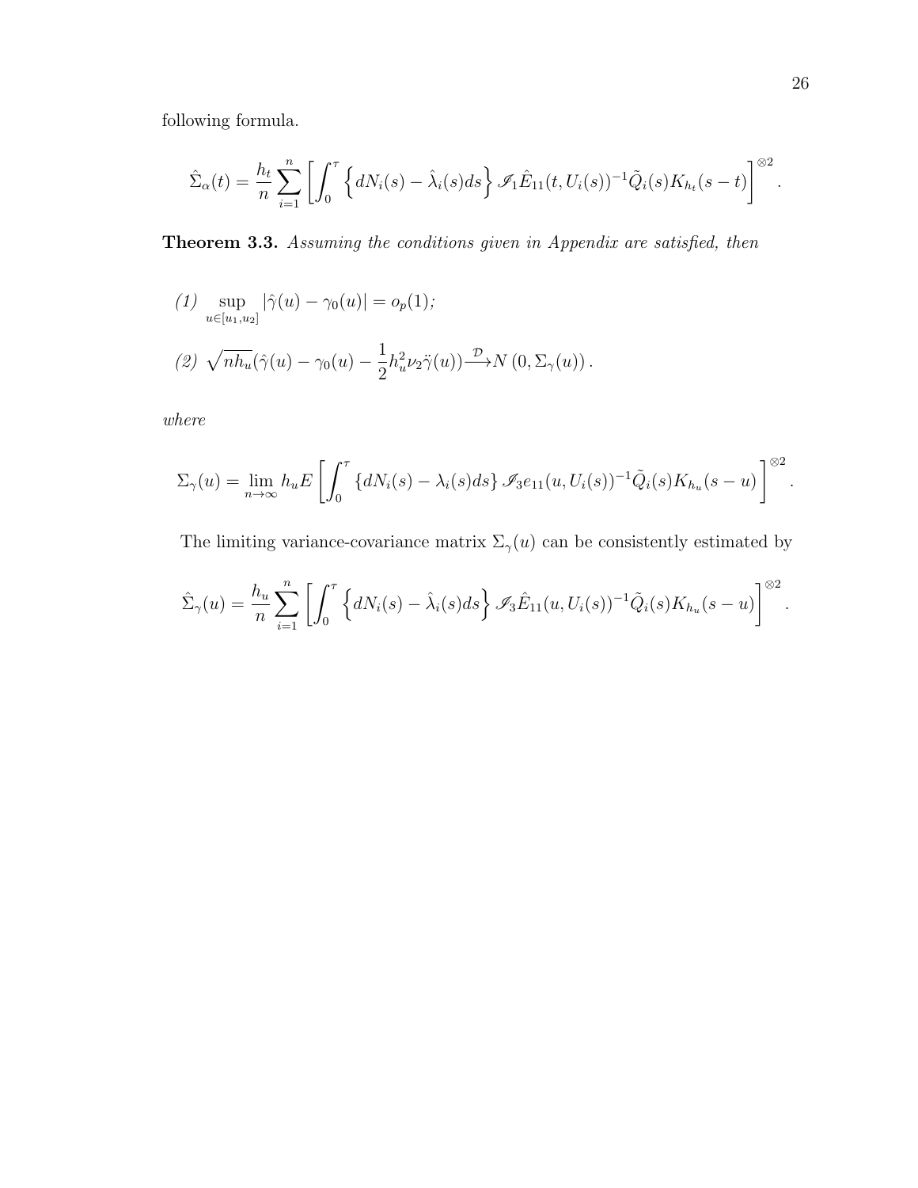following formula.

$$\hat{\Sigma}_\alpha(t) = \frac{h_t}{n} \sum_{i=1}^{n} \left[ \int_0^\tau \left\{ dN_i(s) - \hat{\lambda}_i(s)ds \right\} \mathscr{I}_1 \hat{E}_{11}(t, U_i(s))^{-1} \tilde{Q}_i(s) K_{h_t}(s-t) \right]^{\otimes 2}.$$

**Theorem 3.3.** *Assuming the conditions given in Appendix are satisfied, then*

*(1)* $\sup_{u \in [u_1, u_2]} |\hat{\gamma}(u) - \gamma_0(u)| = o_p(1)$*;*

*(2)* $\sqrt{nh_u}(\hat{\gamma}(u) - \gamma_0(u) - \frac{1}{2} h_u^2 \nu_2 \ddot{\gamma}(u)) \xrightarrow{\mathcal{D}} N\left(0, \Sigma_\gamma(u)\right).$

*where*

$$\Sigma_\gamma(u) = \lim_{n \to \infty} h_u E \left[ \int_0^\tau \left\{ dN_i(s) - \lambda_i(s)ds \right\} \mathscr{I}_3 e_{11}(u, U_i(s))^{-1} \tilde{Q}_i(s) K_{h_u}(s-u) \right]^{\otimes 2}.$$

The limiting variance-covariance matrix $\Sigma_\gamma(u)$ can be consistently estimated by

$$\hat{\Sigma}_\gamma(u) = \frac{h_u}{n} \sum_{i=1}^{n} \left[ \int_0^\tau \left\{ dN_i(s) - \hat{\lambda}_i(s)ds \right\} \mathscr{I}_3 \hat{E}_{11}(u, U_i(s))^{-1} \tilde{Q}_i(s) K_{h_u}(s-u) \right]^{\otimes 2}.$$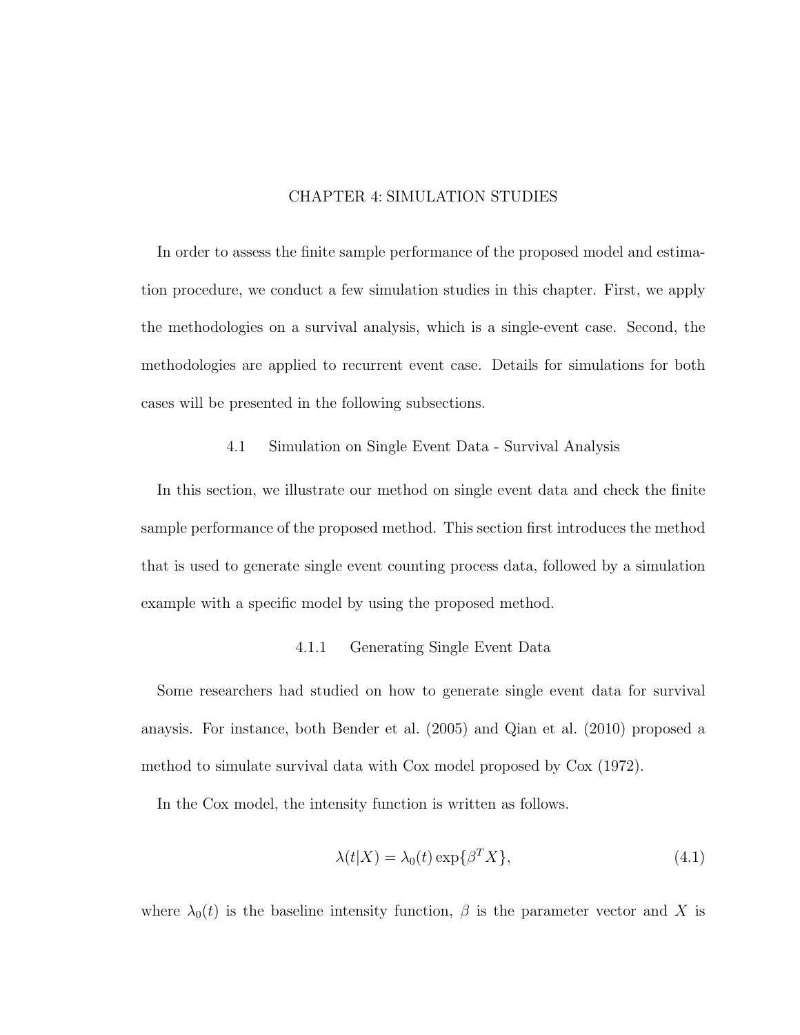# CHAPTER 4: SIMULATION STUDIES

In order to assess the finite sample performance of the proposed model and estimation procedure, we conduct a few simulation studies in this chapter. First, we apply the methodologies on a survival analysis, which is a single-event case. Second, the methodologies are applied to recurrent event case. Details for simulations for both cases will be presented in the following subsections.

## 4.1 Simulation on Single Event Data - Survival Analysis

In this section, we illustrate our method on single event data and check the finite sample performance of the proposed method. This section first introduces the method that is used to generate single event counting process data, followed by a simulation example with a specific model by using the proposed method.

### 4.1.1 Generating Single Event Data

Some researchers had studied on how to generate single event data for survival anaysis. For instance, both Bender et al. (2005) and Qian et al. (2010) proposed a method to simulate survival data with Cox model proposed by Cox (1972).

In the Cox model, the intensity function is written as follows.

$$\lambda(t|X) = \lambda_0(t) \exp\{\beta^T X\}, \tag{4.1}$$

where $\lambda_0(t)$ is the baseline intensity function, $\beta$ is the parameter vector and $X$ is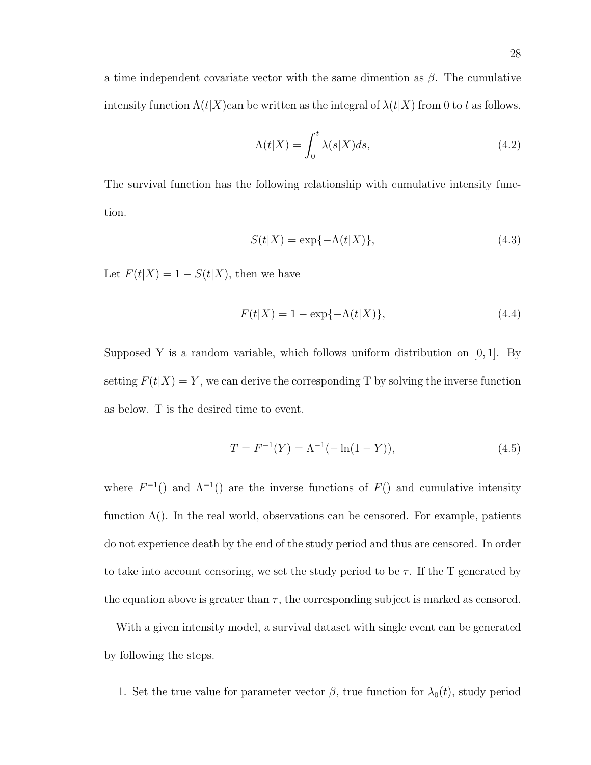a time independent covariate vector with the same dimention as $\beta$. The cumulative intensity function $\Lambda(t|X)$can be written as the integral of $\lambda(t|X)$ from 0 to $t$ as follows.

$$\Lambda(t|X) = \int_0^t \lambda(s|X)ds, \tag{4.2}$$

The survival function has the following relationship with cumulative intensity function.

$$S(t|X) = \exp\{-\Lambda(t|X)\}, \tag{4.3}$$

Let $F(t|X) = 1 - S(t|X)$, then we have

$$F(t|X) = 1 - \exp\{-\Lambda(t|X)\}, \tag{4.4}$$

Supposed Y is a random variable, which follows uniform distribution on $[0, 1]$. By setting $F(t|X) = Y$, we can derive the corresponding T by solving the inverse function as below. T is the desired time to event.

$$T = F^{-1}(Y) = \Lambda^{-1}(-\ln(1 - Y)), \tag{4.5}$$

where $F^{-1}()$ and $\Lambda^{-1}()$ are the inverse functions of $F()$ and cumulative intensity function $\Lambda()$. In the real world, observations can be censored. For example, patients do not experience death by the end of the study period and thus are censored. In order to take into account censoring, we set the study period to be $\tau$. If the T generated by the equation above is greater than $\tau$, the corresponding subject is marked as censored.

With a given intensity model, a survival dataset with single event can be generated by following the steps.

1. Set the true value for parameter vector $\beta$, true function for $\lambda_0(t)$, study period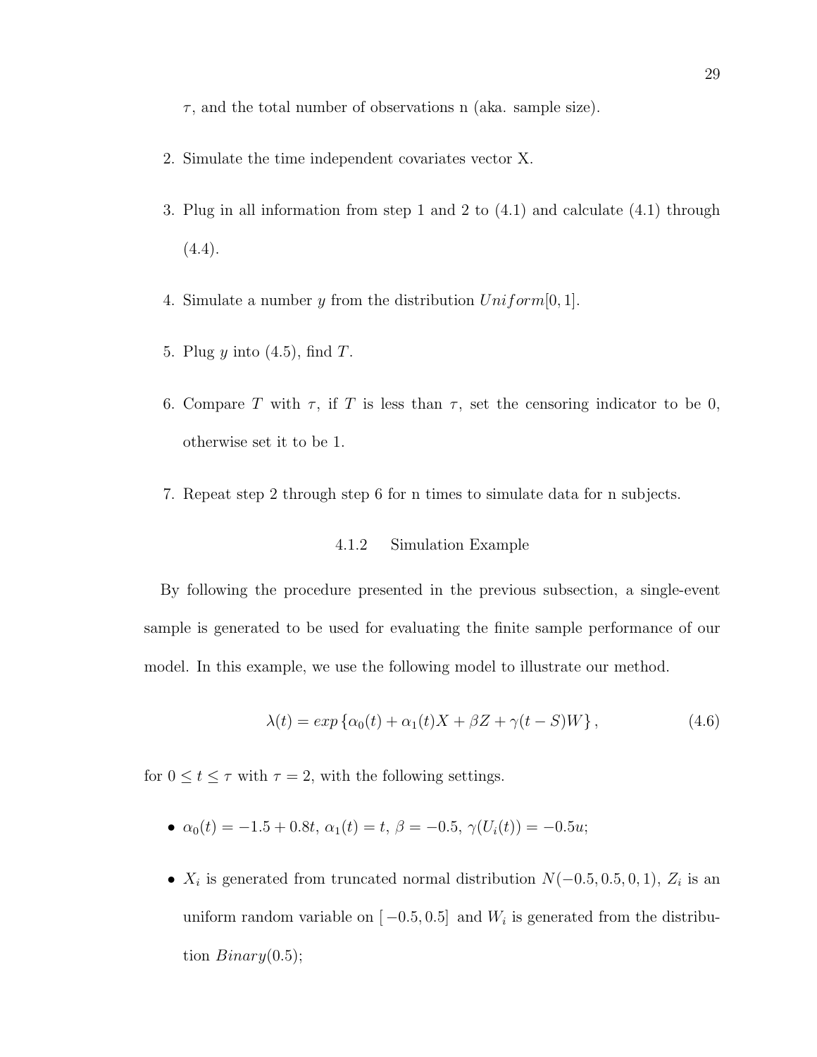$\tau$, and the total number of observations n (aka. sample size).

2. Simulate the time independent covariates vector X.

3. Plug in all information from step 1 and 2 to (4.1) and calculate (4.1) through (4.4).

4. Simulate a number $y$ from the distribution $Uniform[0, 1]$.

5. Plug $y$ into (4.5), find $T$.

6. Compare $T$ with $\tau$, if $T$ is less than $\tau$, set the censoring indicator to be 0, otherwise set it to be 1.

7. Repeat step 2 through step 6 for n times to simulate data for n subjects.

### 4.1.2 Simulation Example

By following the procedure presented in the previous subsection, a single-event sample is generated to be used for evaluating the finite sample performance of our model. In this example, we use the following model to illustrate our method.

$$\lambda(t) = exp\left\{\alpha_0(t) + \alpha_1(t)X + \beta Z + \gamma(t - S)W\right\}, \tag{4.6}$$

for $0 \leq t \leq \tau$ with $\tau = 2$, with the following settings.

- $\alpha_0(t) = -1.5 + 0.8t$, $\alpha_1(t) = t$, $\beta = -0.5$, $\gamma(U_i(t)) = -0.5u$;
- $X_i$ is generated from truncated normal distribution $N(-0.5, 0.5, 0, 1)$, $Z_i$ is an uniform random variable on $[-0.5, 0.5]$ and $W_i$ is generated from the distribution $Binary(0.5)$;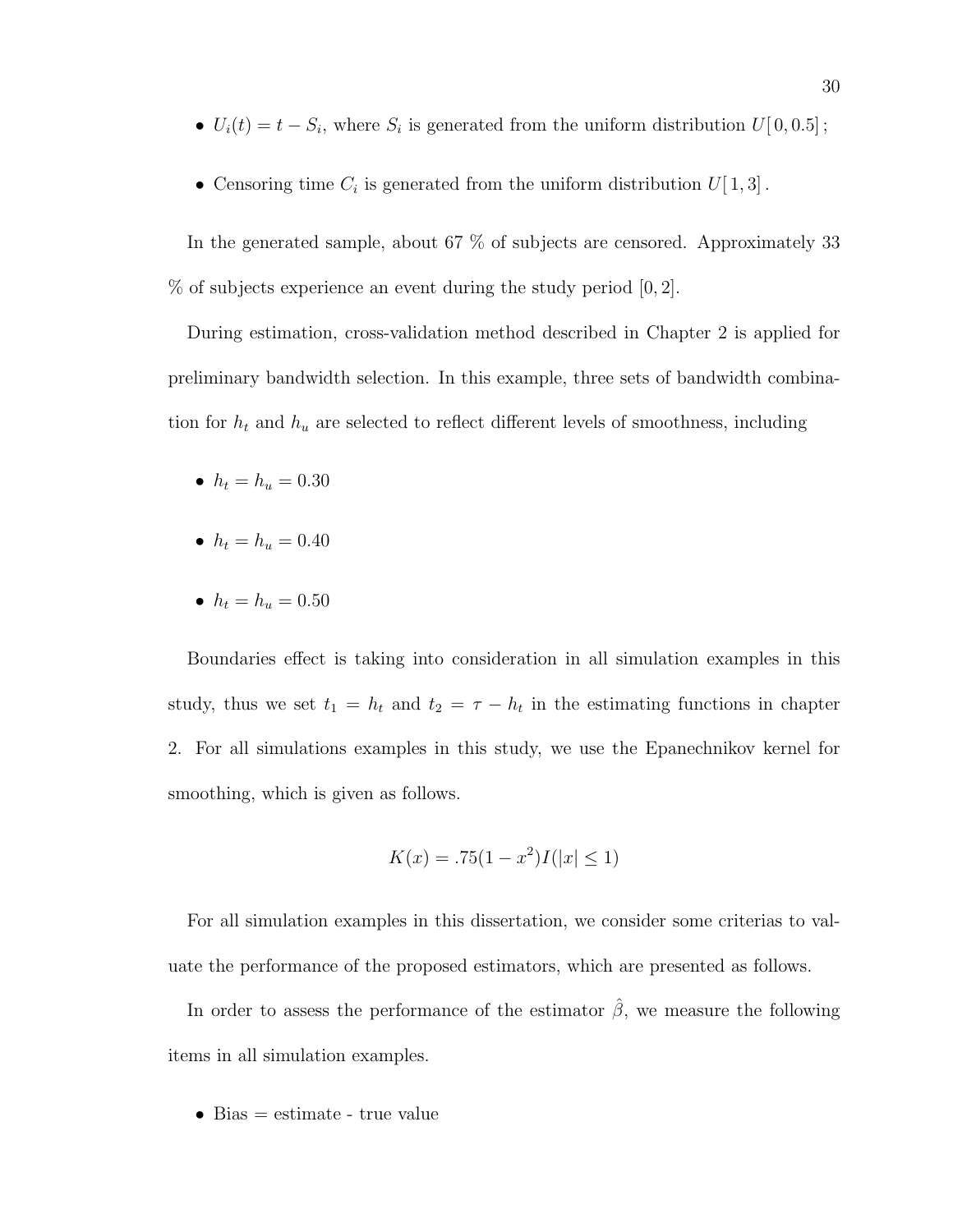- $U_i(t) = t - S_i$, where $S_i$ is generated from the uniform distribution $U[\,0, 0.5]\,;$

- Censoring time $C_i$ is generated from the uniform distribution $U[\,1, 3]\,.$

In the generated sample, about 67 % of subjects are censored. Approximately 33 % of subjects experience an event during the study period $[0, 2]$.

During estimation, cross-validation method described in Chapter 2 is applied for preliminary bandwidth selection. In this example, three sets of bandwidth combination for $h_t$ and $h_u$ are selected to reflect different levels of smoothness, including

- $h_t = h_u = 0.30$

- $h_t = h_u = 0.40$

- $h_t = h_u = 0.50$

Boundaries effect is taking into consideration in all simulation examples in this study, thus we set $t_1 = h_t$ and $t_2 = \tau - h_t$ in the estimating functions in chapter 2. For all simulations examples in this study, we use the Epanechnikov kernel for smoothing, which is given as follows.

$$K(x) = .75(1 - x^2)I(|x| \leq 1)$$

For all simulation examples in this dissertation, we consider some criterias to valuate the performance of the proposed estimators, which are presented as follows.

In order to assess the performance of the estimator $\hat{\beta}$, we measure the following items in all simulation examples.

- Bias = estimate - true value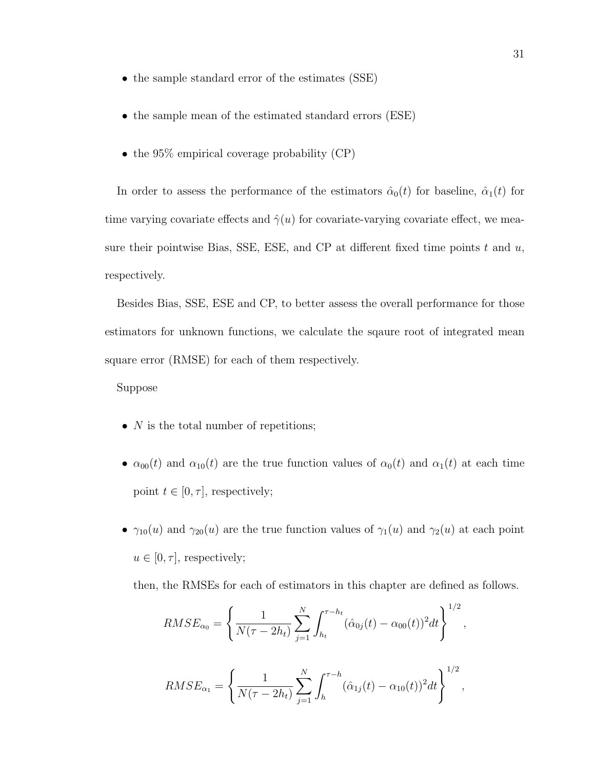- the sample standard error of the estimates (SSE)
- the sample mean of the estimated standard errors (ESE)
- the 95% empirical coverage probability (CP)

In order to assess the performance of the estimators $\hat{\alpha}_0(t)$ for baseline, $\hat{\alpha}_1(t)$ for time varying covariate effects and $\hat{\gamma}(u)$ for covariate-varying covariate effect, we measure their pointwise Bias, SSE, ESE, and CP at different fixed time points $t$ and $u$, respectively.

Besides Bias, SSE, ESE and CP, to better assess the overall performance for those estimators for unknown functions, we calculate the sqaure root of integrated mean square error (RMSE) for each of them respectively.

Suppose

- $N$ is the total number of repetitions;
- $\alpha_{00}(t)$ and $\alpha_{10}(t)$ are the true function values of $\alpha_0(t)$ and $\alpha_1(t)$ at each time point $t \in [0, \tau]$, respectively;
- $\gamma_{10}(u)$ and $\gamma_{20}(u)$ are the true function values of $\gamma_1(u)$ and $\gamma_2(u)$ at each point $u \in [0, \tau]$, respectively;

  then, the RMSEs for each of estimators in this chapter are defined as follows.

$$RMSE_{\alpha_0} = \left\{ \frac{1}{N(\tau - 2h_t)} \sum_{j=1}^{N} \int_{h_t}^{\tau - h_t} (\hat{\alpha}_{0j}(t) - \alpha_{00}(t))^2 dt \right\}^{1/2},$$

$$RMSE_{\alpha_1} = \left\{ \frac{1}{N(\tau - 2h_t)} \sum_{j=1}^{N} \int_{h}^{\tau - h} (\hat{\alpha}_{1j}(t) - \alpha_{10}(t))^2 dt \right\}^{1/2},$$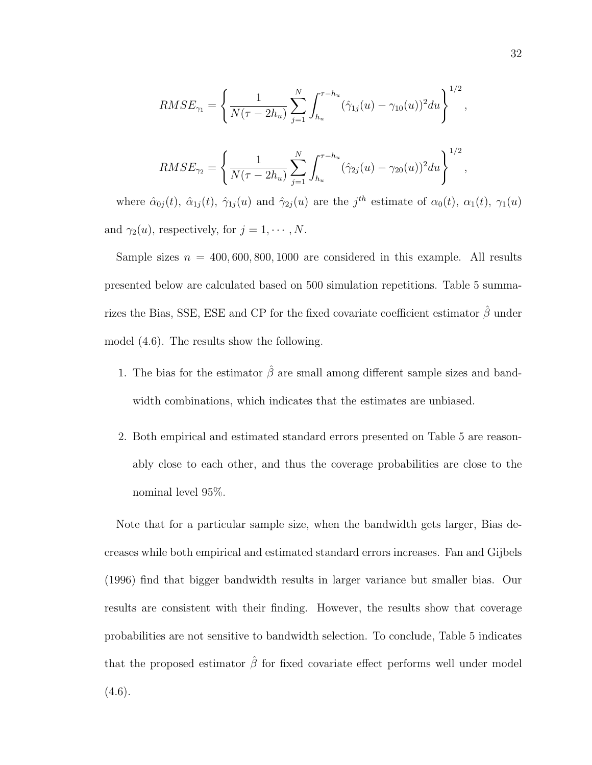$$RMSE_{\gamma_1} = \left\{ \frac{1}{N(\tau - 2h_u)} \sum_{j=1}^{N} \int_{h_u}^{\tau - h_u} (\hat{\gamma}_{1j}(u) - \gamma_{10}(u))^2 du \right\}^{1/2},$$

$$RMSE_{\gamma_2} = \left\{ \frac{1}{N(\tau - 2h_u)} \sum_{j=1}^{N} \int_{h_u}^{\tau - h_u} (\hat{\gamma}_{2j}(u) - \gamma_{20}(u))^2 du \right\}^{1/2},$$

where $\hat{\alpha}_{0j}(t)$, $\hat{\alpha}_{1j}(t)$, $\hat{\gamma}_{1j}(u)$ and $\hat{\gamma}_{2j}(u)$ are the $j^{th}$ estimate of $\alpha_0(t)$, $\alpha_1(t)$, $\gamma_1(u)$ and $\gamma_2(u)$, respectively, for $j = 1, \cdots, N$.

Sample sizes $n = 400, 600, 800, 1000$ are considered in this example. All results presented below are calculated based on 500 simulation repetitions. Table 5 summarizes the Bias, SSE, ESE and CP for the fixed covariate coefficient estimator $\hat{\beta}$ under model (4.6). The results show the following.

1. The bias for the estimator $\hat{\beta}$ are small among different sample sizes and bandwidth combinations, which indicates that the estimates are unbiased.

2. Both empirical and estimated standard errors presented on Table 5 are reasonably close to each other, and thus the coverage probabilities are close to the nominal level 95%.

Note that for a particular sample size, when the bandwidth gets larger, Bias decreases while both empirical and estimated standard errors increases. Fan and Gijbels (1996) find that bigger bandwidth results in larger variance but smaller bias. Our results are consistent with their finding. However, the results show that coverage probabilities are not sensitive to bandwidth selection. To conclude, Table 5 indicates that the proposed estimator $\hat{\beta}$ for fixed covariate effect performs well under model (4.6).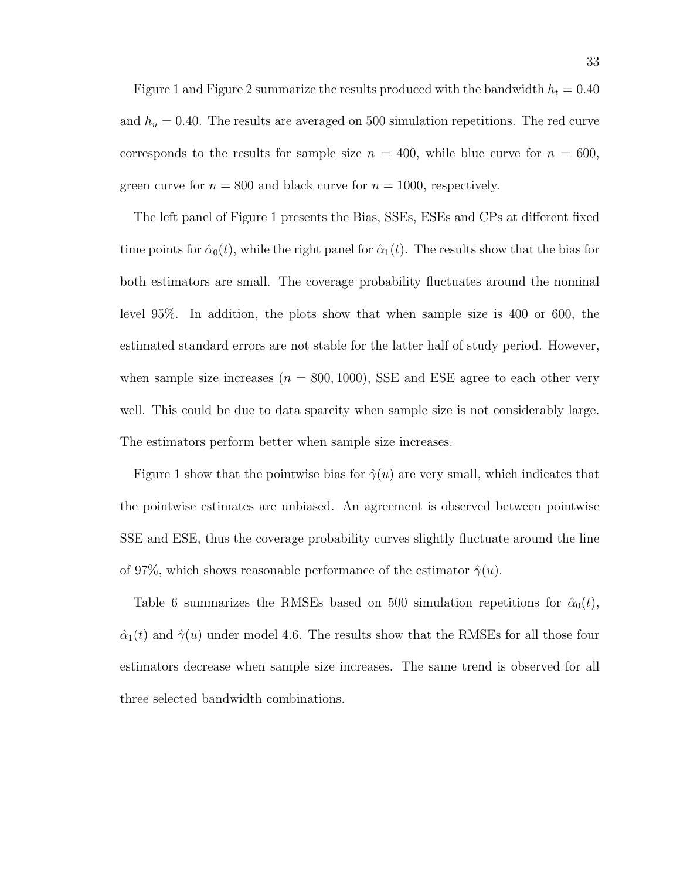Figure 1 and Figure 2 summarize the results produced with the bandwidth $h_t = 0.40$ and $h_u = 0.40$. The results are averaged on 500 simulation repetitions. The red curve corresponds to the results for sample size $n = 400$, while blue curve for $n = 600$, green curve for $n = 800$ and black curve for $n = 1000$, respectively.

The left panel of Figure 1 presents the Bias, SSEs, ESEs and CPs at different fixed time points for $\hat{\alpha}_0(t)$, while the right panel for $\hat{\alpha}_1(t)$. The results show that the bias for both estimators are small. The coverage probability fluctuates around the nominal level 95%. In addition, the plots show that when sample size is 400 or 600, the estimated standard errors are not stable for the latter half of study period. However, when sample size increases ($n = 800, 1000$), SSE and ESE agree to each other very well. This could be due to data sparcity when sample size is not considerably large. The estimators perform better when sample size increases.

Figure 1 show that the pointwise bias for $\hat{\gamma}(u)$ are very small, which indicates that the pointwise estimates are unbiased. An agreement is observed between pointwise SSE and ESE, thus the coverage probability curves slightly fluctuate around the line of 97%, which shows reasonable performance of the estimator $\hat{\gamma}(u)$.

Table 6 summarizes the RMSEs based on 500 simulation repetitions for $\hat{\alpha}_0(t)$, $\hat{\alpha}_1(t)$ and $\hat{\gamma}(u)$ under model 4.6. The results show that the RMSEs for all those four estimators decrease when sample size increases. The same trend is observed for all three selected bandwidth combinations.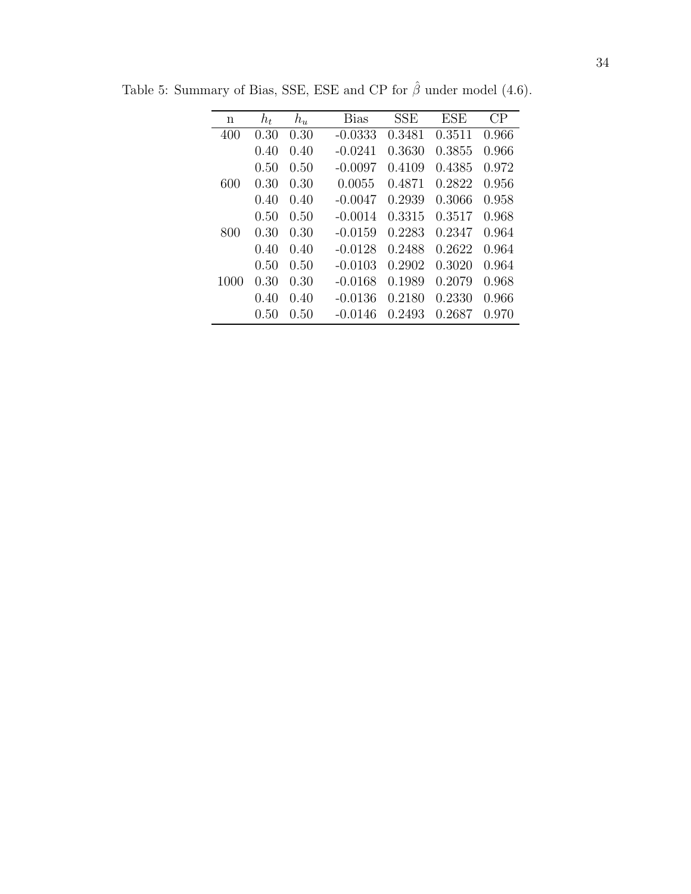Table 5: Summary of Bias, SSE, ESE and CP for $\hat{\beta}$ under model (4.6).

| n | $h_t$ | $h_u$ | Bias | SSE | ESE | CP |
|---|---|---|---|---|---|---|
| 400 | 0.30 | 0.30 | -0.0333 | 0.3481 | 0.3511 | 0.966 |
| | 0.40 | 0.40 | -0.0241 | 0.3630 | 0.3855 | 0.966 |
| | 0.50 | 0.50 | -0.0097 | 0.4109 | 0.4385 | 0.972 |
| 600 | 0.30 | 0.30 | 0.0055 | 0.4871 | 0.2822 | 0.956 |
| | 0.40 | 0.40 | -0.0047 | 0.2939 | 0.3066 | 0.958 |
| | 0.50 | 0.50 | -0.0014 | 0.3315 | 0.3517 | 0.968 |
| 800 | 0.30 | 0.30 | -0.0159 | 0.2283 | 0.2347 | 0.964 |
| | 0.40 | 0.40 | -0.0128 | 0.2488 | 0.2622 | 0.964 |
| | 0.50 | 0.50 | -0.0103 | 0.2902 | 0.3020 | 0.964 |
| 1000 | 0.30 | 0.30 | -0.0168 | 0.1989 | 0.2079 | 0.968 |
| | 0.40 | 0.40 | -0.0136 | 0.2180 | 0.2330 | 0.966 |
| | 0.50 | 0.50 | -0.0146 | 0.2493 | 0.2687 | 0.970 |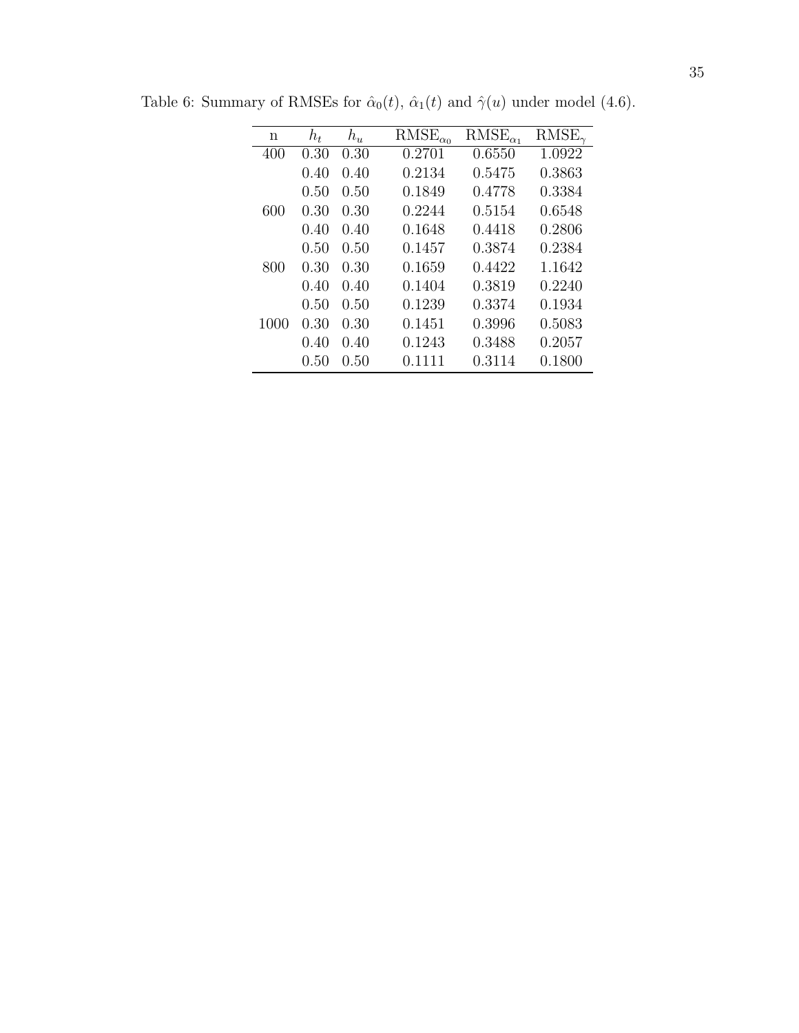Table 6: Summary of RMSEs for $\hat{\alpha}_0(t)$, $\hat{\alpha}_1(t)$ and $\hat{\gamma}(u)$ under model (4.6).

| n | $h_t$ | $h_u$ | $\text{RMSE}_{\alpha_0}$ | $\text{RMSE}_{\alpha_1}$ | $\text{RMSE}_{\gamma}$ |
|---|---|---|---|---|---|
| 400 | 0.30 | 0.30 | 0.2701 | 0.6550 | 1.0922 |
| | 0.40 | 0.40 | 0.2134 | 0.5475 | 0.3863 |
| | 0.50 | 0.50 | 0.1849 | 0.4778 | 0.3384 |
| 600 | 0.30 | 0.30 | 0.2244 | 0.5154 | 0.6548 |
| | 0.40 | 0.40 | 0.1648 | 0.4418 | 0.2806 |
| | 0.50 | 0.50 | 0.1457 | 0.3874 | 0.2384 |
| 800 | 0.30 | 0.30 | 0.1659 | 0.4422 | 1.1642 |
| | 0.40 | 0.40 | 0.1404 | 0.3819 | 0.2240 |
| | 0.50 | 0.50 | 0.1239 | 0.3374 | 0.1934 |
| 1000 | 0.30 | 0.30 | 0.1451 | 0.3996 | 0.5083 |
| | 0.40 | 0.40 | 0.1243 | 0.3488 | 0.2057 |
| | 0.50 | 0.50 | 0.1111 | 0.3114 | 0.1800 |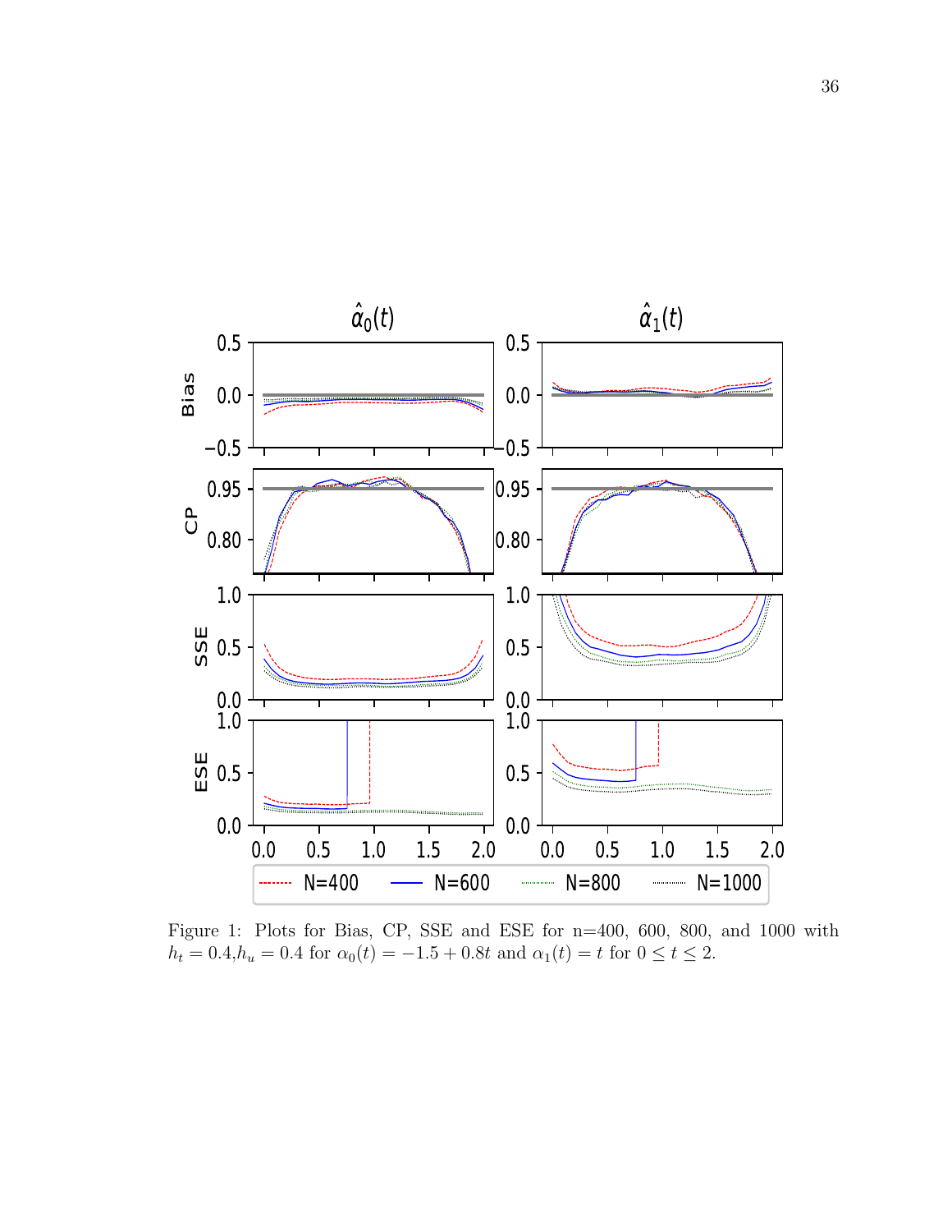$\hat{\alpha}_0(t)$

$\hat{\alpha}_1(t)$

Bias

0.5

0.0

−0.5

CP

0.95

0.80

SSE

1.0

0.5

0.0

ESE

1.0

0.5

0.0

0.0 0.5 1.0 1.5 2.0

N=400 N=600 N=800 N=1000

Figure 1: Plots for Bias, CP, SSE and ESE for n=400, 600, 800, and 1000 with $h_t = 0.4$,$h_u = 0.4$ for $\alpha_0(t) = -1.5 + 0.8t$ and $\alpha_1(t) = t$ for $0 \leq t \leq 2$.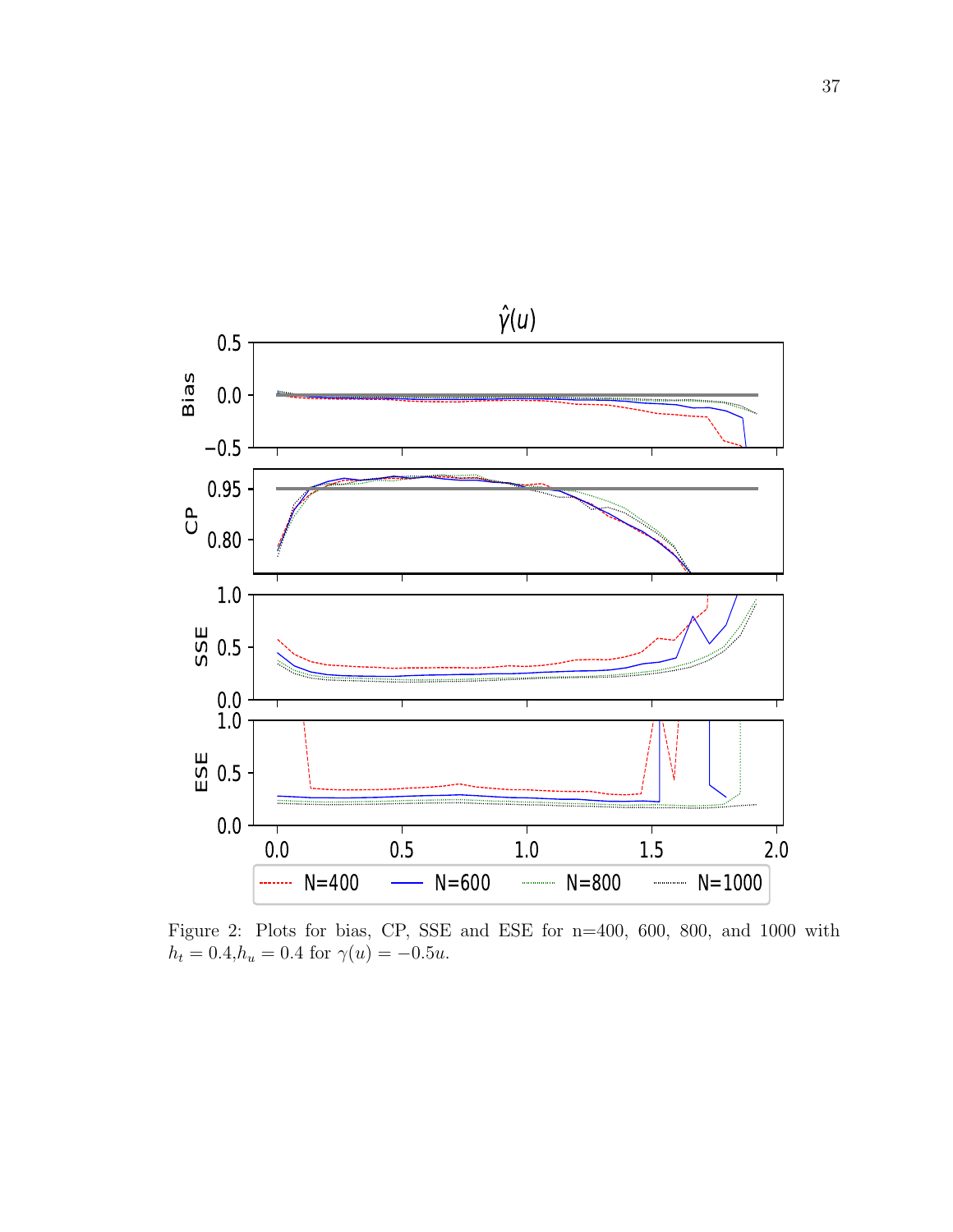$\hat{\gamma}(u)$

Bias

0.5

0.0

−0.5

CP

0.95

0.80

SSE

1.0

0.5

0.0

ESE

1.0

0.5

0.0

0.0 0.5 1.0 1.5 2.0

N=400 N=600 N=800 N=1000

Figure 2: Plots for bias, CP, SSE and ESE for n=400, 600, 800, and 1000 with $h_t = 0.4$,$h_u = 0.4$ for $\gamma(u) = -0.5u$.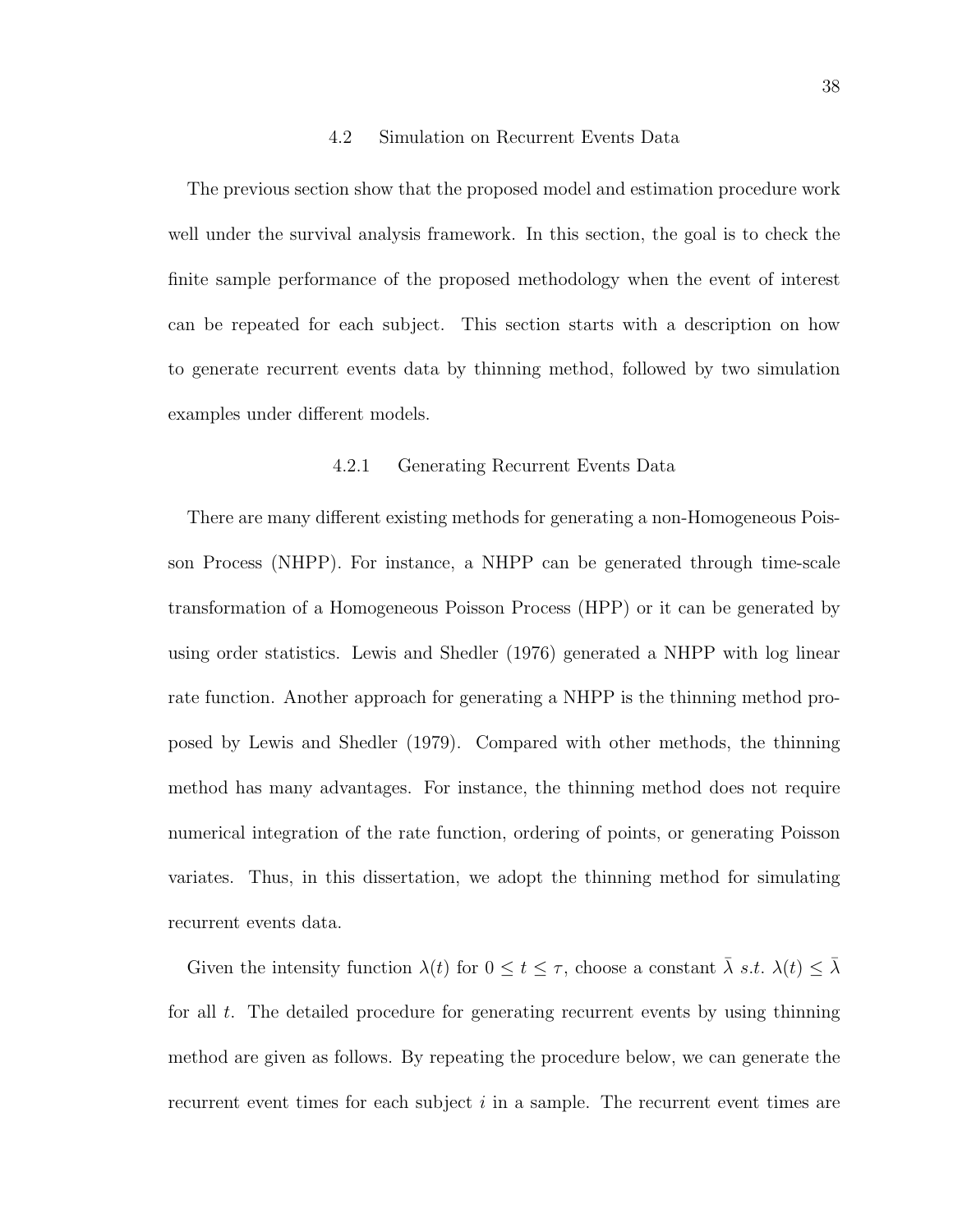## 4.2 Simulation on Recurrent Events Data

The previous section show that the proposed model and estimation procedure work well under the survival analysis framework. In this section, the goal is to check the finite sample performance of the proposed methodology when the event of interest can be repeated for each subject. This section starts with a description on how to generate recurrent events data by thinning method, followed by two simulation examples under different models.

### 4.2.1 Generating Recurrent Events Data

There are many different existing methods for generating a non-Homogeneous Poisson Process (NHPP). For instance, a NHPP can be generated through time-scale transformation of a Homogeneous Poisson Process (HPP) or it can be generated by using order statistics. Lewis and Shedler (1976) generated a NHPP with log linear rate function. Another approach for generating a NHPP is the thinning method proposed by Lewis and Shedler (1979). Compared with other methods, the thinning method has many advantages. For instance, the thinning method does not require numerical integration of the rate function, ordering of points, or generating Poisson variates. Thus, in this dissertation, we adopt the thinning method for simulating recurrent events data.

Given the intensity function $\lambda(t)$ for $0 \leq t \leq \tau$, choose a constant $\bar{\lambda}$ *s.t.* $\lambda(t) \leq \bar{\lambda}$ for all $t$. The detailed procedure for generating recurrent events by using thinning method are given as follows. By repeating the procedure below, we can generate the recurrent event times for each subject $i$ in a sample. The recurrent event times are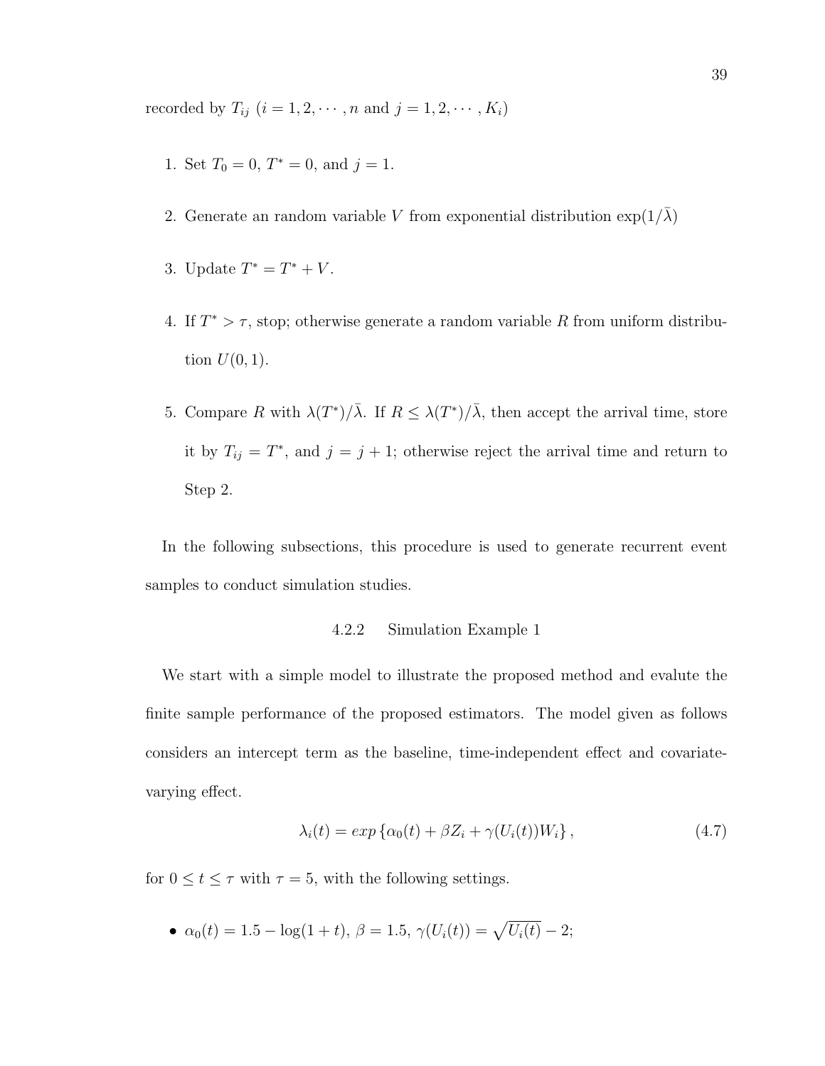recorded by $T_{ij}$ ($i = 1, 2, \cdots, n$ and $j = 1, 2, \cdots, K_i$)

1. Set $T_0 = 0$, $T^* = 0$, and $j = 1$.
2. Generate an random variable $V$ from exponential distribution $\exp(1/\bar{\lambda})$
3. Update $T^* = T^* + V$.
4. If $T^* > \tau$, stop; otherwise generate a random variable $R$ from uniform distribution $U(0, 1)$.
5. Compare $R$ with $\lambda(T^*)/\bar{\lambda}$. If $R \leq \lambda(T^*)/\bar{\lambda}$, then accept the arrival time, store it by $T_{ij} = T^*$, and $j = j + 1$; otherwise reject the arrival time and return to Step 2.

In the following subsections, this procedure is used to generate recurrent event samples to conduct simulation studies.

#### 4.2.2 Simulation Example 1

We start with a simple model to illustrate the proposed method and evalute the finite sample performance of the proposed estimators. The model given as follows considers an intercept term as the baseline, time-independent effect and covariate-varying effect.

$$\lambda_i(t) = exp\left\{\alpha_0(t) + \beta Z_i + \gamma(U_i(t))W_i\right\}, \tag{4.7}$$

for $0 \leq t \leq \tau$ with $\tau = 5$, with the following settings.

- $\alpha_0(t) = 1.5 - \log(1 + t)$, $\beta = 1.5$, $\gamma(U_i(t)) = \sqrt{U_i(t)} - 2$;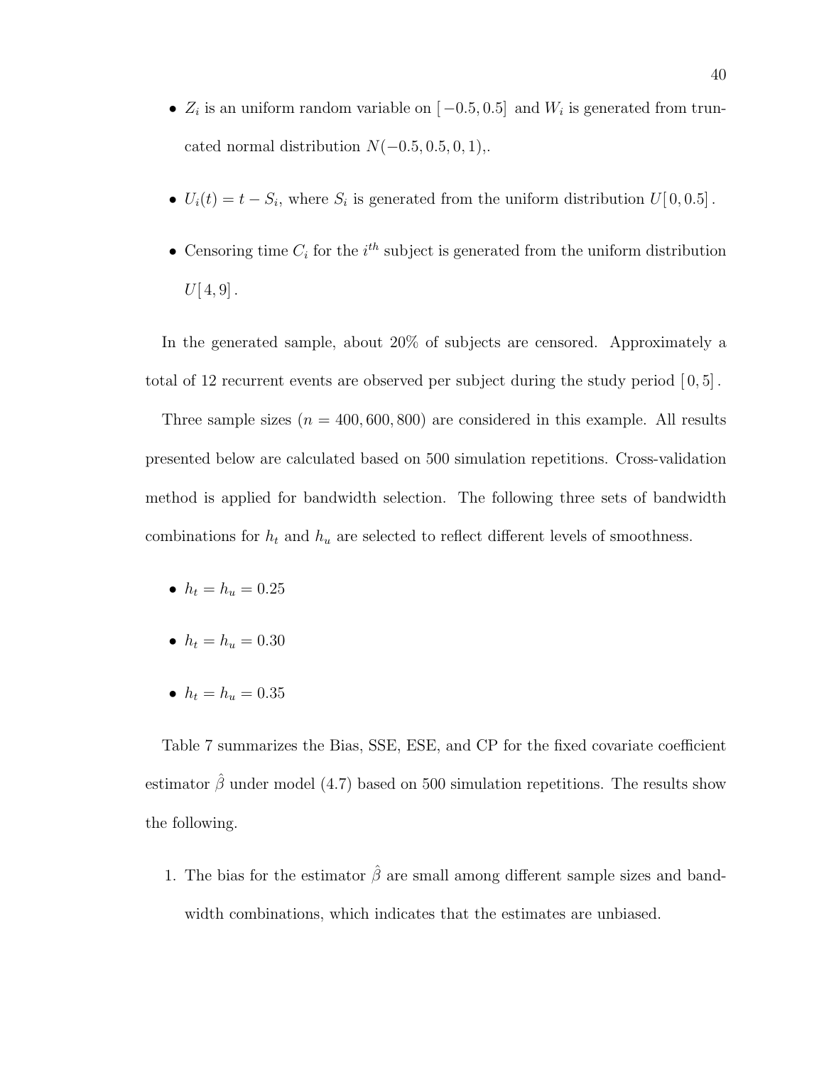- $Z_i$ is an uniform random variable on $[-0.5, 0.5]$ and $W_i$ is generated from truncated normal distribution $N(-0.5, 0.5, 0, 1)$,.

- $U_i(t) = t - S_i$, where $S_i$ is generated from the uniform distribution $U[0, 0.5]$.

- Censoring time $C_i$ for the $i^{th}$ subject is generated from the uniform distribution $U[4, 9]$.

In the generated sample, about 20% of subjects are censored. Approximately a total of 12 recurrent events are observed per subject during the study period $[0, 5]$.

Three sample sizes ($n = 400, 600, 800$) are considered in this example. All results presented below are calculated based on 500 simulation repetitions. Cross-validation method is applied for bandwidth selection. The following three sets of bandwidth combinations for $h_t$ and $h_u$ are selected to reflect different levels of smoothness.

- $h_t = h_u = 0.25$

- $h_t = h_u = 0.30$

- $h_t = h_u = 0.35$

Table 7 summarizes the Bias, SSE, ESE, and CP for the fixed covariate coefficient estimator $\hat{\beta}$ under model (4.7) based on 500 simulation repetitions. The results show the following.

1. The bias for the estimator $\hat{\beta}$ are small among different sample sizes and bandwidth combinations, which indicates that the estimates are unbiased.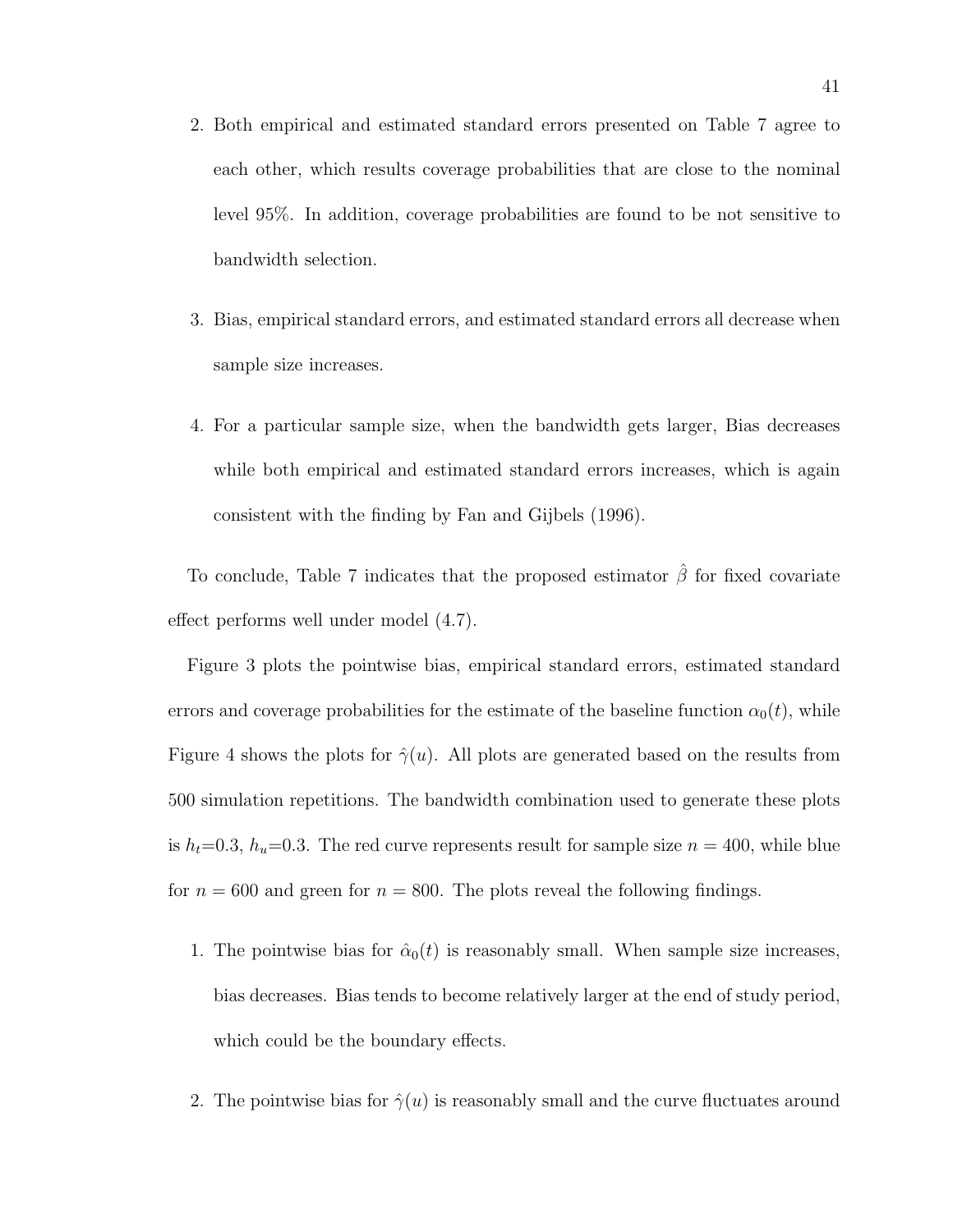2. Both empirical and estimated standard errors presented on Table 7 agree to each other, which results coverage probabilities that are close to the nominal level 95%. In addition, coverage probabilities are found to be not sensitive to bandwidth selection.

3. Bias, empirical standard errors, and estimated standard errors all decrease when sample size increases.

4. For a particular sample size, when the bandwidth gets larger, Bias decreases while both empirical and estimated standard errors increases, which is again consistent with the finding by Fan and Gijbels (1996).

To conclude, Table 7 indicates that the proposed estimator $\hat{\beta}$ for fixed covariate effect performs well under model (4.7).

Figure 3 plots the pointwise bias, empirical standard errors, estimated standard errors and coverage probabilities for the estimate of the baseline function $\alpha_0(t)$, while Figure 4 shows the plots for $\hat{\gamma}(u)$. All plots are generated based on the results from 500 simulation repetitions. The bandwidth combination used to generate these plots is $h_t$=0.3, $h_u$=0.3. The red curve represents result for sample size $n = 400$, while blue for $n = 600$ and green for $n = 800$. The plots reveal the following findings.

1. The pointwise bias for $\hat{\alpha}_0(t)$ is reasonably small. When sample size increases, bias decreases. Bias tends to become relatively larger at the end of study period, which could be the boundary effects.

2. The pointwise bias for $\hat{\gamma}(u)$ is reasonably small and the curve fluctuates around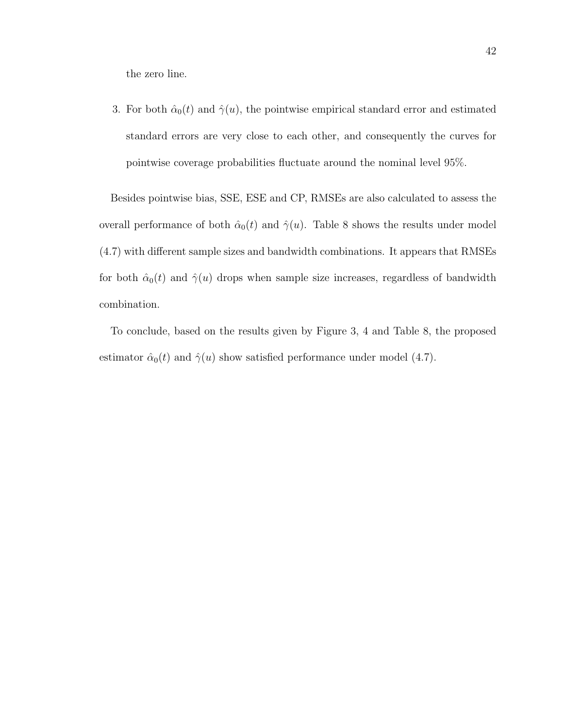the zero line.

3. For both $\hat{\alpha}_0(t)$ and $\hat{\gamma}(u)$, the pointwise empirical standard error and estimated standard errors are very close to each other, and consequently the curves for pointwise coverage probabilities fluctuate around the nominal level 95%.

Besides pointwise bias, SSE, ESE and CP, RMSEs are also calculated to assess the overall performance of both $\hat{\alpha}_0(t)$ and $\hat{\gamma}(u)$. Table 8 shows the results under model (4.7) with different sample sizes and bandwidth combinations. It appears that RMSEs for both $\hat{\alpha}_0(t)$ and $\hat{\gamma}(u)$ drops when sample size increases, regardless of bandwidth combination.

To conclude, based on the results given by Figure 3, 4 and Table 8, the proposed estimator $\hat{\alpha}_0(t)$ and $\hat{\gamma}(u)$ show satisfied performance under model (4.7).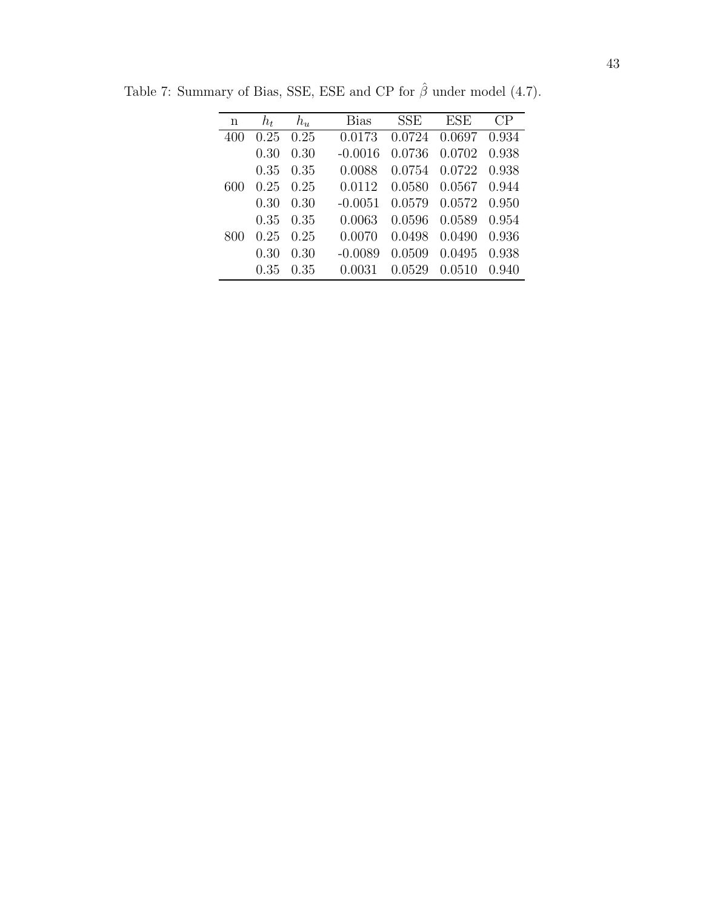Table 7: Summary of Bias, SSE, ESE and CP for $\hat{\beta}$ under model (4.7).

| n | $h_t$ | $h_u$ | Bias | SSE | ESE | CP |
|---|---|---|---|---|---|---|
| 400 | 0.25 | 0.25 | 0.0173 | 0.0724 | 0.0697 | 0.934 |
| | 0.30 | 0.30 | -0.0016 | 0.0736 | 0.0702 | 0.938 |
| | 0.35 | 0.35 | 0.0088 | 0.0754 | 0.0722 | 0.938 |
| 600 | 0.25 | 0.25 | 0.0112 | 0.0580 | 0.0567 | 0.944 |
| | 0.30 | 0.30 | -0.0051 | 0.0579 | 0.0572 | 0.950 |
| | 0.35 | 0.35 | 0.0063 | 0.0596 | 0.0589 | 0.954 |
| 800 | 0.25 | 0.25 | 0.0070 | 0.0498 | 0.0490 | 0.936 |
| | 0.30 | 0.30 | -0.0089 | 0.0509 | 0.0495 | 0.938 |
| | 0.35 | 0.35 | 0.0031 | 0.0529 | 0.0510 | 0.940 |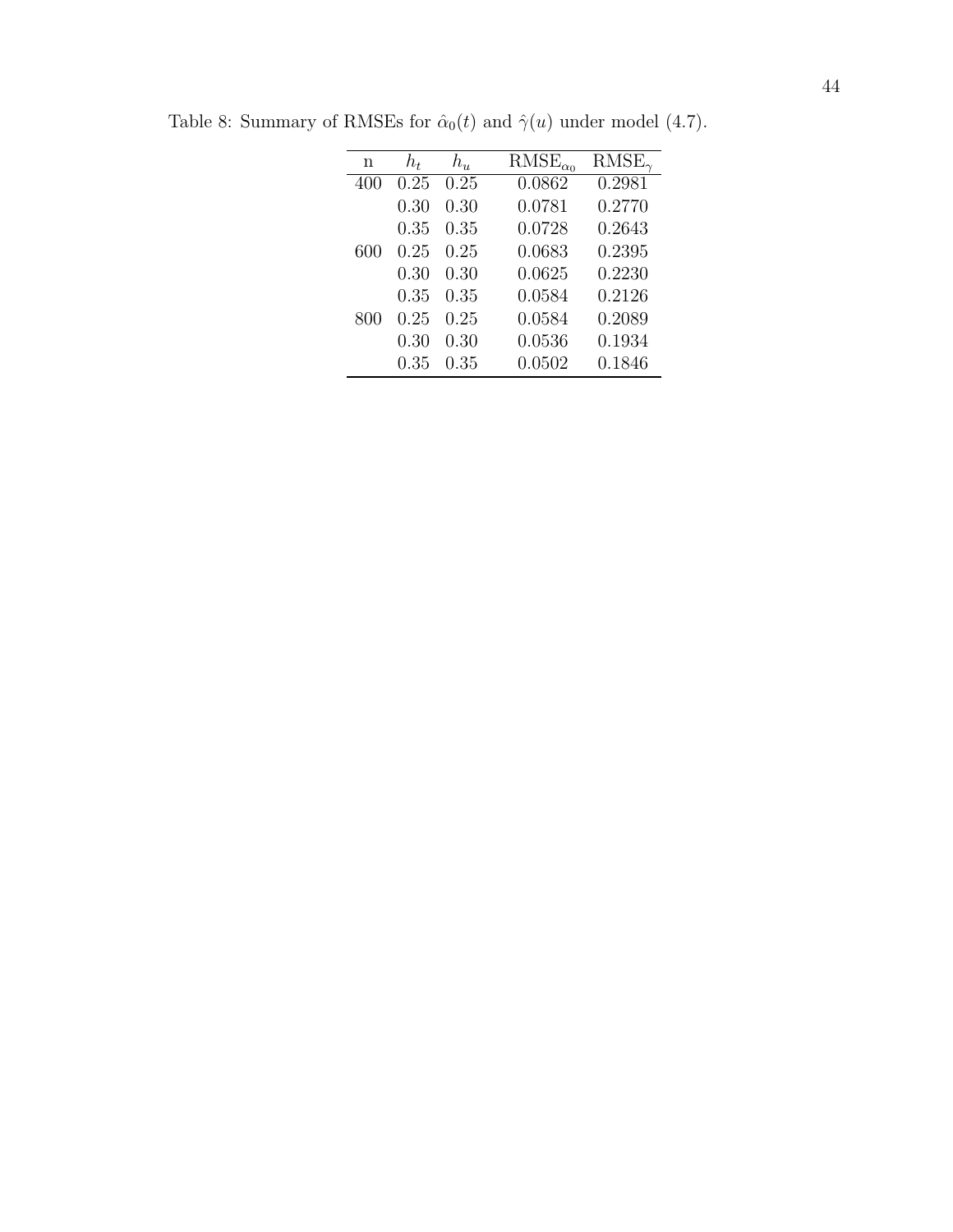Table 8: Summary of RMSEs for $\hat{\alpha}_0(t)$ and $\hat{\gamma}(u)$ under model (4.7).

| n | $h_t$ | $h_u$ | $\text{RMSE}_{\alpha_0}$ | $\text{RMSE}_{\gamma}$ |
|---|---|---|---|---|
| 400 | 0.25 | 0.25 | 0.0862 | 0.2981 |
| | 0.30 | 0.30 | 0.0781 | 0.2770 |
| | 0.35 | 0.35 | 0.0728 | 0.2643 |
| 600 | 0.25 | 0.25 | 0.0683 | 0.2395 |
| | 0.30 | 0.30 | 0.0625 | 0.2230 |
| | 0.35 | 0.35 | 0.0584 | 0.2126 |
| 800 | 0.25 | 0.25 | 0.0584 | 0.2089 |
| | 0.30 | 0.30 | 0.0536 | 0.1934 |
| | 0.35 | 0.35 | 0.0502 | 0.1846 |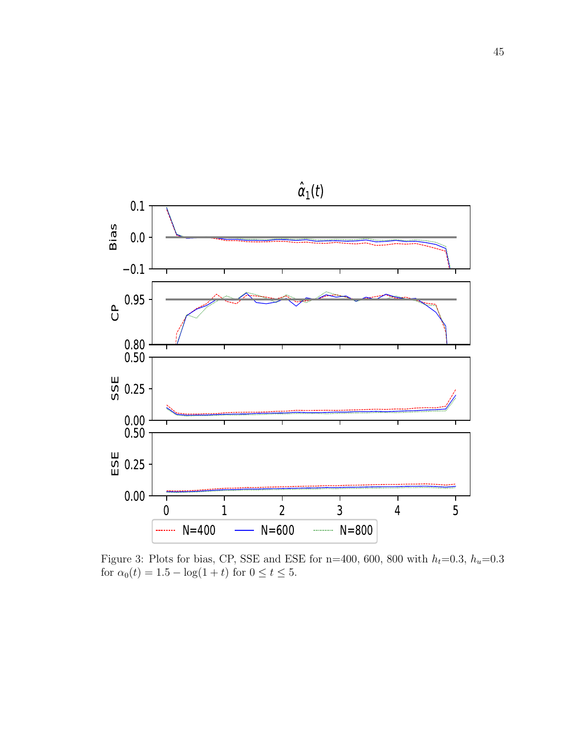$\hat{\alpha}_1(t)$

Bias

0.1

0.0

−0.1

CP

0.95

0.80

SSE

0.50

0.25

0.00

ESE

0.50

0.25

0.00

0 1 2 3 4 5

N=400 N=600 N=800

Figure 3: Plots for bias, CP, SSE and ESE for n=400, 600, 800 with $h_t$=0.3, $h_u$=0.3 for $\alpha_0(t) = 1.5 - \log(1 + t)$ for $0 \leq t \leq 5$.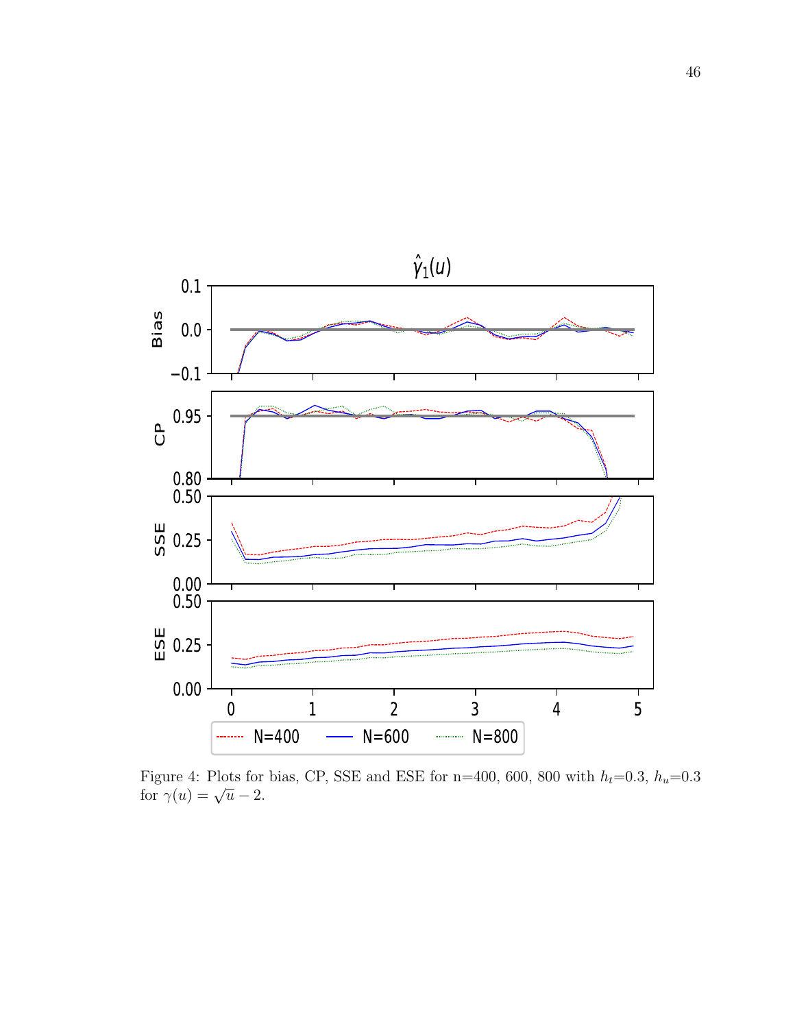Figure 4: Plots for bias, CP, SSE and ESE for n=400, 600, 800 with $h_t$=0.3, $h_u$=0.3 for $\gamma(u) = \sqrt{u} - 2$.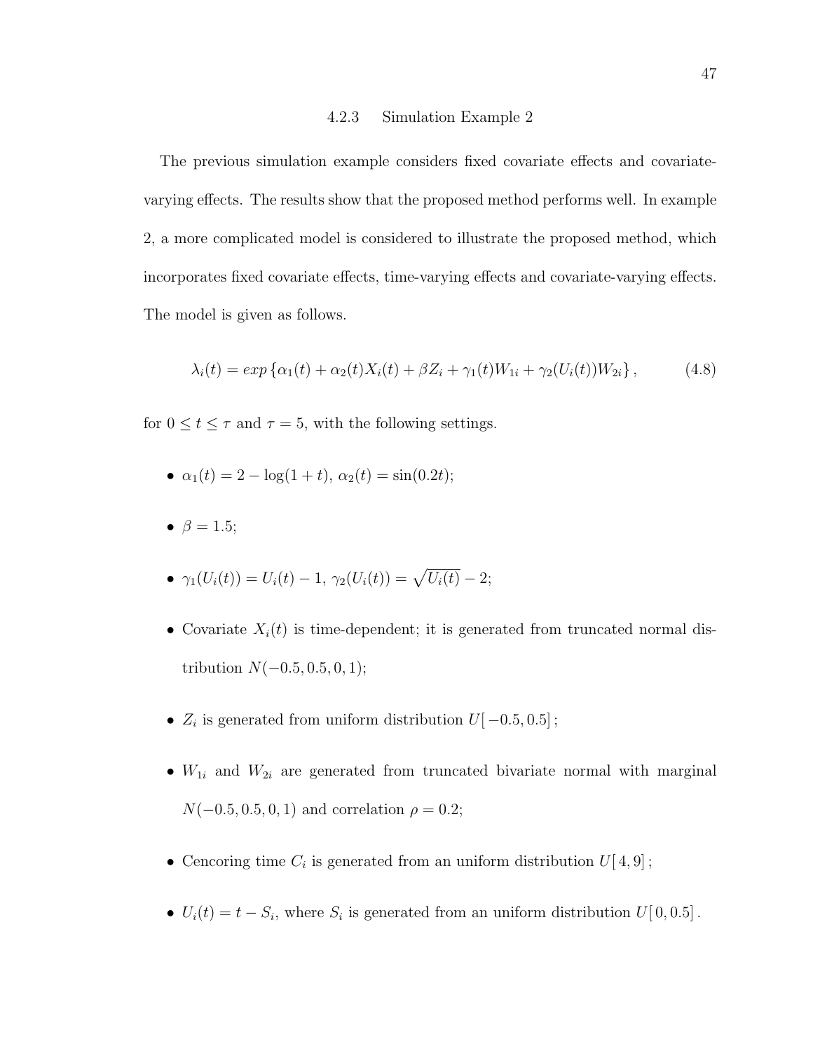### 4.2.3 Simulation Example 2

The previous simulation example considers fixed covariate effects and covariate-varying effects. The results show that the proposed method performs well. In example 2, a more complicated model is considered to illustrate the proposed method, which incorporates fixed covariate effects, time-varying effects and covariate-varying effects. The model is given as follows.

$$\lambda_i(t) = exp\left\{\alpha_1(t) + \alpha_2(t)X_i(t) + \beta Z_i + \gamma_1(t)W_{1i} + \gamma_2(U_i(t))W_{2i}\right\}, \tag{4.8}$$

for $0 \leq t \leq \tau$ and $\tau = 5$, with the following settings.

- $\alpha_1(t) = 2 - \log(1+t)$, $\alpha_2(t) = \sin(0.2t)$;
- $\beta = 1.5$;
- $\gamma_1(U_i(t)) = U_i(t) - 1$, $\gamma_2(U_i(t)) = \sqrt{U_i(t)} - 2$;
- Covariate $X_i(t)$ is time-dependent; it is generated from truncated normal distribution $N(-0.5, 0.5, 0, 1)$;
- $Z_i$ is generated from uniform distribution $U[\,-0.5, 0.5]\,$;
- $W_{1i}$ and $W_{2i}$ are generated from truncated bivariate normal with marginal $N(-0.5, 0.5, 0, 1)$ and correlation $\rho = 0.2$;
- Cencoring time $C_i$ is generated from an uniform distribution $U[\,4, 9]\,$;
- $U_i(t) = t - S_i$, where $S_i$ is generated from an uniform distribution $U[\,0, 0.5]\,$.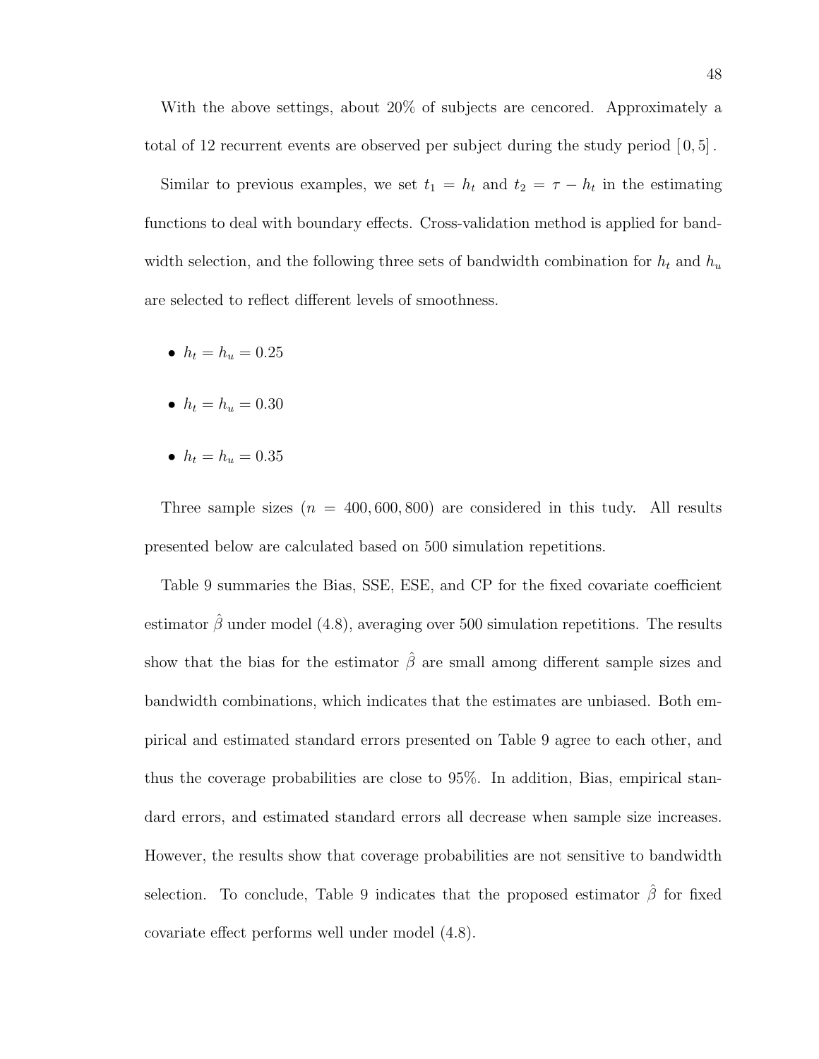With the above settings, about 20% of subjects are cencored. Approximately a total of 12 recurrent events are observed per subject during the study period $[0, 5]$.

Similar to previous examples, we set $t_1 = h_t$ and $t_2 = \tau - h_t$ in the estimating functions to deal with boundary effects. Cross-validation method is applied for bandwidth selection, and the following three sets of bandwidth combination for $h_t$ and $h_u$ are selected to reflect different levels of smoothness.

- $h_t = h_u = 0.25$
- $h_t = h_u = 0.30$
- $h_t = h_u = 0.35$

Three sample sizes ($n = 400, 600, 800$) are considered in this tudy. All results presented below are calculated based on 500 simulation repetitions.

Table 9 summaries the Bias, SSE, ESE, and CP for the fixed covariate coefficient estimator $\hat{\beta}$ under model (4.8), averaging over 500 simulation repetitions. The results show that the bias for the estimator $\hat{\beta}$ are small among different sample sizes and bandwidth combinations, which indicates that the estimates are unbiased. Both empirical and estimated standard errors presented on Table 9 agree to each other, and thus the coverage probabilities are close to 95%. In addition, Bias, empirical standard errors, and estimated standard errors all decrease when sample size increases. However, the results show that coverage probabilities are not sensitive to bandwidth selection. To conclude, Table 9 indicates that the proposed estimator $\hat{\beta}$ for fixed covariate effect performs well under model (4.8).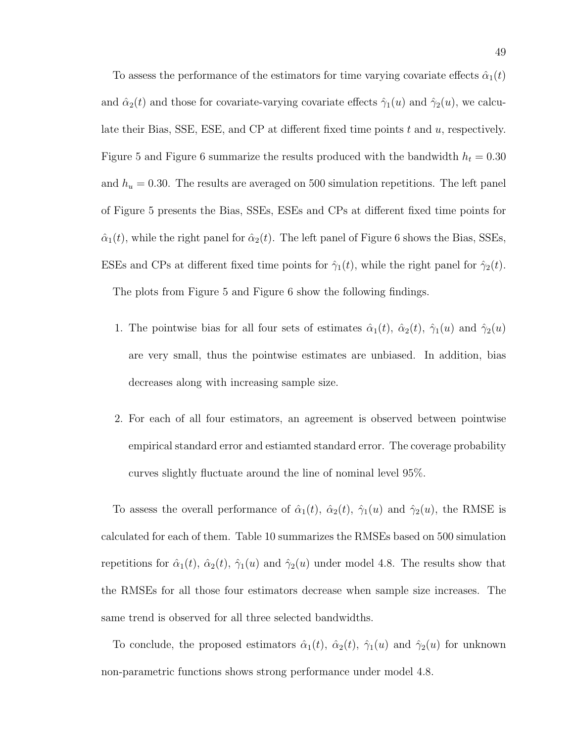To assess the performance of the estimators for time varying covariate effects $\hat{\alpha}_1(t)$ and $\hat{\alpha}_2(t)$ and those for covariate-varying covariate effects $\hat{\gamma}_1(u)$ and $\hat{\gamma}_2(u)$, we calculate their Bias, SSE, ESE, and CP at different fixed time points $t$ and $u$, respectively. Figure 5 and Figure 6 summarize the results produced with the bandwidth $h_t = 0.30$ and $h_u = 0.30$. The results are averaged on 500 simulation repetitions. The left panel of Figure 5 presents the Bias, SSEs, ESEs and CPs at different fixed time points for $\hat{\alpha}_1(t)$, while the right panel for $\hat{\alpha}_2(t)$. The left panel of Figure 6 shows the Bias, SSEs, ESEs and CPs at different fixed time points for $\hat{\gamma}_1(t)$, while the right panel for $\hat{\gamma}_2(t)$.

The plots from Figure 5 and Figure 6 show the following findings.

1. The pointwise bias for all four sets of estimates $\hat{\alpha}_1(t)$, $\hat{\alpha}_2(t)$, $\hat{\gamma}_1(u)$ and $\hat{\gamma}_2(u)$ are very small, thus the pointwise estimates are unbiased. In addition, bias decreases along with increasing sample size.

2. For each of all four estimators, an agreement is observed between pointwise empirical standard error and estiamted standard error. The coverage probability curves slightly fluctuate around the line of nominal level 95%.

To assess the overall performance of $\hat{\alpha}_1(t)$, $\hat{\alpha}_2(t)$, $\hat{\gamma}_1(u)$ and $\hat{\gamma}_2(u)$, the RMSE is calculated for each of them. Table 10 summarizes the RMSEs based on 500 simulation repetitions for $\hat{\alpha}_1(t)$, $\hat{\alpha}_2(t)$, $\hat{\gamma}_1(u)$ and $\hat{\gamma}_2(u)$ under model 4.8. The results show that the RMSEs for all those four estimators decrease when sample size increases. The same trend is observed for all three selected bandwidths.

To conclude, the proposed estimators $\hat{\alpha}_1(t)$, $\hat{\alpha}_2(t)$, $\hat{\gamma}_1(u)$ and $\hat{\gamma}_2(u)$ for unknown non-parametric functions shows strong performance under model 4.8.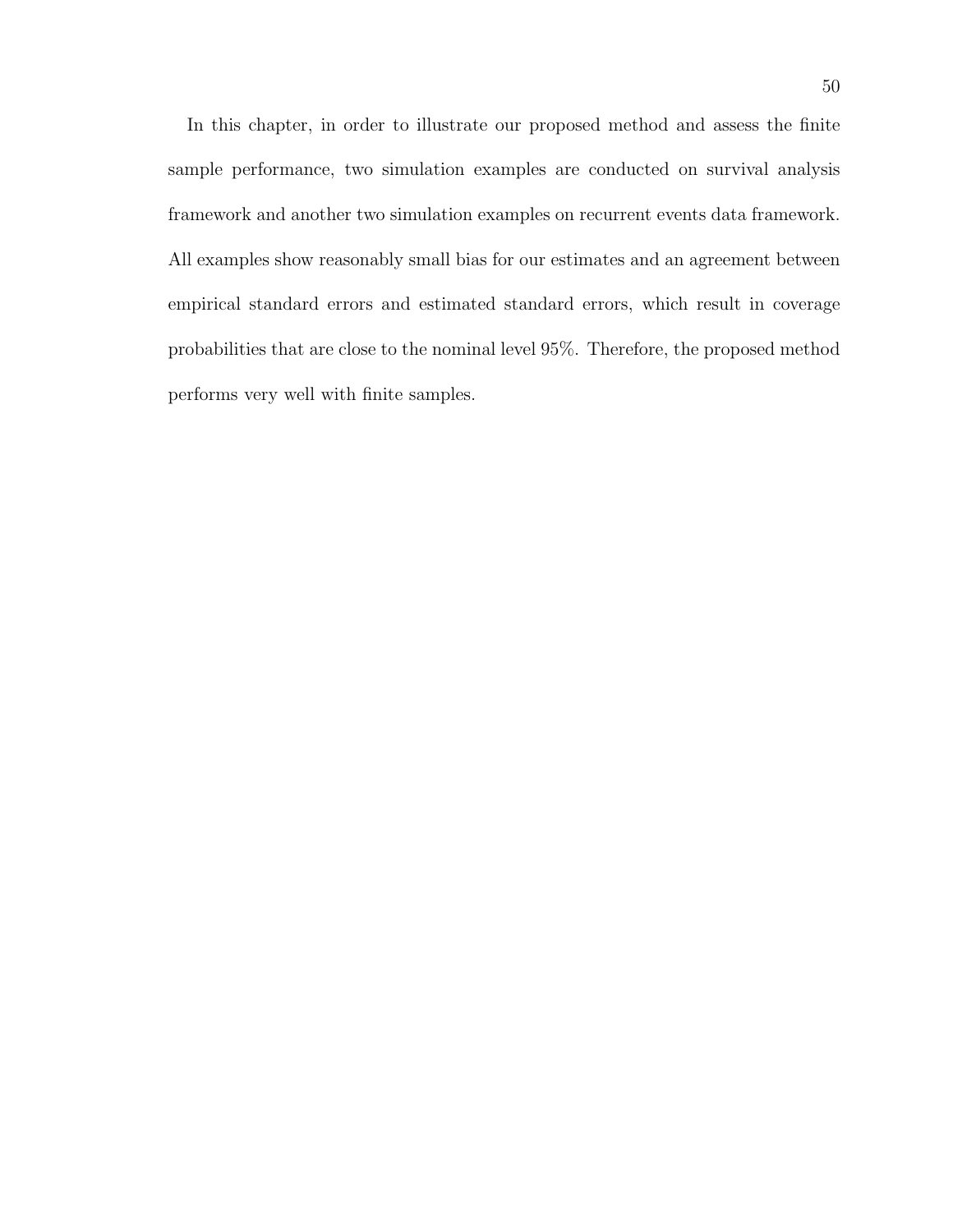In this chapter, in order to illustrate our proposed method and assess the finite sample performance, two simulation examples are conducted on survival analysis framework and another two simulation examples on recurrent events data framework. All examples show reasonably small bias for our estimates and an agreement between empirical standard errors and estimated standard errors, which result in coverage probabilities that are close to the nominal level 95%. Therefore, the proposed method performs very well with finite samples.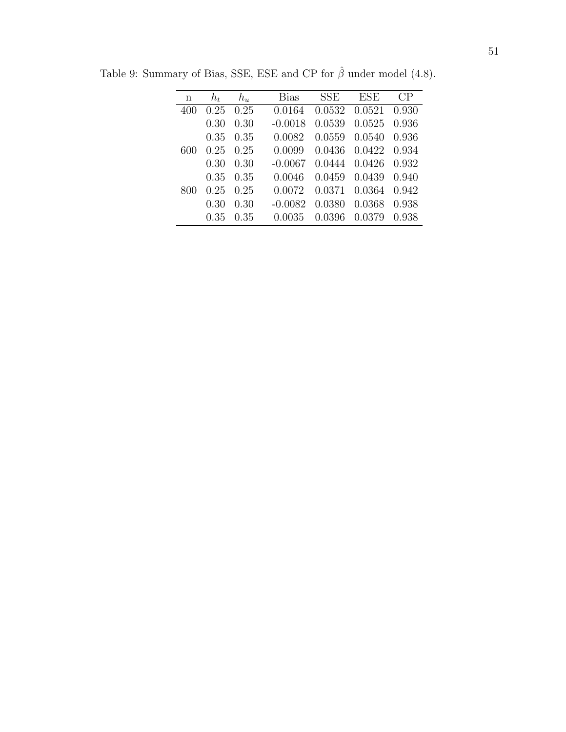Table 9: Summary of Bias, SSE, ESE and CP for $\hat{\beta}$ under model (4.8).

| n | $h_t$ | $h_u$ | Bias | SSE | ESE | CP |
|---|---|---|---|---|---|---|
| 400 | 0.25 | 0.25 | 0.0164 | 0.0532 | 0.0521 | 0.930 |
| | 0.30 | 0.30 | -0.0018 | 0.0539 | 0.0525 | 0.936 |
| | 0.35 | 0.35 | 0.0082 | 0.0559 | 0.0540 | 0.936 |
| 600 | 0.25 | 0.25 | 0.0099 | 0.0436 | 0.0422 | 0.934 |
| | 0.30 | 0.30 | -0.0067 | 0.0444 | 0.0426 | 0.932 |
| | 0.35 | 0.35 | 0.0046 | 0.0459 | 0.0439 | 0.940 |
| 800 | 0.25 | 0.25 | 0.0072 | 0.0371 | 0.0364 | 0.942 |
| | 0.30 | 0.30 | -0.0082 | 0.0380 | 0.0368 | 0.938 |
| | 0.35 | 0.35 | 0.0035 | 0.0396 | 0.0379 | 0.938 |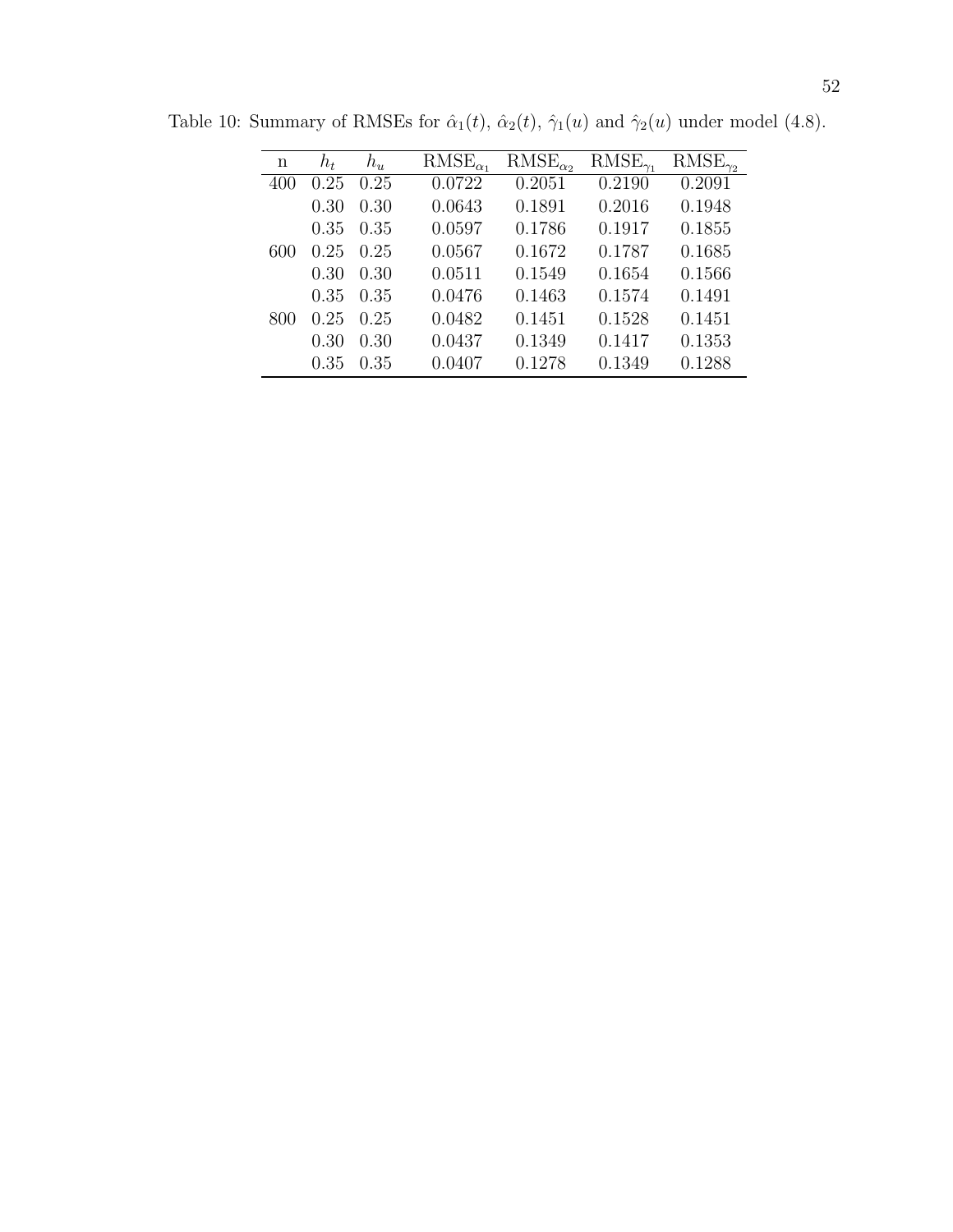Table 10: Summary of RMSEs for $\hat{\alpha}_1(t)$, $\hat{\alpha}_2(t)$, $\hat{\gamma}_1(u)$ and $\hat{\gamma}_2(u)$ under model (4.8).

| n | $h_t$ | $h_u$ | $\text{RMSE}_{\alpha_1}$ | $\text{RMSE}_{\alpha_2}$ | $\text{RMSE}_{\gamma_1}$ | $\text{RMSE}_{\gamma_2}$ |
|---|---|---|---|---|---|---|
| 400 | 0.25 | 0.25 | 0.0722 | 0.2051 | 0.2190 | 0.2091 |
| | 0.30 | 0.30 | 0.0643 | 0.1891 | 0.2016 | 0.1948 |
| | 0.35 | 0.35 | 0.0597 | 0.1786 | 0.1917 | 0.1855 |
| 600 | 0.25 | 0.25 | 0.0567 | 0.1672 | 0.1787 | 0.1685 |
| | 0.30 | 0.30 | 0.0511 | 0.1549 | 0.1654 | 0.1566 |
| | 0.35 | 0.35 | 0.0476 | 0.1463 | 0.1574 | 0.1491 |
| 800 | 0.25 | 0.25 | 0.0482 | 0.1451 | 0.1528 | 0.1451 |
| | 0.30 | 0.30 | 0.0437 | 0.1349 | 0.1417 | 0.1353 |
| | 0.35 | 0.35 | 0.0407 | 0.1278 | 0.1349 | 0.1288 |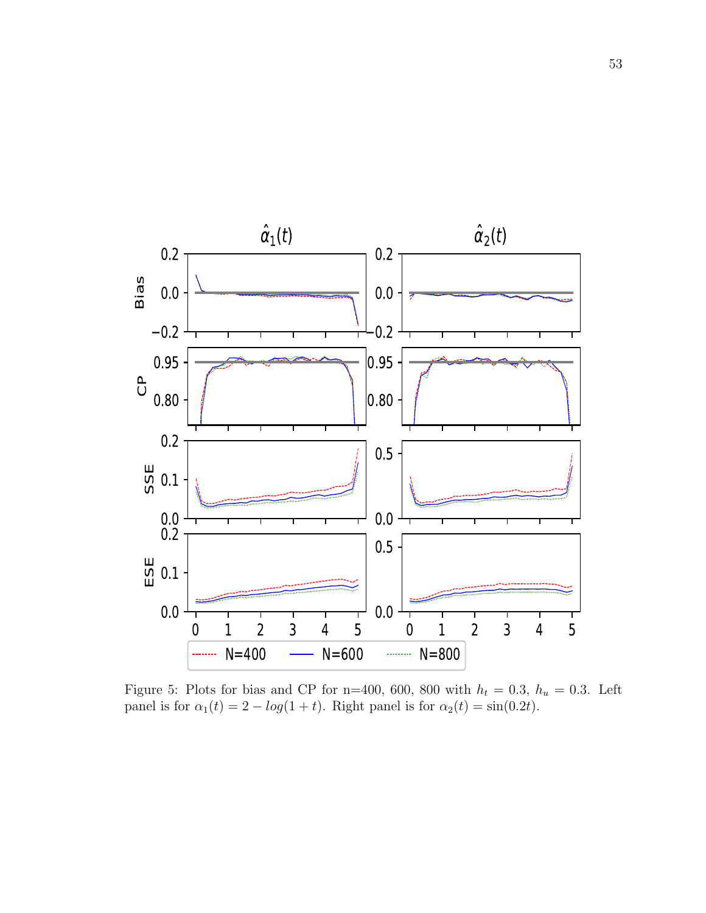$\hat{\alpha}_1(t)$

$\hat{\alpha}_2(t)$

Bias

0.2
0.0
−0.2

CP

0.95
0.80

SSE

0.2
0.1
0.0
0.5

ESE

0.2
0.1
0.0
0.5

0 1 2 3 4 5

N=400 N=600 N=800

Figure 5: Plots for bias and CP for n=400, 600, 800 with $h_t = 0.3$, $h_u = 0.3$. Left panel is for $\alpha_1(t) = 2 - log(1 + t)$. Right panel is for $\alpha_2(t) = \sin(0.2t)$.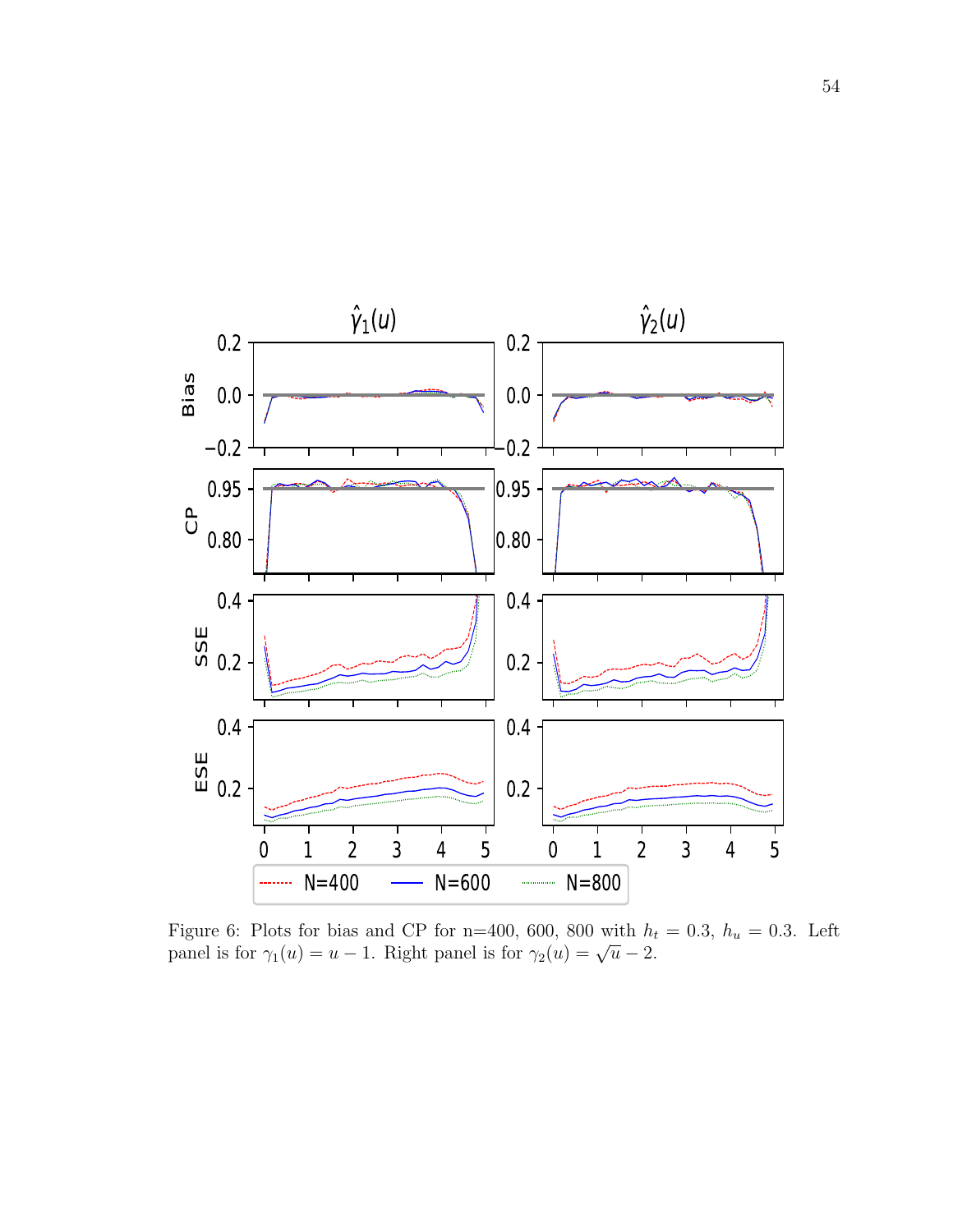$\hat{\gamma}_1(u)$

$\hat{\gamma}_2(u)$

Bias

0.2

0.0

−0.2

CP

0.95

0.80

SSE

0.4

0.2

ESE

0.4

0.2

0 1 2 3 4 5

N=400 N=600 N=800

Figure 6: Plots for bias and CP for n=400, 600, 800 with $h_t = 0.3$, $h_u = 0.3$. Left panel is for $\gamma_1(u) = u - 1$. Right panel is for $\gamma_2(u) = \sqrt{u} - 2$.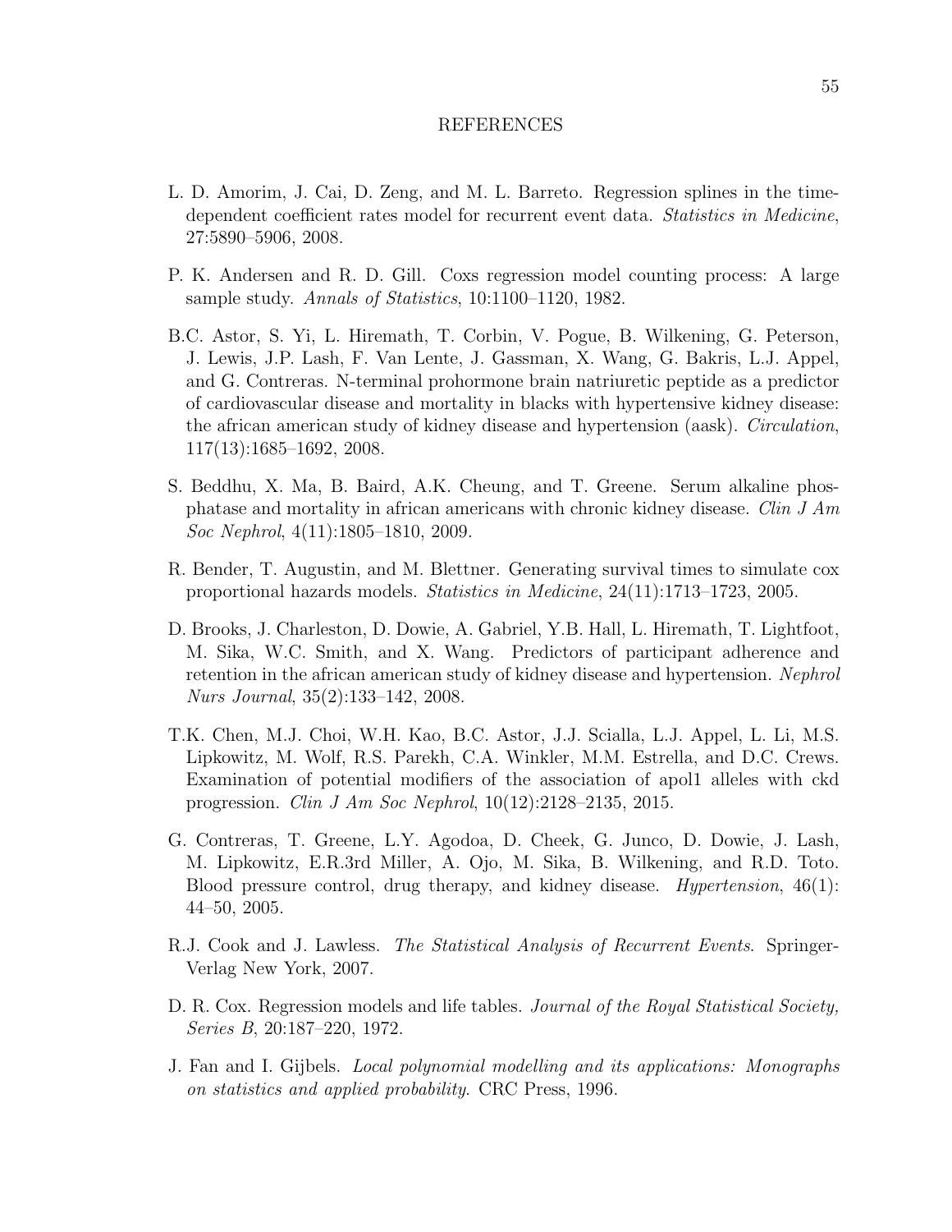# REFERENCES

L. D. Amorim, J. Cai, D. Zeng, and M. L. Barreto. Regression splines in the time-dependent coefficient rates model for recurrent event data. *Statistics in Medicine*, 27:5890–5906, 2008.

P. K. Andersen and R. D. Gill. Coxs regression model counting process: A large sample study. *Annals of Statistics*, 10:1100–1120, 1982.

B.C. Astor, S. Yi, L. Hiremath, T. Corbin, V. Pogue, B. Wilkening, G. Peterson, J. Lewis, J.P. Lash, F. Van Lente, J. Gassman, X. Wang, G. Bakris, L.J. Appel, and G. Contreras. N-terminal prohormone brain natriuretic peptide as a predictor of cardiovascular disease and mortality in blacks with hypertensive kidney disease: the african american study of kidney disease and hypertension (aask). *Circulation*, 117(13):1685–1692, 2008.

S. Beddhu, X. Ma, B. Baird, A.K. Cheung, and T. Greene. Serum alkaline phosphatase and mortality in african americans with chronic kidney disease. *Clin J Am Soc Nephrol*, 4(11):1805–1810, 2009.

R. Bender, T. Augustin, and M. Blettner. Generating survival times to simulate cox proportional hazards models. *Statistics in Medicine*, 24(11):1713–1723, 2005.

D. Brooks, J. Charleston, D. Dowie, A. Gabriel, Y.B. Hall, L. Hiremath, T. Lightfoot, M. Sika, W.C. Smith, and X. Wang. Predictors of participant adherence and retention in the african american study of kidney disease and hypertension. *Nephrol Nurs Journal*, 35(2):133–142, 2008.

T.K. Chen, M.J. Choi, W.H. Kao, B.C. Astor, J.J. Scialla, L.J. Appel, L. Li, M.S. Lipkowitz, M. Wolf, R.S. Parekh, C.A. Winkler, M.M. Estrella, and D.C. Crews. Examination of potential modifiers of the association of apol1 alleles with ckd progression. *Clin J Am Soc Nephrol*, 10(12):2128–2135, 2015.

G. Contreras, T. Greene, L.Y. Agodoa, D. Cheek, G. Junco, D. Dowie, J. Lash, M. Lipkowitz, E.R.3rd Miller, A. Ojo, M. Sika, B. Wilkening, and R.D. Toto. Blood pressure control, drug therapy, and kidney disease. *Hypertension*, 46(1): 44–50, 2005.

R.J. Cook and J. Lawless. *The Statistical Analysis of Recurrent Events*. Springer-Verlag New York, 2007.

D. R. Cox. Regression models and life tables. *Journal of the Royal Statistical Society, Series B*, 20:187–220, 1972.

J. Fan and I. Gijbels. *Local polynomial modelling and its applications: Monographs on statistics and applied probability*. CRC Press, 1996.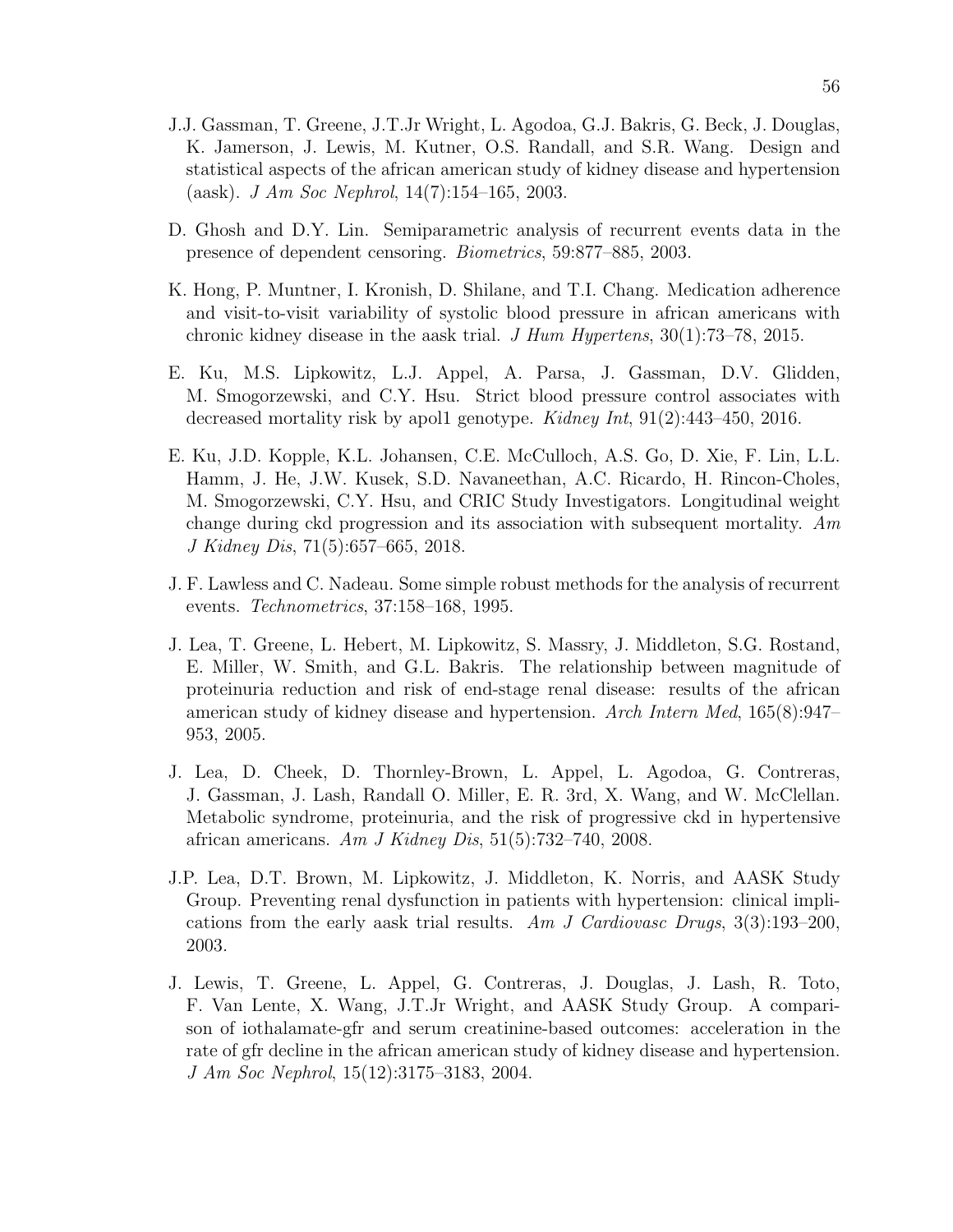J.J. Gassman, T. Greene, J.T.Jr Wright, L. Agodoa, G.J. Bakris, G. Beck, J. Douglas, K. Jamerson, J. Lewis, M. Kutner, O.S. Randall, and S.R. Wang. Design and statistical aspects of the african american study of kidney disease and hypertension (aask). *J Am Soc Nephrol*, 14(7):154–165, 2003.

D. Ghosh and D.Y. Lin. Semiparametric analysis of recurrent events data in the presence of dependent censoring. *Biometrics*, 59:877–885, 2003.

K. Hong, P. Muntner, I. Kronish, D. Shilane, and T.I. Chang. Medication adherence and visit-to-visit variability of systolic blood pressure in african americans with chronic kidney disease in the aask trial. *J Hum Hypertens*, 30(1):73–78, 2015.

E. Ku, M.S. Lipkowitz, L.J. Appel, A. Parsa, J. Gassman, D.V. Glidden, M. Smogorzewski, and C.Y. Hsu. Strict blood pressure control associates with decreased mortality risk by apol1 genotype. *Kidney Int*, 91(2):443–450, 2016.

E. Ku, J.D. Kopple, K.L. Johansen, C.E. McCulloch, A.S. Go, D. Xie, F. Lin, L.L. Hamm, J. He, J.W. Kusek, S.D. Navaneethan, A.C. Ricardo, H. Rincon-Choles, M. Smogorzewski, C.Y. Hsu, and CRIC Study Investigators. Longitudinal weight change during ckd progression and its association with subsequent mortality. *Am J Kidney Dis*, 71(5):657–665, 2018.

J. F. Lawless and C. Nadeau. Some simple robust methods for the analysis of recurrent events. *Technometrics*, 37:158–168, 1995.

J. Lea, T. Greene, L. Hebert, M. Lipkowitz, S. Massry, J. Middleton, S.G. Rostand, E. Miller, W. Smith, and G.L. Bakris. The relationship between magnitude of proteinuria reduction and risk of end-stage renal disease: results of the african american study of kidney disease and hypertension. *Arch Intern Med*, 165(8):947–953, 2005.

J. Lea, D. Cheek, D. Thornley-Brown, L. Appel, L. Agodoa, G. Contreras, J. Gassman, J. Lash, Randall O. Miller, E. R. 3rd, X. Wang, and W. McClellan. Metabolic syndrome, proteinuria, and the risk of progressive ckd in hypertensive african americans. *Am J Kidney Dis*, 51(5):732–740, 2008.

J.P. Lea, D.T. Brown, M. Lipkowitz, J. Middleton, K. Norris, and AASK Study Group. Preventing renal dysfunction in patients with hypertension: clinical implications from the early aask trial results. *Am J Cardiovasc Drugs*, 3(3):193–200, 2003.

J. Lewis, T. Greene, L. Appel, G. Contreras, J. Douglas, J. Lash, R. Toto, F. Van Lente, X. Wang, J.T.Jr Wright, and AASK Study Group. A comparison of iothalamate-gfr and serum creatinine-based outcomes: acceleration in the rate of gfr decline in the african american study of kidney disease and hypertension. *J Am Soc Nephrol*, 15(12):3175–3183, 2004.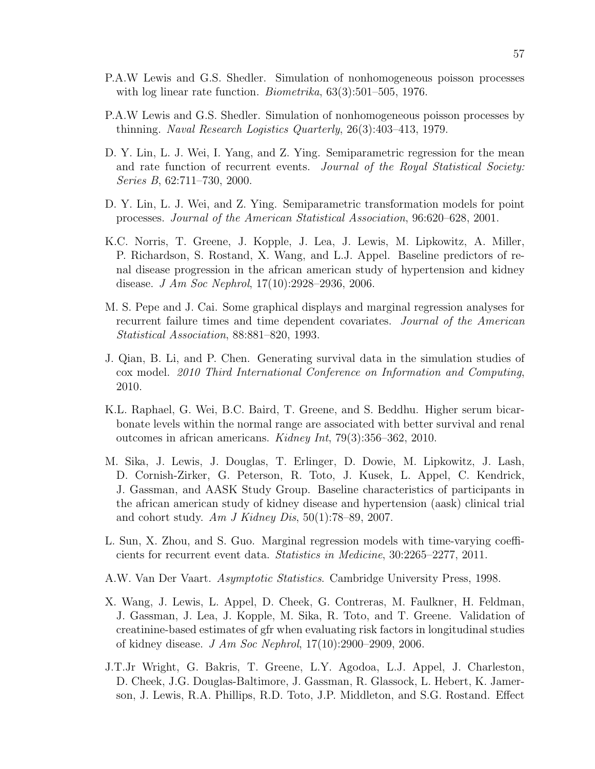P.A.W Lewis and G.S. Shedler. Simulation of nonhomogeneous poisson processes with log linear rate function. *Biometrika*, 63(3):501–505, 1976.

P.A.W Lewis and G.S. Shedler. Simulation of nonhomogeneous poisson processes by thinning. *Naval Research Logistics Quarterly*, 26(3):403–413, 1979.

D. Y. Lin, L. J. Wei, I. Yang, and Z. Ying. Semiparametric regression for the mean and rate function of recurrent events. *Journal of the Royal Statistical Society: Series B*, 62:711–730, 2000.

D. Y. Lin, L. J. Wei, and Z. Ying. Semiparametric transformation models for point processes. *Journal of the American Statistical Association*, 96:620–628, 2001.

K.C. Norris, T. Greene, J. Kopple, J. Lea, J. Lewis, M. Lipkowitz, A. Miller, P. Richardson, S. Rostand, X. Wang, and L.J. Appel. Baseline predictors of renal disease progression in the african american study of hypertension and kidney disease. *J Am Soc Nephrol*, 17(10):2928–2936, 2006.

M. S. Pepe and J. Cai. Some graphical displays and marginal regression analyses for recurrent failure times and time dependent covariates. *Journal of the American Statistical Association*, 88:881–820, 1993.

J. Qian, B. Li, and P. Chen. Generating survival data in the simulation studies of cox model. *2010 Third International Conference on Information and Computing*, 2010.

K.L. Raphael, G. Wei, B.C. Baird, T. Greene, and S. Beddhu. Higher serum bicarbonate levels within the normal range are associated with better survival and renal outcomes in african americans. *Kidney Int*, 79(3):356–362, 2010.

M. Sika, J. Lewis, J. Douglas, T. Erlinger, D. Dowie, M. Lipkowitz, J. Lash, D. Cornish-Zirker, G. Peterson, R. Toto, J. Kusek, L. Appel, C. Kendrick, J. Gassman, and AASK Study Group. Baseline characteristics of participants in the african american study of kidney disease and hypertension (aask) clinical trial and cohort study. *Am J Kidney Dis*, 50(1):78–89, 2007.

L. Sun, X. Zhou, and S. Guo. Marginal regression models with time-varying coefficients for recurrent event data. *Statistics in Medicine*, 30:2265–2277, 2011.

A.W. Van Der Vaart. *Asymptotic Statistics*. Cambridge University Press, 1998.

X. Wang, J. Lewis, L. Appel, D. Cheek, G. Contreras, M. Faulkner, H. Feldman, J. Gassman, J. Lea, J. Kopple, M. Sika, R. Toto, and T. Greene. Validation of creatinine-based estimates of gfr when evaluating risk factors in longitudinal studies of kidney disease. *J Am Soc Nephrol*, 17(10):2900–2909, 2006.

J.T.Jr Wright, G. Bakris, T. Greene, L.Y. Agodoa, L.J. Appel, J. Charleston, D. Cheek, J.G. Douglas-Baltimore, J. Gassman, R. Glassock, L. Hebert, K. Jamerson, J. Lewis, R.A. Phillips, R.D. Toto, J.P. Middleton, and S.G. Rostand. Effect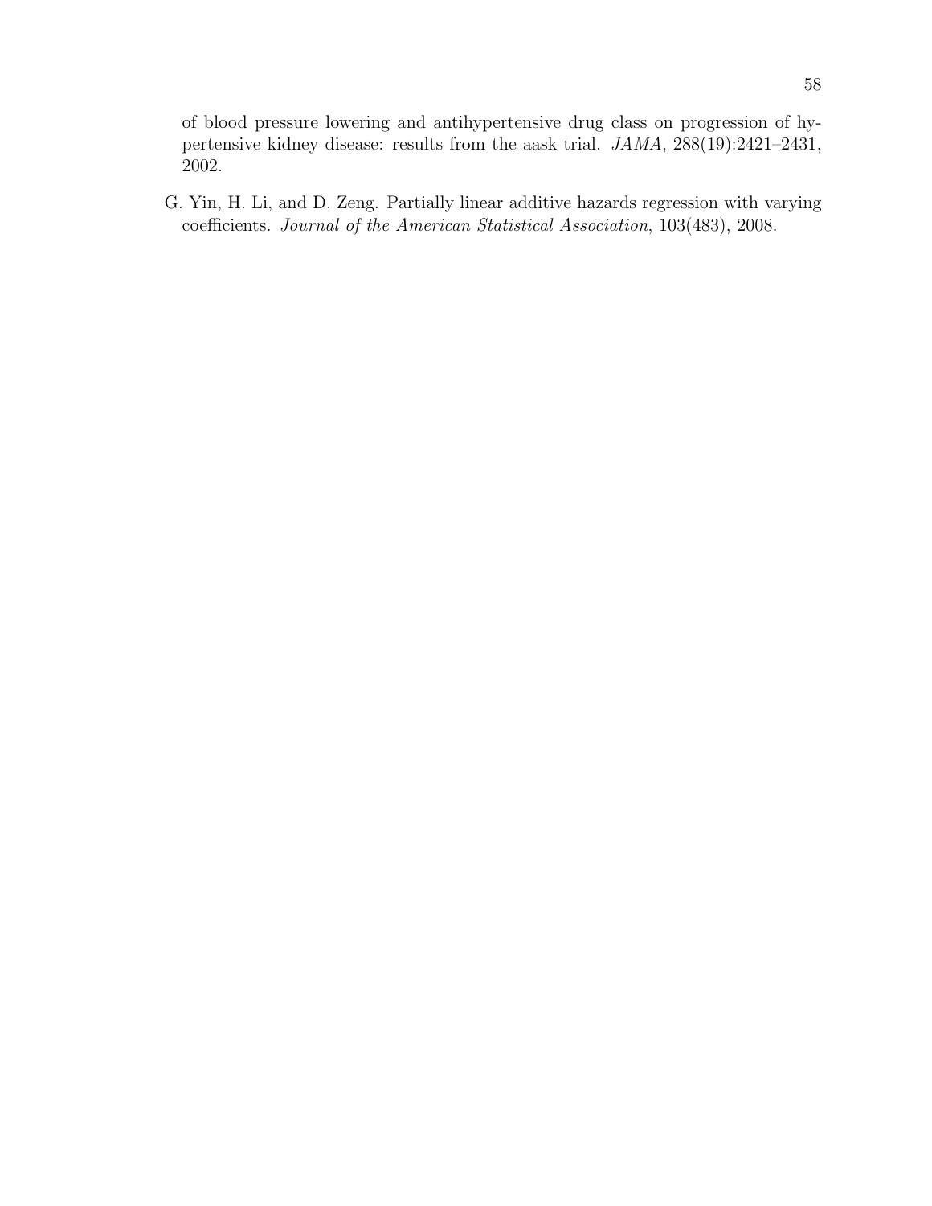of blood pressure lowering and antihypertensive drug class on progression of hypertensive kidney disease: results from the aask trial. *JAMA*, 288(19):2421–2431, 2002.

G. Yin, H. Li, and D. Zeng. Partially linear additive hazards regression with varying coefficients. *Journal of the American Statistical Association*, 103(483), 2008.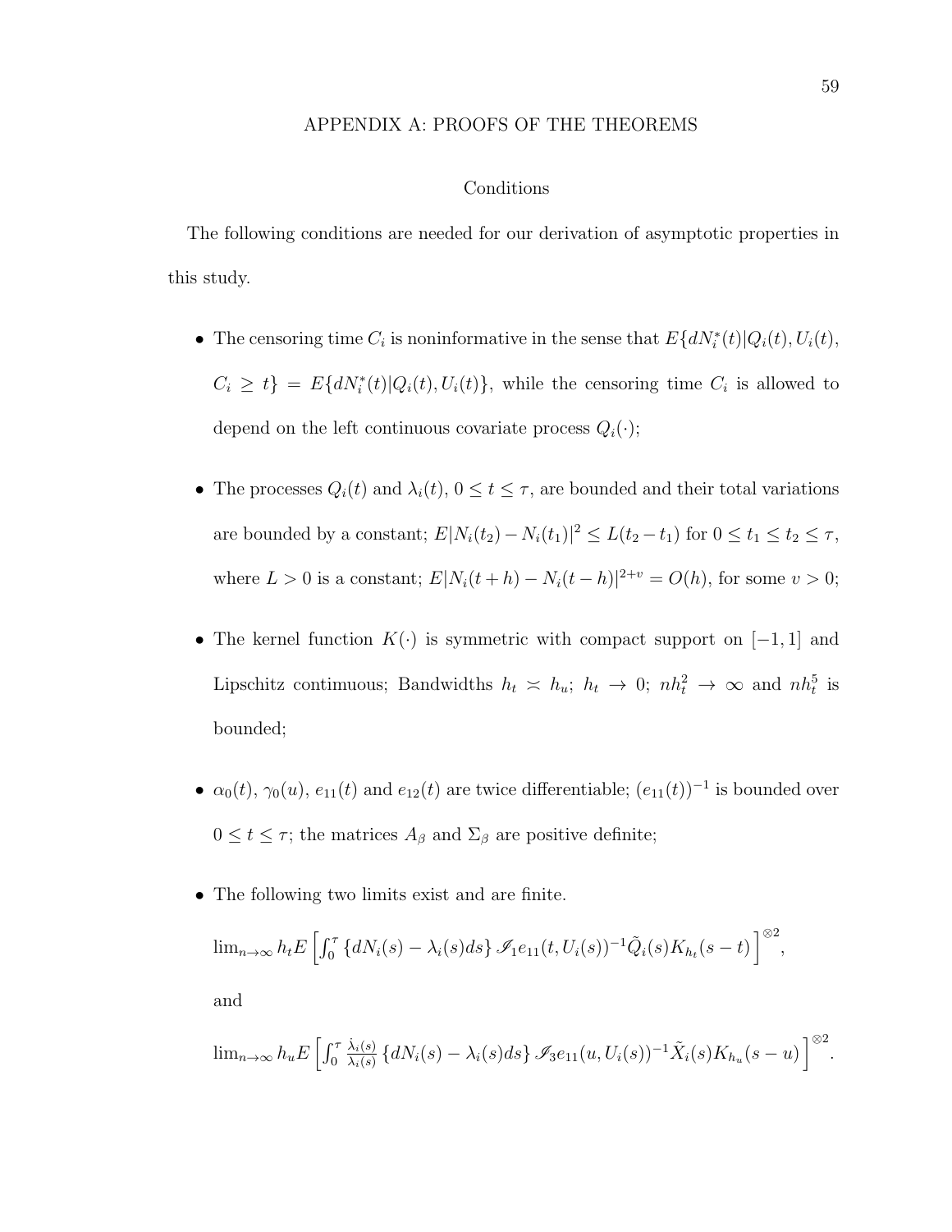# APPENDIX A: PROOFS OF THE THEOREMS

## Conditions

The following conditions are needed for our derivation of asymptotic properties in this study.

- The censoring time $C_i$ is noninformative in the sense that $E\{dN_i^*(t)|Q_i(t), U_i(t), C_i \geq t\} = E\{dN_i^*(t)|Q_i(t), U_i(t)\}$, while the censoring time $C_i$ is allowed to depend on the left continuous covariate process $Q_i(\cdot)$;

- The processes $Q_i(t)$ and $\lambda_i(t)$, $0 \leq t \leq \tau$, are bounded and their total variations are bounded by a constant; $E|N_i(t_2) - N_i(t_1)|^2 \leq L(t_2 - t_1)$ for $0 \leq t_1 \leq t_2 \leq \tau$, where $L > 0$ is a constant; $E|N_i(t+h) - N_i(t-h)|^{2+v} = O(h)$, for some $v > 0$;

- The kernel function $K(\cdot)$ is symmetric with compact support on $[-1, 1]$ and Lipschitz contimuous; Bandwidths $h_t \asymp h_u$; $h_t \to 0$; $nh_t^2 \to \infty$ and $nh_t^5$ is bounded;

- $\alpha_0(t)$, $\gamma_0(u)$, $e_{11}(t)$ and $e_{12}(t)$ are twice differentiable; $(e_{11}(t))^{-1}$ is bounded over $0 \leq t \leq \tau$; the matrices $A_\beta$ and $\Sigma_\beta$ are positive definite;

- The following two limits exist and are finite.

  $\lim_{n\to\infty} h_t E\left[\int_0^\tau \{dN_i(s) - \lambda_i(s)ds\} \mathscr{I}_1 e_{11}(t, U_i(s))^{-1}\tilde{Q}_i(s)K_{h_t}(s-t)\right]^{\otimes 2}$,

  and

  $\lim_{n\to\infty} h_u E\left[\int_0^\tau \frac{\dot{\lambda}_i(s)}{\lambda_i(s)} \{dN_i(s) - \lambda_i(s)ds\} \mathscr{I}_3 e_{11}(u, U_i(s))^{-1}\tilde{X}_i(s)K_{h_u}(s-u)\right]^{\otimes 2}$.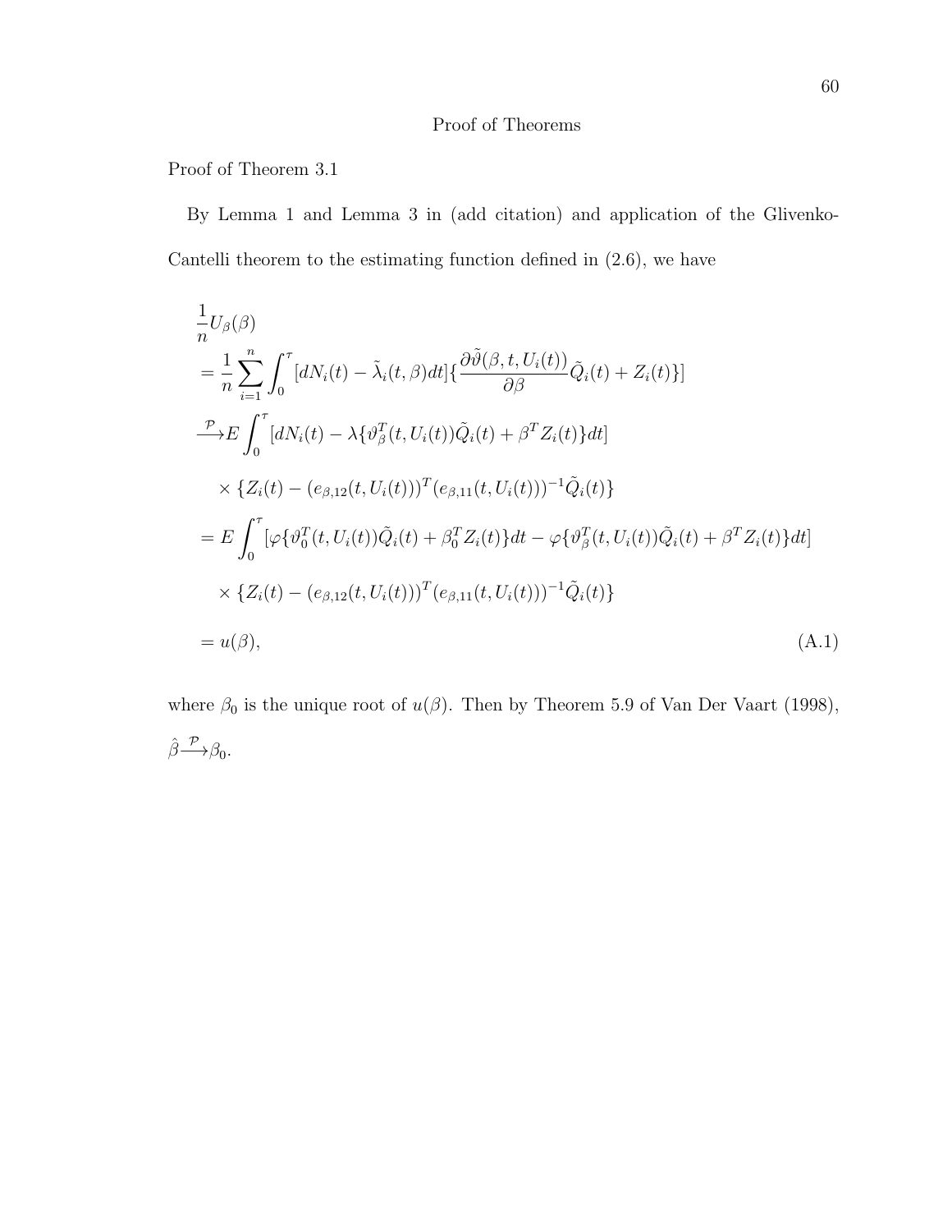## Proof of Theorems

Proof of Theorem 3.1

By Lemma 1 and Lemma 3 in (add citation) and application of the Glivenko-Cantelli theorem to the estimating function defined in (2.6), we have

$$
\begin{aligned}
&\frac{1}{n}U_\beta(\beta) \\
&= \frac{1}{n}\sum_{i=1}^{n}\int_0^\tau [dN_i(t) - \tilde{\lambda}_i(t,\beta)dt]\{\frac{\partial\tilde{\vartheta}(\beta,t,U_i(t))}{\partial\beta}\tilde{Q}_i(t) + Z_i(t)\}] \\
&\xrightarrow{\mathcal{P}} E\int_0^\tau [dN_i(t) - \lambda\{\vartheta_\beta^T(t,U_i(t))\tilde{Q}_i(t) + \beta^T Z_i(t)\}dt] \\
&\quad \times \{Z_i(t) - (e_{\beta,12}(t,U_i(t)))^T(e_{\beta,11}(t,U_i(t)))^{-1}\tilde{Q}_i(t)\} \\
&= E\int_0^\tau [\varphi\{\vartheta_0^T(t,U_i(t))\tilde{Q}_i(t) + \beta_0^T Z_i(t)\}dt - \varphi\{\vartheta_\beta^T(t,U_i(t))\tilde{Q}_i(t) + \beta^T Z_i(t)\}dt] \\
&\quad \times \{Z_i(t) - (e_{\beta,12}(t,U_i(t)))^T(e_{\beta,11}(t,U_i(t)))^{-1}\tilde{Q}_i(t)\} \\
&= u(\beta), \qquad\qquad\qquad\qquad\qquad\qquad\qquad\qquad\qquad\qquad\qquad\qquad\qquad\qquad \text{(A.1)}
\end{aligned}
$$

where $\beta_0$ is the unique root of $u(\beta)$. Then by Theorem 5.9 of Van Der Vaart (1998), $\hat{\beta}\xrightarrow{\mathcal{P}}\beta_0$.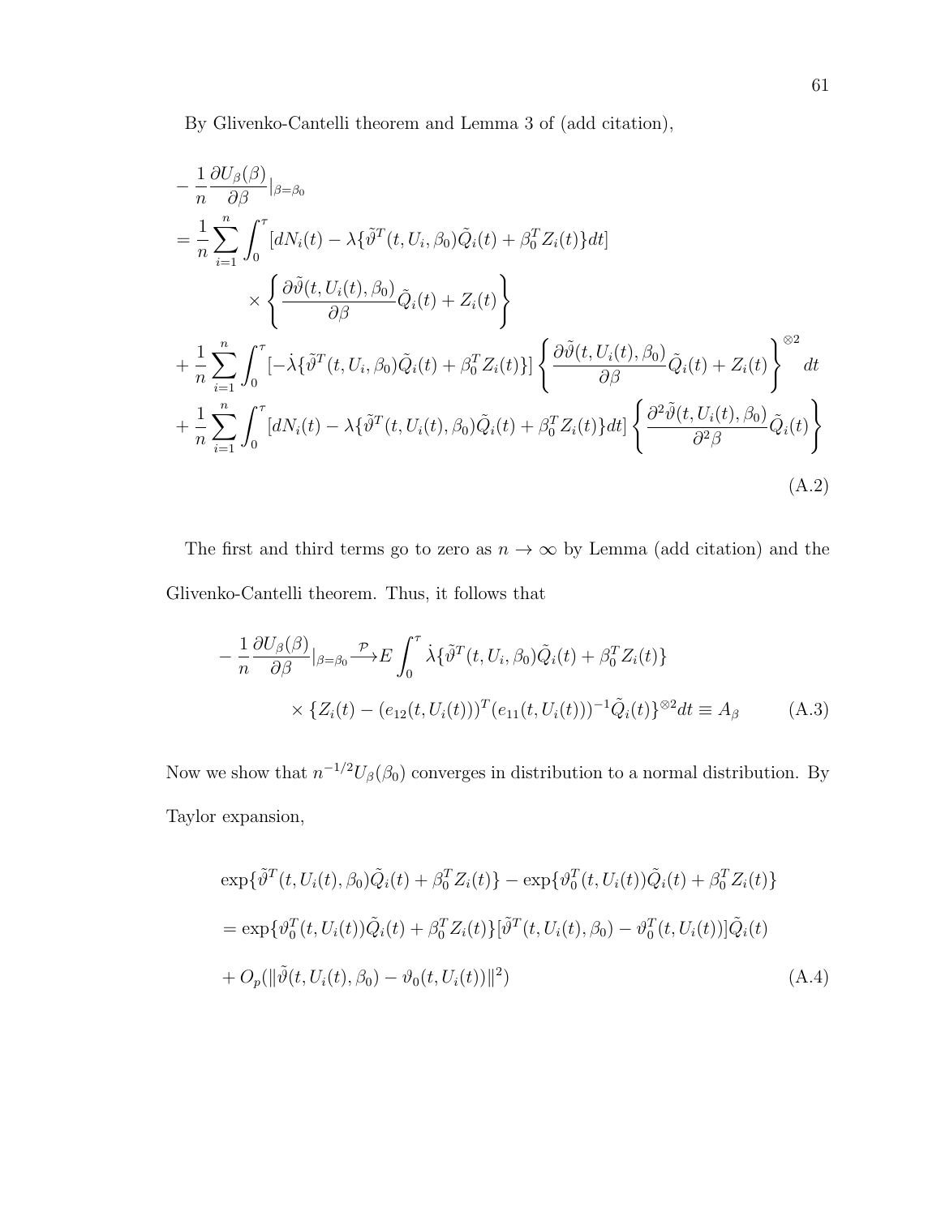By Glivenko-Cantelli theorem and Lemma 3 of (add citation),

$$
\begin{aligned}
& -\frac{1}{n}\frac{\partial U_\beta(\beta)}{\partial \beta}|_{\beta=\beta_0} \\
&= \frac{1}{n}\sum_{i=1}^{n}\int_0^\tau [dN_i(t) - \lambda\{\tilde{\vartheta}^T(t, U_i, \beta_0)\tilde{Q}_i(t) + \beta_0^T Z_i(t)\}dt] \\
&\qquad \times \left\{\frac{\partial \tilde{\vartheta}(t, U_i(t), \beta_0)}{\partial \beta}\tilde{Q}_i(t) + Z_i(t)\right\} \\
&+ \frac{1}{n}\sum_{i=1}^{n}\int_0^\tau [-\dot{\lambda}\{\tilde{\vartheta}^T(t, U_i, \beta_0)\tilde{Q}_i(t) + \beta_0^T Z_i(t)\}]\left\{\frac{\partial \tilde{\vartheta}(t, U_i(t), \beta_0)}{\partial \beta}\tilde{Q}_i(t) + Z_i(t)\right\}^{\otimes 2} dt \\
&+ \frac{1}{n}\sum_{i=1}^{n}\int_0^\tau [dN_i(t) - \lambda\{\tilde{\vartheta}^T(t, U_i(t), \beta_0)\tilde{Q}_i(t) + \beta_0^T Z_i(t)\}dt]\left\{\frac{\partial^2 \tilde{\vartheta}(t, U_i(t), \beta_0)}{\partial^2 \beta}\tilde{Q}_i(t)\right\}
\end{aligned}
\tag{A.2}
$$

The first and third terms go to zero as $n \to \infty$ by Lemma (add citation) and the Glivenko-Cantelli theorem. Thus, it follows that

$$
\begin{aligned}
-\frac{1}{n}\frac{\partial U_\beta(\beta)}{\partial \beta}|_{\beta=\beta_0} \xrightarrow{\mathcal{P}} & E\int_0^\tau \dot{\lambda}\{\tilde{\vartheta}^T(t, U_i, \beta_0)\tilde{Q}_i(t) + \beta_0^T Z_i(t)\} \\
& \times \{Z_i(t) - (e_{12}(t, U_i(t)))^T(e_{11}(t, U_i(t)))^{-1}\tilde{Q}_i(t)\}^{\otimes 2}dt \equiv A_\beta
\end{aligned}
\tag{A.3}
$$

Now we show that $n^{-1/2}U_\beta(\beta_0)$ converges in distribution to a normal distribution. By Taylor expansion,

$$
\begin{aligned}
& \exp\{\tilde{\vartheta}^T(t, U_i(t), \beta_0)\tilde{Q}_i(t) + \beta_0^T Z_i(t)\} - \exp\{\vartheta_0^T(t, U_i(t))\tilde{Q}_i(t) + \beta_0^T Z_i(t)\} \\
&= \exp\{\vartheta_0^T(t, U_i(t))\tilde{Q}_i(t) + \beta_0^T Z_i(t)\}[\tilde{\vartheta}^T(t, U_i(t), \beta_0) - \vartheta_0^T(t, U_i(t))]\tilde{Q}_i(t) \\
&+ O_p(\|\tilde{\vartheta}(t, U_i(t), \beta_0) - \vartheta_0(t, U_i(t))\|^2)
\end{aligned}
\tag{A.4}
$$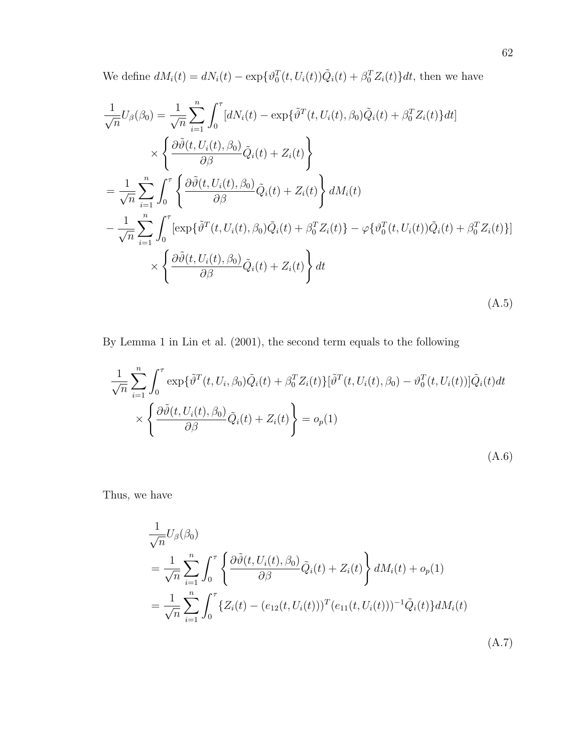We define $dM_i(t) = dN_i(t) - \exp\{\vartheta_0^T(t, U_i(t))\tilde{Q}_i(t) + \beta_0^T Z_i(t)\}dt$, then we have

$$
\begin{aligned}
\frac{1}{\sqrt{n}}U_\beta(\beta_0) &= \frac{1}{\sqrt{n}}\sum_{i=1}^n \int_0^\tau [dN_i(t) - \exp\{\tilde{\vartheta}^T(t, U_i(t), \beta_0)\tilde{Q}_i(t) + \beta_0^T Z_i(t)\}dt] \\
&\quad \times \left\{ \frac{\partial \tilde{\vartheta}(t, U_i(t), \beta_0)}{\partial \beta}\tilde{Q}_i(t) + Z_i(t) \right\} \\
&= \frac{1}{\sqrt{n}}\sum_{i=1}^n \int_0^\tau \left\{ \frac{\partial \tilde{\vartheta}(t, U_i(t), \beta_0)}{\partial \beta}\tilde{Q}_i(t) + Z_i(t) \right\} dM_i(t) \\
&- \frac{1}{\sqrt{n}}\sum_{i=1}^n \int_0^\tau [\exp\{\tilde{\vartheta}^T(t, U_i(t), \beta_0)\tilde{Q}_i(t) + \beta_0^T Z_i(t)\} - \varphi\{\vartheta_0^T(t, U_i(t))\tilde{Q}_i(t) + \beta_0^T Z_i(t)\}] \\
&\quad \times \left\{ \frac{\partial \tilde{\vartheta}(t, U_i(t), \beta_0)}{\partial \beta}\tilde{Q}_i(t) + Z_i(t) \right\} dt
\end{aligned}
\tag{A.5}
$$

By Lemma 1 in Lin et al. (2001), the second term equals to the following

$$
\begin{aligned}
&\frac{1}{\sqrt{n}}\sum_{i=1}^n \int_0^\tau \exp\{\tilde{\vartheta}^T(t, U_i, \beta_0)\tilde{Q}_i(t) + \beta_0^T Z_i(t)\}[\tilde{\vartheta}^T(t, U_i(t), \beta_0) - \vartheta_0^T(t, U_i(t))]\tilde{Q}_i(t)dt \\
&\quad \times \left\{ \frac{\partial \tilde{\vartheta}(t, U_i(t), \beta_0)}{\partial \beta}\tilde{Q}_i(t) + Z_i(t) \right\} = o_p(1)
\end{aligned}
\tag{A.6}
$$

Thus, we have

$$
\begin{aligned}
&\frac{1}{\sqrt{n}}U_\beta(\beta_0) \\
&= \frac{1}{\sqrt{n}}\sum_{i=1}^n \int_0^\tau \left\{ \frac{\partial \tilde{\vartheta}(t, U_i(t), \beta_0)}{\partial \beta}\tilde{Q}_i(t) + Z_i(t) \right\} dM_i(t) + o_p(1) \\
&= \frac{1}{\sqrt{n}}\sum_{i=1}^n \int_0^\tau \{Z_i(t) - (e_{12}(t, U_i(t)))^T(e_{11}(t, U_i(t)))^{-1}\tilde{Q}_i(t)\}dM_i(t)
\end{aligned}
\tag{A.7}
$$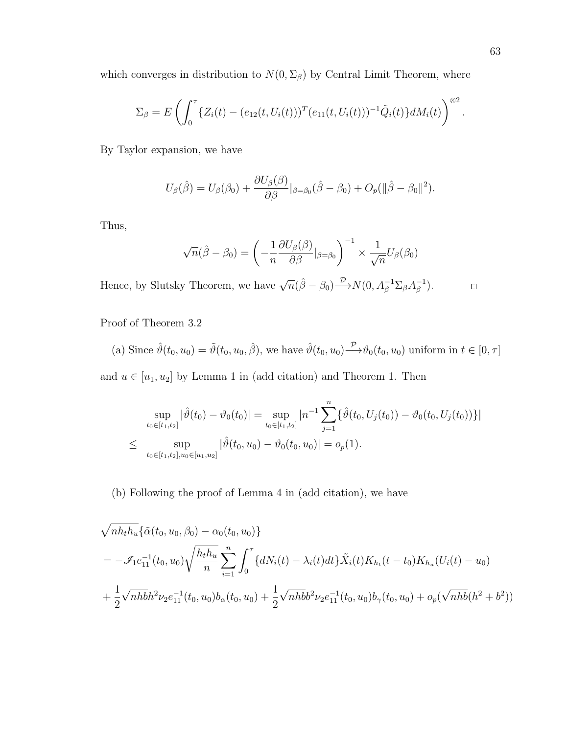which converges in distribution to $N(0, \Sigma_\beta)$ by Central Limit Theorem, where

$$\Sigma_\beta = E\left(\int_0^\tau \{Z_i(t) - (e_{12}(t, U_i(t)))^T (e_{11}(t, U_i(t)))^{-1} \tilde{Q}_i(t)\} dM_i(t)\right)^{\otimes 2}.$$

By Taylor expansion, we have

$$U_\beta(\hat{\beta}) = U_\beta(\beta_0) + \frac{\partial U_\beta(\beta)}{\partial \beta}|_{\beta=\beta_0}(\hat{\beta} - \beta_0) + O_p(\|\hat{\beta} - \beta_0\|^2).$$

Thus,

$$\sqrt{n}(\hat{\beta} - \beta_0) = \left(-\frac{1}{n}\frac{\partial U_\beta(\beta)}{\partial \beta}|_{\beta=\beta_0}\right)^{-1} \times \frac{1}{\sqrt{n}} U_\beta(\beta_0)$$

Hence, by Slutsky Theorem, we have $\sqrt{n}(\hat{\beta} - \beta_0) \xrightarrow{\mathcal{D}} N(0, A_\beta^{-1} \Sigma_\beta A_\beta^{-1})$. □

Proof of Theorem 3.2

(a) Since $\hat{\vartheta}(t_0, u_0) = \tilde{\vartheta}(t_0, u_0, \hat{\beta})$, we have $\hat{\vartheta}(t_0, u_0) \xrightarrow{\mathcal{P}} \vartheta_0(t_0, u_0)$ uniform in $t \in [0, \tau]$ and $u \in [u_1, u_2]$ by Lemma 1 in (add citation) and Theorem 1. Then

$$\begin{aligned}
&\sup_{t_0 \in [t_1, t_2]} |\hat{\vartheta}(t_0) - \vartheta_0(t_0)| = \sup_{t_0 \in [t_1, t_2]} |n^{-1} \sum_{j=1}^n \{\hat{\vartheta}(t_0, U_j(t_0)) - \vartheta_0(t_0, U_j(t_0))\}| \\
\leq \quad & \sup_{t_0 \in [t_1, t_2], u_0 \in [u_1, u_2]} |\hat{\vartheta}(t_0, u_0) - \vartheta_0(t_0, u_0)| = o_p(1).
\end{aligned}$$

(b) Following the proof of Lemma 4 in (add citation), we have

$$\begin{aligned}
&\sqrt{nh_t h_u}\{\tilde{\alpha}(t_0, u_0, \beta_0) - \alpha_0(t_0, u_0)\} \\
&= -\mathscr{I}_1 e_{11}^{-1}(t_0, u_0) \sqrt{\frac{h_t h_u}{n}} \sum_{i=1}^n \int_0^\tau \{dN_i(t) - \lambda_i(t)dt\} \tilde{X}_i(t) K_{h_t}(t - t_0) K_{h_u}(U_i(t) - u_0) \\
&+ \frac{1}{2}\sqrt{nhb} h^2 \nu_2 e_{11}^{-1}(t_0, u_0) b_\alpha(t_0, u_0) + \frac{1}{2}\sqrt{nhb} b^2 \nu_2 e_{11}^{-1}(t_0, u_0) b_\gamma(t_0, u_0) + o_p(\sqrt{nhb}(h^2 + b^2))
\end{aligned}$$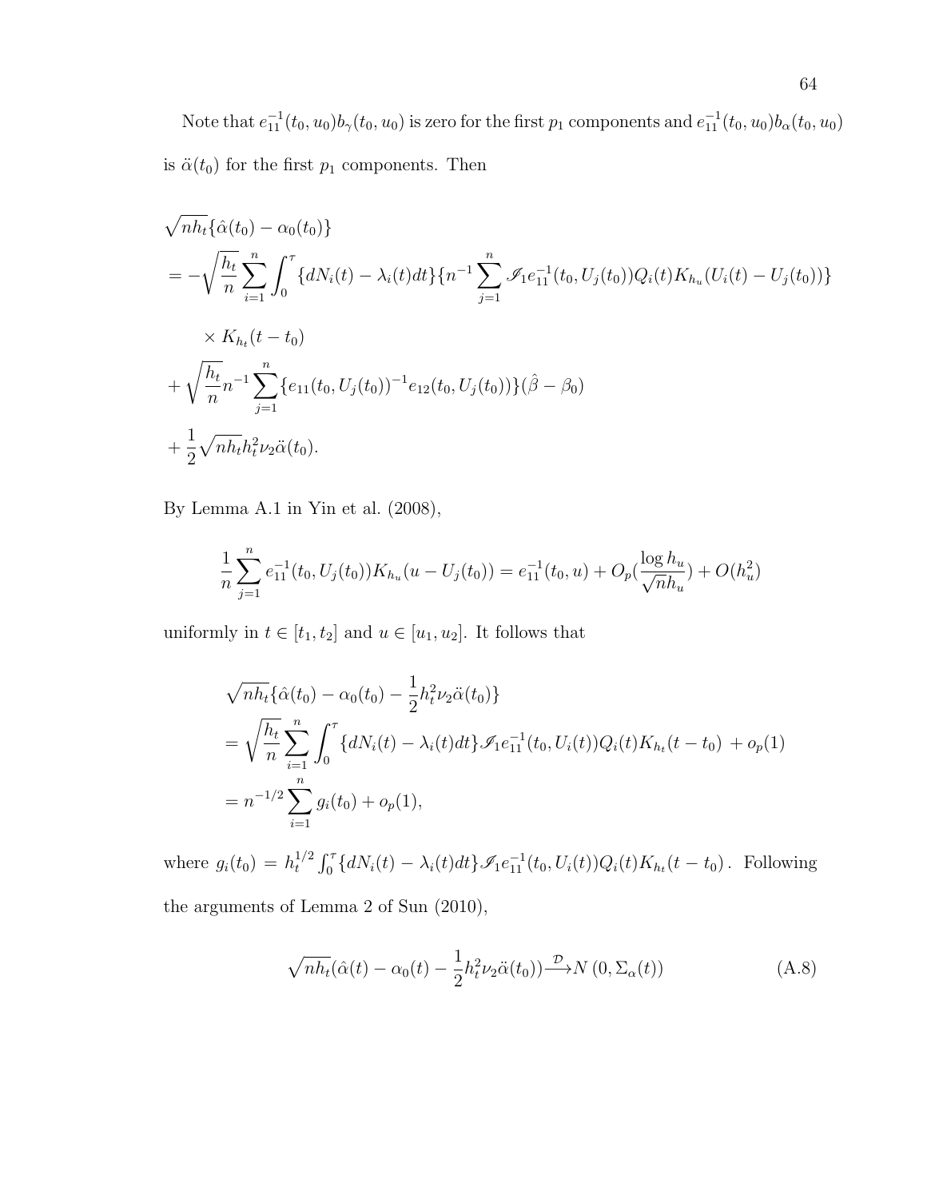Note that $e_{11}^{-1}(t_0, u_0)b_\gamma(t_0, u_0)$ is zero for the first $p_1$ components and $e_{11}^{-1}(t_0, u_0)b_\alpha(t_0, u_0)$ is $\ddot{\alpha}(t_0)$ for the first $p_1$ components. Then

$$
\begin{aligned}
&\sqrt{nh_t}\{\hat{\alpha}(t_0) - \alpha_0(t_0)\} \\
&= -\sqrt{\frac{h_t}{n}} \sum_{i=1}^{n} \int_0^\tau \{dN_i(t) - \lambda_i(t)dt\}\{n^{-1}\sum_{j=1}^{n} \mathscr{I}_1 e_{11}^{-1}(t_0, U_j(t_0))Q_i(t)K_{h_u}(U_i(t) - U_j(t_0))\} \\
&\quad \times K_{h_t}(t - t_0) \\
&+ \sqrt{\frac{h_t}{n}} n^{-1} \sum_{j=1}^{n} \{e_{11}(t_0, U_j(t_0))^{-1} e_{12}(t_0, U_j(t_0))\}(\hat{\beta} - \beta_0) \\
&+ \frac{1}{2}\sqrt{nh_t} h_t^2 \nu_2 \ddot{\alpha}(t_0).
\end{aligned}
$$

By Lemma A.1 in Yin et al. (2008),

$$
\frac{1}{n}\sum_{j=1}^{n} e_{11}^{-1}(t_0, U_j(t_0))K_{h_u}(u - U_j(t_0)) = e_{11}^{-1}(t_0, u) + O_p(\frac{\log h_u}{\sqrt{n}h_u}) + O(h_u^2)
$$

uniformly in $t \in [t_1, t_2]$ and $u \in [u_1, u_2]$. It follows that

$$
\begin{aligned}
&\sqrt{nh_t}\{\hat{\alpha}(t_0) - \alpha_0(t_0) - \frac{1}{2}h_t^2 \nu_2 \ddot{\alpha}(t_0)\} \\
&= \sqrt{\frac{h_t}{n}} \sum_{i=1}^{n} \int_0^\tau \{dN_i(t) - \lambda_i(t)dt\} \mathscr{I}_1 e_{11}^{-1}(t_0, U_i(t))Q_i(t)K_{h_t}(t - t_0) + o_p(1) \\
&= n^{-1/2} \sum_{i=1}^{n} g_i(t_0) + o_p(1),
\end{aligned}
$$

where $g_i(t_0) = h_t^{1/2} \int_0^\tau \{dN_i(t) - \lambda_i(t)dt\} \mathscr{I}_1 e_{11}^{-1}(t_0, U_i(t))Q_i(t)K_{h_t}(t - t_0)$. Following the arguments of Lemma 2 of Sun (2010),

$$
\sqrt{nh_t}(\hat{\alpha}(t) - \alpha_0(t) - \frac{1}{2}h_t^2 \nu_2 \ddot{\alpha}(t_0)) \xrightarrow{\mathcal{D}} N\left(0, \Sigma_\alpha(t)\right) \tag{A.8}
$$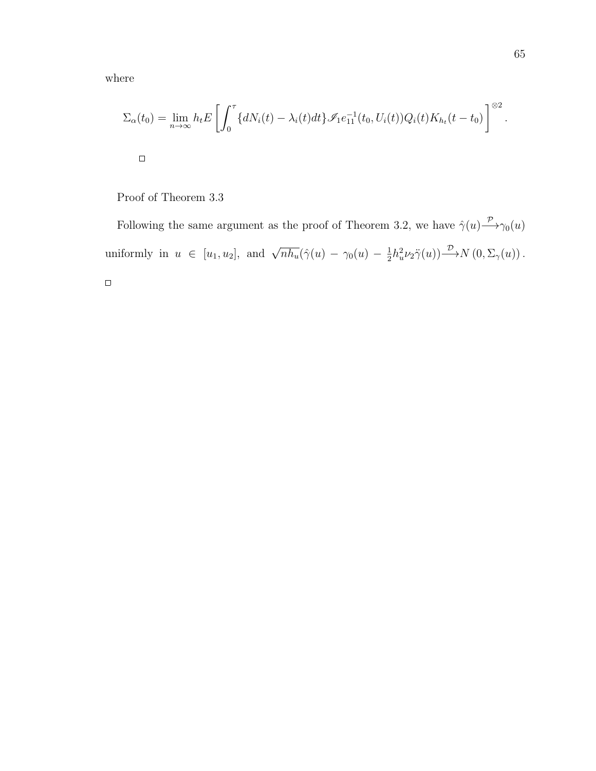where

$$\Sigma_\alpha(t_0) = \lim_{n\to\infty} h_t E\left[\int_0^\tau \{dN_i(t) - \lambda_i(t)dt\}\mathscr{I}_1 e_{11}^{-1}(t_0, U_i(t))Q_i(t)K_{h_t}(t-t_0)\right]^{\otimes 2}.$$

□

Proof of Theorem 3.3

Following the same argument as the proof of Theorem 3.2, we have $\hat{\gamma}(u)\xrightarrow{\mathcal{P}}\gamma_0(u)$ uniformly in $u \in [u_1, u_2]$, and $\sqrt{nh_u}(\hat{\gamma}(u) - \gamma_0(u) - \frac{1}{2}h_u^2\nu_2\ddot{\gamma}(u))\xrightarrow{\mathcal{D}}N\left(0, \Sigma_\gamma(u)\right).$

□